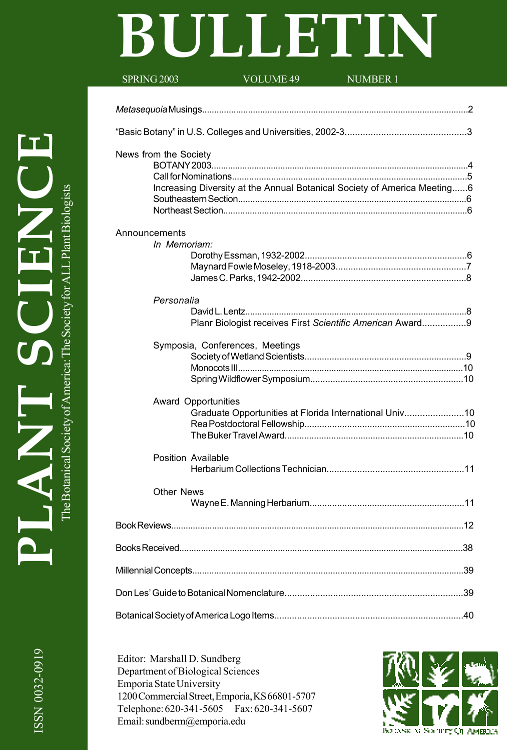# BULLETIN

SPRING 2003 VOLUME 49 NUMBER 1

# PLANT SCIENCE

The Botanical Society of America: The Society for ALL Plant Biologists

ISSN 0032-0919

*Metasequoia* Musings....................................................2

"Basic Botany" in U.S. Colleges and Universities, 2002-3....................................................3

News from the Society
- BOTANY 2003....................................................4
- Call for Nominations....................................................5
- Increasing Diversity at the Annual Botanical Society of America Meeting......6
- Southeastern Section....................................................6
- Northeast Section....................................................6

Announcements

*In Memoriam:*
- Dorothy Essman, 1932-2002....................................................6
- Maynard Fowle Moseley, 1918-2003....................................................7
- James C. Parks, 1942-2002....................................................8

*Personalia*
- David L. Lentz....................................................8
- Planr Biologist receives First *Scientific American* Award.................9

Symposia, Conferences, Meetings
- Society of Wetland Scientists....................................................9
- Monocots III....................................................10
- Spring Wildflower Symposium....................................................10

Award Opportunities
- Graduate Opportunities at Florida International Univ.......................10
- Rea Postdoctoral Fellowship....................................................10
- The Buker Travel Award....................................................10

Position Available
- Herbarium Collections Technician....................................................11

Other News
- Wayne E. Manning Herbarium....................................................11

Book Reviews....................................................12

Books Received....................................................38

Millennial Concepts....................................................39

Don Les' Guide to Botanical Nomenclature....................................................39

Botanical Society of America Logo Items....................................................40

Editor: Marshall D. Sundberg
Department of Biological Sciences
Emporia State University
1200 Commercial Street, Emporia, KS 66801-5707
Telephone: 620-341-5605 Fax: 620-341-5607
Email: sundberm@emporia.edu

BOTANICAL SOCIETY OF AMERICA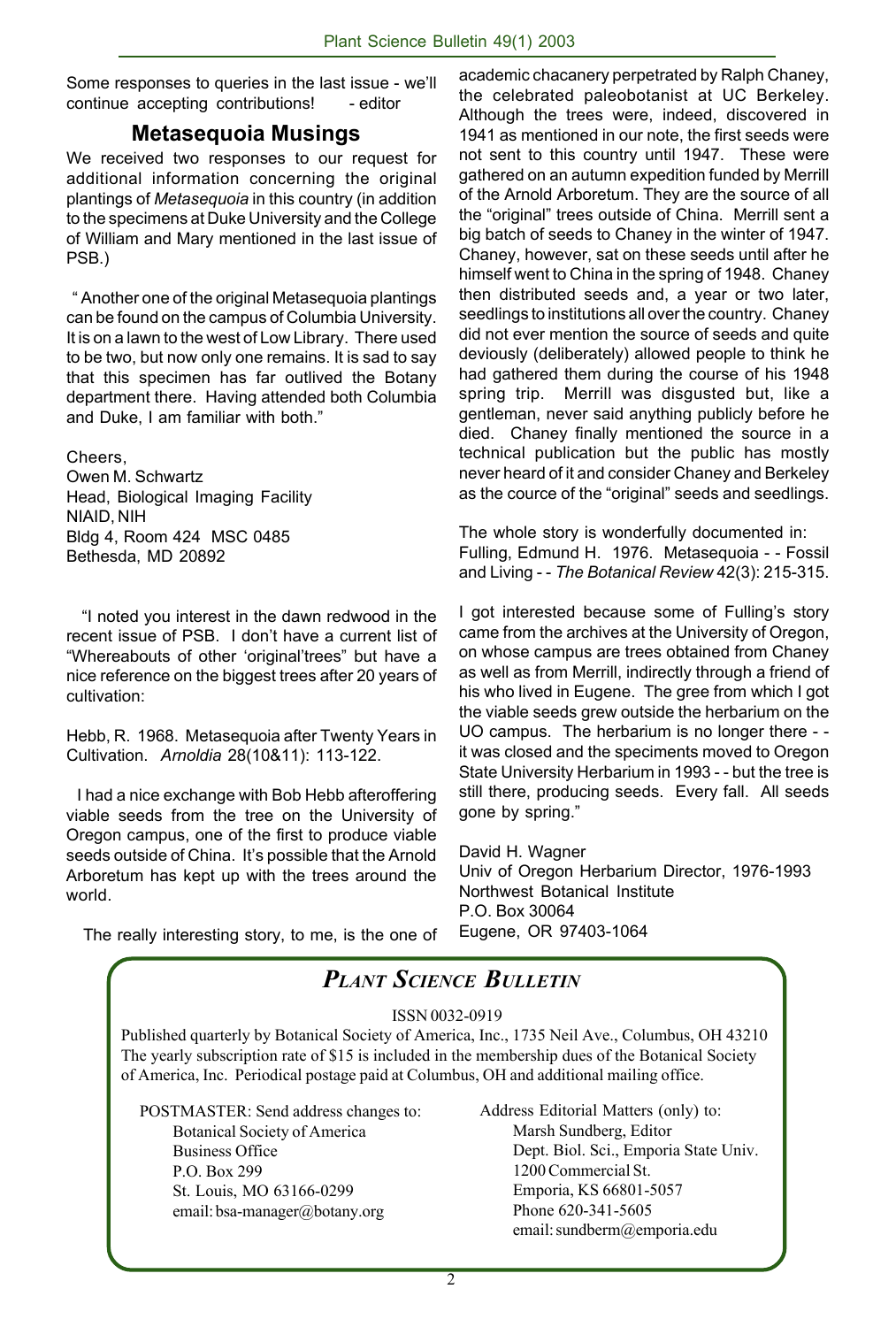Some responses to queries in the last issue - we'll continue accepting contributions! - editor

## Metasequoia Musings

We received two responses to our request for additional information concerning the original plantings of *Metasequoia* in this country (in addition to the specimens at Duke University and the College of William and Mary mentioned in the last issue of PSB.)

" Another one of the original Metasequoia plantings can be found on the campus of Columbia University. It is on a lawn to the west of Low Library. There used to be two, but now only one remains. It is sad to say that this specimen has far outlived the Botany department there. Having attended both Columbia and Duke, I am familiar with both."

Cheers,
Owen M. Schwartz
Head, Biological Imaging Facility
NIAID, NIH
Bldg 4, Room 424 MSC 0485
Bethesda, MD 20892

"I noted you interest in the dawn redwood in the recent issue of PSB. I don't have a current list of "Whereabouts of other 'original'trees" but have a nice reference on the biggest trees after 20 years of cultivation:

Hebb, R. 1968. Metasequoia after Twenty Years in Cultivation. *Arnoldia* 28(10&11): 113-122.

I had a nice exchange with Bob Hebb afteroffering viable seeds from the tree on the University of Oregon campus, one of the first to produce viable seeds outside of China. It's possible that the Arnold Arboretum has kept up with the trees around the world.

The really interesting story, to me, is the one of academic chacanery perpetrated by Ralph Chaney, the celebrated paleobotanist at UC Berkeley. Although the trees were, indeed, discovered in 1941 as mentioned in our note, the first seeds were not sent to this country until 1947. These were gathered on an autumn expedition funded by Merrill of the Arnold Arboretum. They are the source of all the "original" trees outside of China. Merrill sent a big batch of seeds to Chaney in the winter of 1947. Chaney, however, sat on these seeds until after he himself went to China in the spring of 1948. Chaney then distributed seeds and, a year or two later, seedlings to institutions all over the country. Chaney did not ever mention the source of seeds and quite deviously (deliberately) allowed people to think he had gathered them during the course of his 1948 spring trip. Merrill was disgusted but, like a gentleman, never said anything publicly before he died. Chaney finally mentioned the source in a technical publication but the public has mostly never heard of it and consider Chaney and Berkeley as the cource of the "original" seeds and seedlings.

The whole story is wonderfully documented in:
Fulling, Edmund H. 1976. Metasequoia - - Fossil and Living - - *The Botanical Review* 42(3): 215-315.

I got interested because some of Fulling's story came from the archives at the University of Oregon, on whose campus are trees obtained from Chaney as well as from Merrill, indirectly through a friend of his who lived in Eugene. The gree from which I got the viable seeds grew outside the herbarium on the UO campus. The herbarium is no longer there - - it was closed and the speciments moved to Oregon State University Herbarium in 1993 - - but the tree is still there, producing seeds. Every fall. All seeds gone by spring."

David H. Wagner
Univ of Oregon Herbarium Director, 1976-1993
Northwest Botanical Institute
P.O. Box 30064
Eugene, OR 97403-1064

## *PLANT SCIENCE BULLETIN*

ISSN 0032-0919

Published quarterly by Botanical Society of America, Inc., 1735 Neil Ave., Columbus, OH 43210
The yearly subscription rate of $15 is included in the membership dues of the Botanical Society of America, Inc. Periodical postage paid at Columbus, OH and additional mailing office.

POSTMASTER: Send address changes to:
Botanical Society of America
Business Office
P.O. Box 299
St. Louis, MO 63166-0299
email: bsa-manager@botany.org

Address Editorial Matters (only) to:
Marsh Sundberg, Editor
Dept. Biol. Sci., Emporia State Univ.
1200 Commercial St.
Emporia, KS 66801-5057
Phone 620-341-5605
email: sundberm@emporia.edu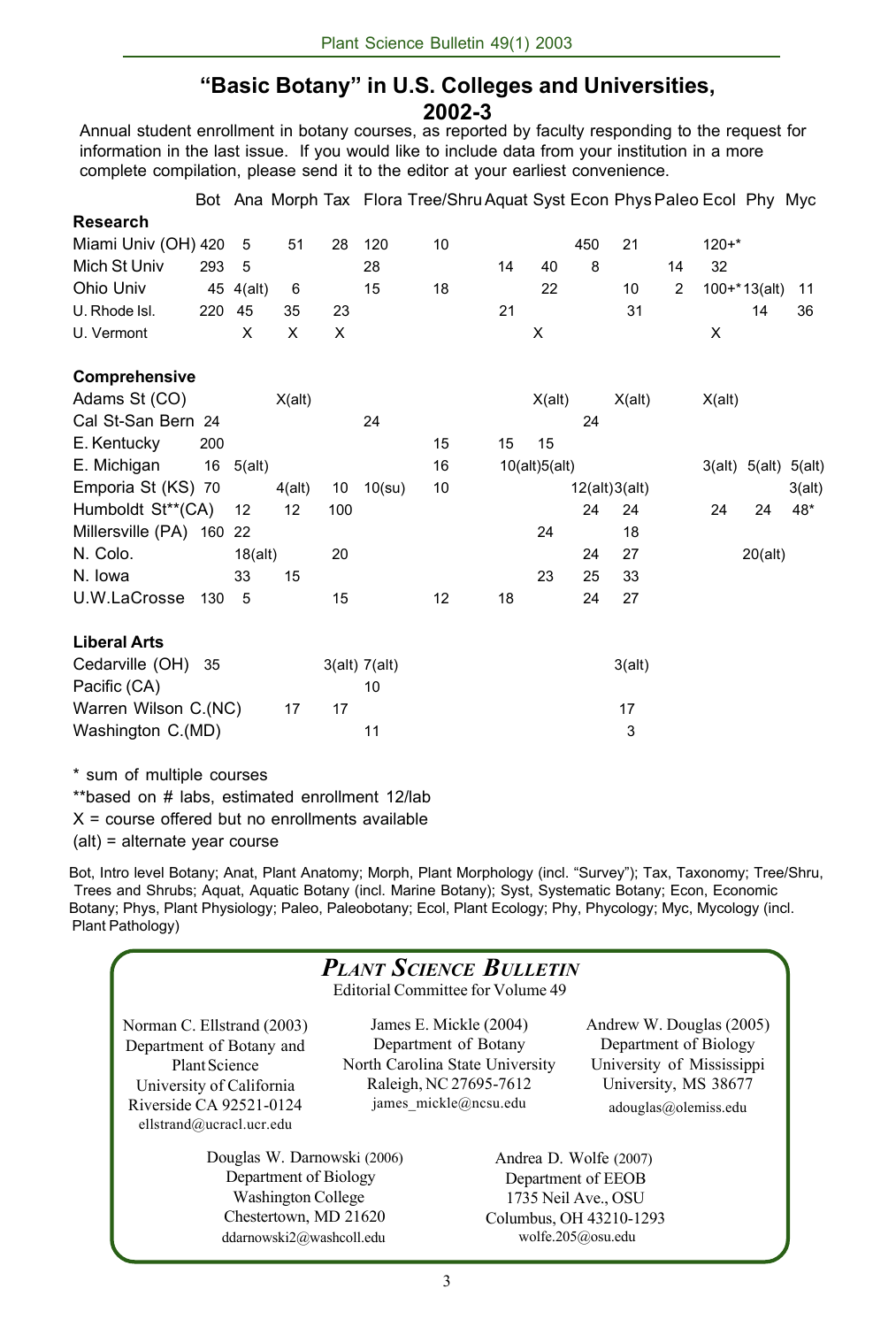## "Basic Botany" in U.S. Colleges and Universities, 2002-3

Annual student enrollment in botany courses, as reported by faculty responding to the request for information in the last issue. If you would like to include data from your institution in a more complete compilation, please send it to the editor at your earliest convenience.

| | Bot | Ana | Morph | Tax | Flora | Tree/Shru | Aquat | Syst | Econ | Phys | Paleo | Ecol | Phy | Myc |
|---|---|---|---|---|---|---|---|---|---|---|---|---|---|---|
| **Research** | | | | | | | | | | | | | | |
| Miami Univ (OH) | 420 | 5 | 51 | 28 | 120 | 10 | | | 450 | 21 | | 120+* | | |
| Mich St Univ | 293 | 5 | | | 28 | | 14 | 40 | 8 | | 14 | 32 | | |
| Ohio Univ | 45 | 4(alt) | 6 | | 15 | 18 | | 22 | | 10 | 2 | 100+* | 13(alt) | 11 |
| U. Rhode Isl. | 220 | 45 | 35 | 23 | | | 21 | | | 31 | | | 14 | 36 |
| U. Vermont | | X | X | X | | | | X | | | | X | | |
| **Comprehensive** | | | | | | | | | | | | | | |
| Adams St (CO) | | | X(alt) | | | | | X(alt) | | X(alt) | | X(alt) | | |
| Cal St-San Bern | 24 | | | | 24 | | | | 24 | | | | | |
| E. Kentucky | 200 | | | | | 15 | 15 | 15 | | | | | | |
| E. Michigan | 16 | 5(alt) | | | | 16 | 10(alt) | 5(alt) | | | | 3(alt) | 5(alt) | 5(alt) |
| Emporia St (KS) | 70 | | 4(alt) | 10 | 10(su) | 10 | | | 12(alt) | 3(alt) | | | | 3(alt) |
| Humboldt St**(CA) | | 12 | 12 | 100 | | | | | 24 | 24 | | 24 | 24 | 48* |
| Millersville (PA) | 160 | 22 | | | | | | 24 | | 18 | | | | |
| N. Colo. | | 18(alt) | | 20 | | | | | 24 | 27 | | | 20(alt) | |
| N. Iowa | | 33 | 15 | | | | | 23 | 25 | 33 | | | | |
| U.W.LaCrosse | 130 | 5 | | 15 | | 12 | 18 | | 24 | 27 | | | | |
| **Liberal Arts** | | | | | | | | | | | | | | |
| Cedarville (OH) | 35 | | | 3(alt) | 7(alt) | | | | | 3(alt) | | | | |
| Pacific (CA) | | | | | 10 | | | | | | | | | |
| Warren Wilson C.(NC) | | | 17 | 17 | | | | | | 17 | | | | |
| Washington C.(MD) | | | | | 11 | | | | | 3 | | | | |

* sum of multiple courses

**based on # labs, estimated enrollment 12/lab

X = course offered but no enrollments available

(alt) = alternate year course

Bot, Intro level Botany; Anat, Plant Anatomy; Morph, Plant Morphology (incl. "Survey"); Tax, Taxonomy; Tree/Shru, Trees and Shrubs; Aquat, Aquatic Botany (incl. Marine Botany); Syst, Systematic Botany; Econ, Economic Botany; Phys, Plant Physiology; Paleo, Paleobotany; Ecol, Plant Ecology; Phy, Phycology; Myc, Mycology (incl. Plant Pathology)

### *Plant Science Bulletin*

Editorial Committee for Volume 49

Norman C. Ellstrand (2003)
Department of Botany and Plant Science
University of California
Riverside CA 92521-0124
ellstrand@ucracl.ucr.edu

James E. Mickle (2004)
Department of Botany
North Carolina State University
Raleigh, NC 27695-7612
james_mickle@ncsu.edu

Andrew W. Douglas (2005)
Department of Biology
University of Mississippi
University, MS 38677
adouglas@olemiss.edu

Douglas W. Darnowski (2006)
Department of Biology
Washington College
Chestertown, MD 21620
ddarnowski2@washcoll.edu

Andrea D. Wolfe (2007)
Department of EEOB
1735 Neil Ave., OSU
Columbus, OH 43210-1293
wolfe.205@osu.edu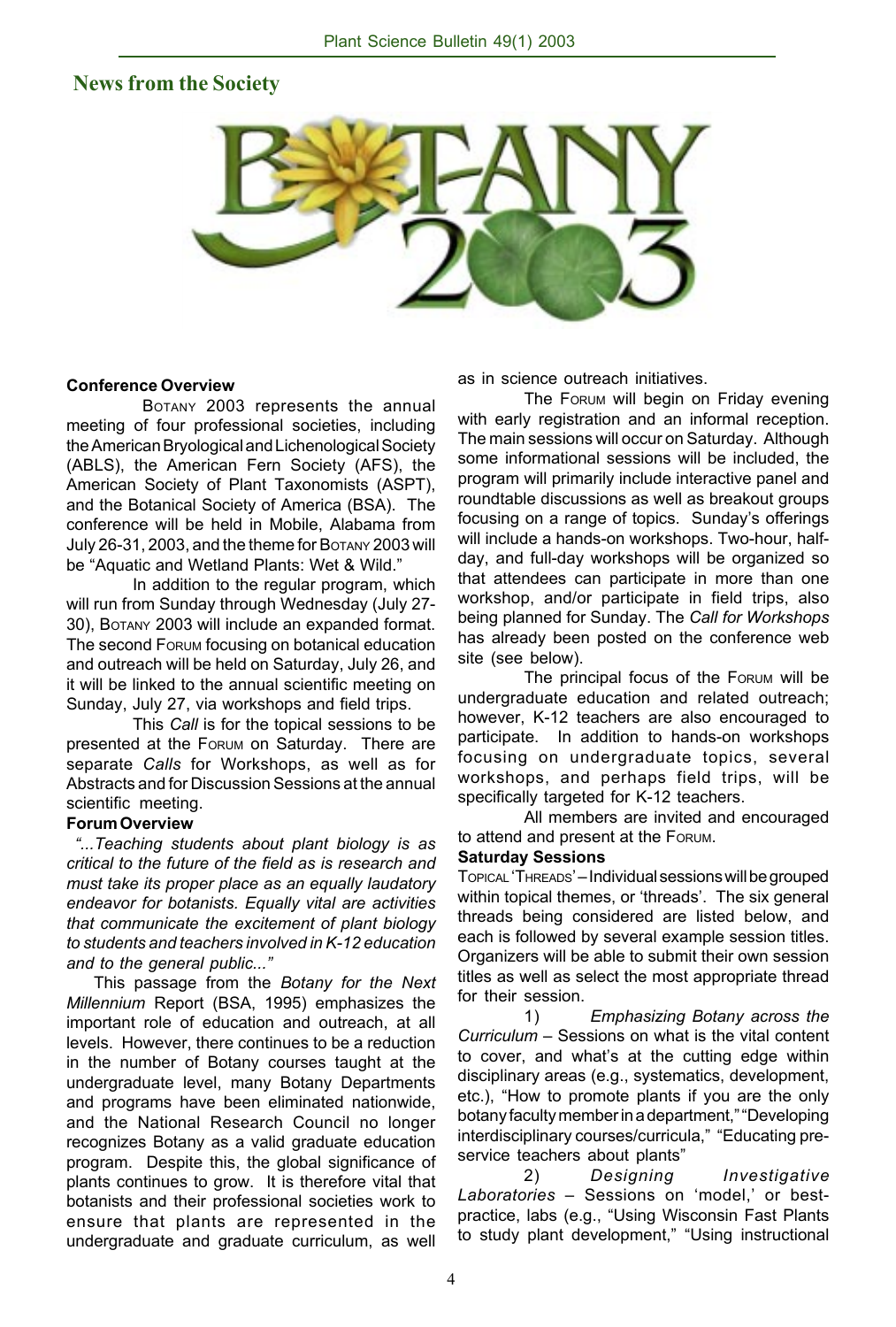## News from the Society

### Conference Overview

BOTANY 2003 represents the annual meeting of four professional societies, including the American Bryological and Lichenological Society (ABLS), the American Fern Society (AFS), the American Society of Plant Taxonomists (ASPT), and the Botanical Society of America (BSA). The conference will be held in Mobile, Alabama from July 26-31, 2003, and the theme for BOTANY 2003 will be "Aquatic and Wetland Plants: Wet & Wild."

In addition to the regular program, which will run from Sunday through Wednesday (July 27-30), BOTANY 2003 will include an expanded format. The second FORUM focusing on botanical education and outreach will be held on Saturday, July 26, and it will be linked to the annual scientific meeting on Sunday, July 27, via workshops and field trips.

This *Call* is for the topical sessions to be presented at the FORUM on Saturday. There are separate *Calls* for Workshops, as well as for Abstracts and for Discussion Sessions at the annual scientific meeting.

### Forum Overview

*"...Teaching students about plant biology is as critical to the future of the field as is research and must take its proper place as an equally laudatory endeavor for botanists. Equally vital are activities that communicate the excitement of plant biology to students and teachers involved in K-12 education and to the general public..."*

This passage from the *Botany for the Next Millennium* Report (BSA, 1995) emphasizes the important role of education and outreach, at all levels. However, there continues to be a reduction in the number of Botany courses taught at the undergraduate level, many Botany Departments and programs have been eliminated nationwide, and the National Research Council no longer recognizes Botany as a valid graduate education program. Despite this, the global significance of plants continues to grow. It is therefore vital that botanists and their professional societies work to ensure that plants are represented in the undergraduate and graduate curriculum, as well as in science outreach initiatives.

The FORUM will begin on Friday evening with early registration and an informal reception. The main sessions will occur on Saturday. Although some informational sessions will be included, the program will primarily include interactive panel and roundtable discussions as well as breakout groups focusing on a range of topics. Sunday's offerings will include a hands-on workshops. Two-hour, half-day, and full-day workshops will be organized so that attendees can participate in more than one workshop, and/or participate in field trips, also being planned for Sunday. The *Call for Workshops* has already been posted on the conference web site (see below).

The principal focus of the FORUM will be undergraduate education and related outreach; however, K-12 teachers are also encouraged to participate. In addition to hands-on workshops focusing on undergraduate topics, several workshops, and perhaps field trips, will be specifically targeted for K-12 teachers.

All members are invited and encouraged to attend and present at the FORUM.

### Saturday Sessions

TOPICAL 'THREADS' – Individual sessions will be grouped within topical themes, or 'threads'. The six general threads being considered are listed below, and each is followed by several example session titles. Organizers will be able to submit their own session titles as well as select the most appropriate thread for their session.

1) *Emphasizing Botany across the Curriculum* – Sessions on what is the vital content to cover, and what's at the cutting edge within disciplinary areas (e.g., systematics, development, etc.), "How to promote plants if you are the only botany faculty member in a department," "Developing interdisciplinary courses/curricula," "Educating pre-service teachers about plants"

2) *Designing Investigative Laboratories* – Sessions on 'model,' or best-practice, labs (e.g., "Using Wisconsin Fast Plants to study plant development," "Using instructional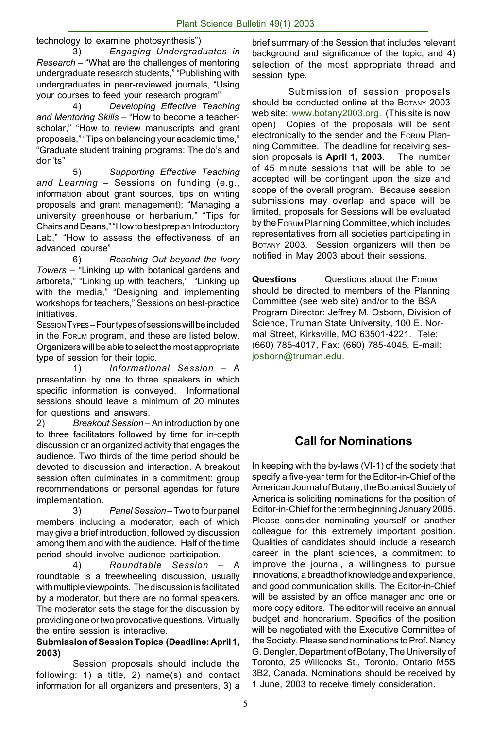technology to examine photosynthesis")

3) *Engaging Undergraduates in Research* – "What are the challenges of mentoring undergraduate research students," "Publishing with undergraduates in peer-reviewed journals, "Using your courses to feed your research program"

4) *Developing Effective Teaching and Mentoring Skills* – "How to become a teacher-scholar," "How to review manuscripts and grant proposals," "Tips on balancing your academic time," "Graduate student training programs: The do's and don'ts"

5) *Supporting Effective Teaching and Learning* – Sessions on funding (e.g., information about grant sources, tips on writing proposals and grant management); "Managing a university greenhouse or herbarium," "Tips for Chairs and Deans," "How to best prep an Introductory Lab," "How to assess the effectiveness of an advanced course"

6) *Reaching Out beyond the Ivory Towers* – "Linking up with botanical gardens and arboreta," "Linking up with teachers," "Linking up with the media," "Designing and implementing workshops for teachers," Sessions on best-practice initiatives.

SESSION TYPES – Four types of sessions will be included in the FORUM program, and these are listed below. Organizers will be able to select the most appropriate type of session for their topic.

1) *Informational Session* – A presentation by one to three speakers in which specific information is conveyed. Informational sessions should leave a minimum of 20 minutes for questions and answers.

2) *Breakout Session* – An introduction by one to three facilitators followed by time for in-depth discussion or an organized activity that engages the audience. Two thirds of the time period should be devoted to discussion and interaction. A breakout session often culminates in a commitment: group recommendations or personal agendas for future implementation.

3) *Panel Session* – Two to four panel members including a moderator, each of which may give a brief introduction, followed by discussion among them and with the audience. Half of the time period should involve audience participation.

4) *Roundtable Session* – A roundtable is a freewheeling discussion, usually with multiple viewpoints. The discussion is facilitated by a moderator, but there are no formal speakers. The moderator sets the stage for the discussion by providing one or two provocative questions. Virtually the entire session is interactive.

**Submission of Session Topics (Deadline: April 1, 2003)**

Session proposals should include the following: 1) a title, 2) name(s) and contact information for all organizers and presenters, 3) a brief summary of the Session that includes relevant background and significance of the topic, and 4) selection of the most appropriate thread and session type.

Submission of session proposals should be conducted online at the BOTANY 2003 web site: www.botany2003.org. (This site is now open) Copies of the proposals will be sent electronically to the sender and the FORUM Planning Committee. The deadline for receiving session proposals is **April 1, 2003**. The number of 45 minute sessions that will be able to be accepted will be contingent upon the size and scope of the overall program. Because session submissions may overlap and space will be limited, proposals for Sessions will be evaluated by the FORUM Planning Committee, which includes representatives from all societies participating in BOTANY 2003. Session organizers will then be notified in May 2003 about their sessions.

**Questions** Questions about the FORUM should be directed to members of the Planning Committee (see web site) and/or to the BSA Program Director: Jeffrey M. Osborn, Division of Science, Truman State University, 100 E. Normal Street, Kirksville, MO 63501-4221. Tele: (660) 785-4017, Fax: (660) 785-4045, E-mail: josborn@truman.edu.

## Call for Nominations

In keeping with the by-laws (VI-1) of the society that specify a five-year term for the Editor-in-Chief of the American Journal of Botany, the Botanical Society of America is soliciting nominations for the position of Editor-in-Chief for the term beginning January 2005. Please consider nominating yourself or another colleague for this extremely important position. Qualities of candidates should include a research career in the plant sciences, a commitment to improve the journal, a willingness to pursue innovations, a breadth of knowledge and experience, and good communication skills. The Editor-in-Chief will be assisted by an office manager and one or more copy editors. The editor will receive an annual budget and honorarium. Specifics of the position will be negotiated with the Executive Committee of the Society. Please send nominations to Prof. Nancy G. Dengler, Department of Botany, The University of Toronto, 25 Willcocks St., Toronto, Ontario M5S 3B2, Canada. Nominations should be received by 1 June, 2003 to receive timely consideration.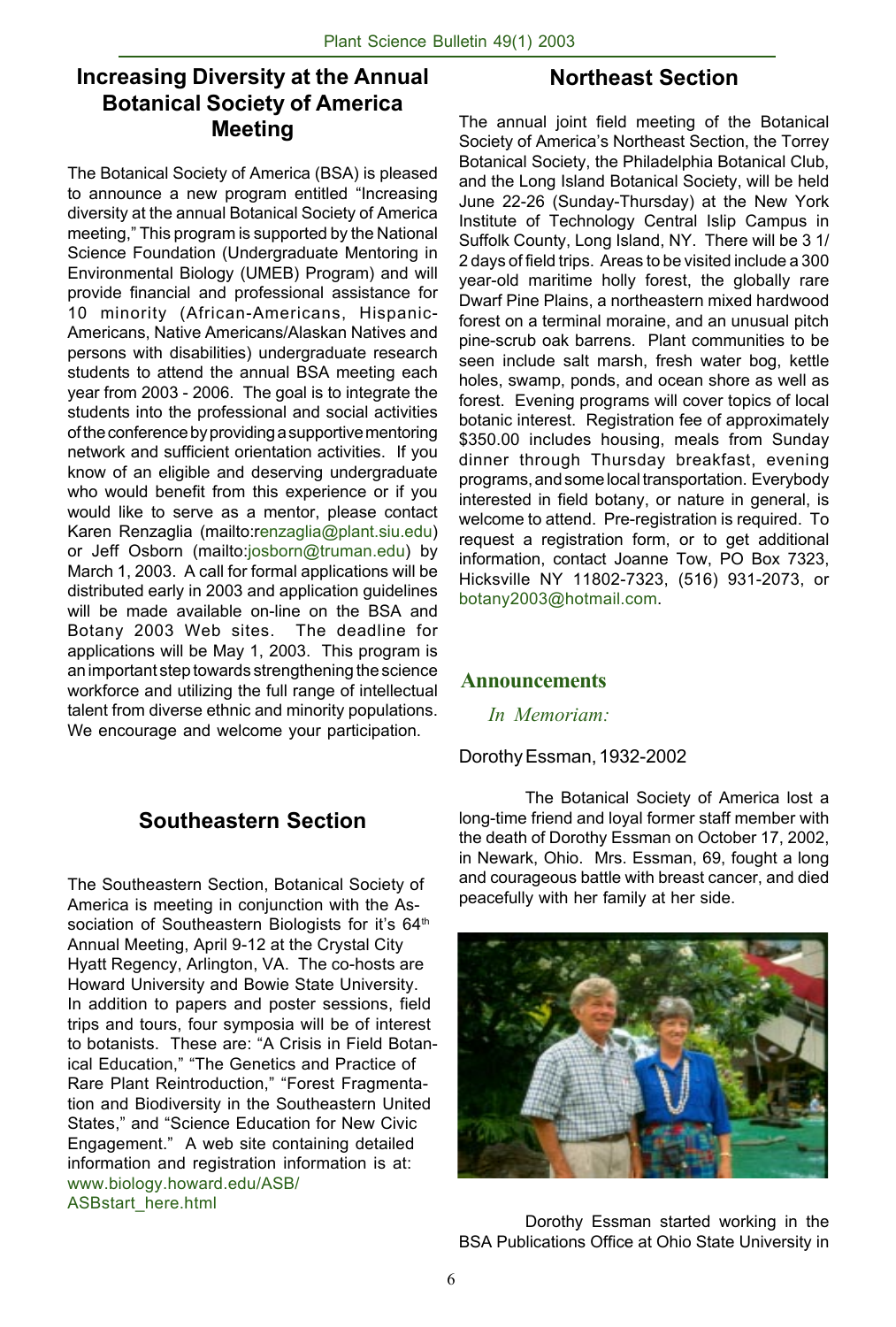## Increasing Diversity at the Annual Botanical Society of America Meeting

The Botanical Society of America (BSA) is pleased to announce a new program entitled "Increasing diversity at the annual Botanical Society of America meeting," This program is supported by the National Science Foundation (Undergraduate Mentoring in Environmental Biology (UMEB) Program) and will provide financial and professional assistance for 10 minority (African-Americans, Hispanic-Americans, Native Americans/Alaskan Natives and persons with disabilities) undergraduate research students to attend the annual BSA meeting each year from 2003 - 2006. The goal is to integrate the students into the professional and social activities of the conference by providing a supportive mentoring network and sufficient orientation activities. If you know of an eligible and deserving undergraduate who would benefit from this experience or if you would like to serve as a mentor, please contact Karen Renzaglia (mailto:renzaglia@plant.siu.edu) or Jeff Osborn (mailto:josborn@truman.edu) by March 1, 2003. A call for formal applications will be distributed early in 2003 and application guidelines will be made available on-line on the BSA and Botany 2003 Web sites. The deadline for applications will be May 1, 2003. This program is an important step towards strengthening the science workforce and utilizing the full range of intellectual talent from diverse ethnic and minority populations. We encourage and welcome your participation.

## Southeastern Section

The Southeastern Section, Botanical Society of America is meeting in conjunction with the Association of Southeastern Biologists for it's 64th Annual Meeting, April 9-12 at the Crystal City Hyatt Regency, Arlington, VA. The co-hosts are Howard University and Bowie State University. In addition to papers and poster sessions, field trips and tours, four symposia will be of interest to botanists. These are: "A Crisis in Field Botanical Education," "The Genetics and Practice of Rare Plant Reintroduction," "Forest Fragmentation and Biodiversity in the Southeastern United States," and "Science Education for New Civic Engagement." A web site containing detailed information and registration information is at: www.biology.howard.edu/ASB/ASBstart_here.html

## Northeast Section

The annual joint field meeting of the Botanical Society of America's Northeast Section, the Torrey Botanical Society, the Philadelphia Botanical Club, and the Long Island Botanical Society, will be held June 22-26 (Sunday-Thursday) at the New York Institute of Technology Central Islip Campus in Suffolk County, Long Island, NY. There will be 3 1/2 days of field trips. Areas to be visited include a 300 year-old maritime holly forest, the globally rare Dwarf Pine Plains, a northeastern mixed hardwood forest on a terminal moraine, and an unusual pitch pine-scrub oak barrens. Plant communities to be seen include salt marsh, fresh water bog, kettle holes, swamp, ponds, and ocean shore as well as forest. Evening programs will cover topics of local botanic interest. Registration fee of approximately $350.00 includes housing, meals from Sunday dinner through Thursday breakfast, evening programs, and some local transportation. Everybody interested in field botany, or nature in general, is welcome to attend. Pre-registration is required. To request a registration form, or to get additional information, contact Joanne Tow, PO Box 7323, Hicksville NY 11802-7323, (516) 931-2073, or botany2003@hotmail.com.

## Announcements

*In Memoriam:*

Dorothy Essman, 1932-2002

The Botanical Society of America lost a long-time friend and loyal former staff member with the death of Dorothy Essman on October 17, 2002, in Newark, Ohio. Mrs. Essman, 69, fought a long and courageous battle with breast cancer, and died peacefully with her family at her side.

Dorothy Essman started working in the BSA Publications Office at Ohio State University in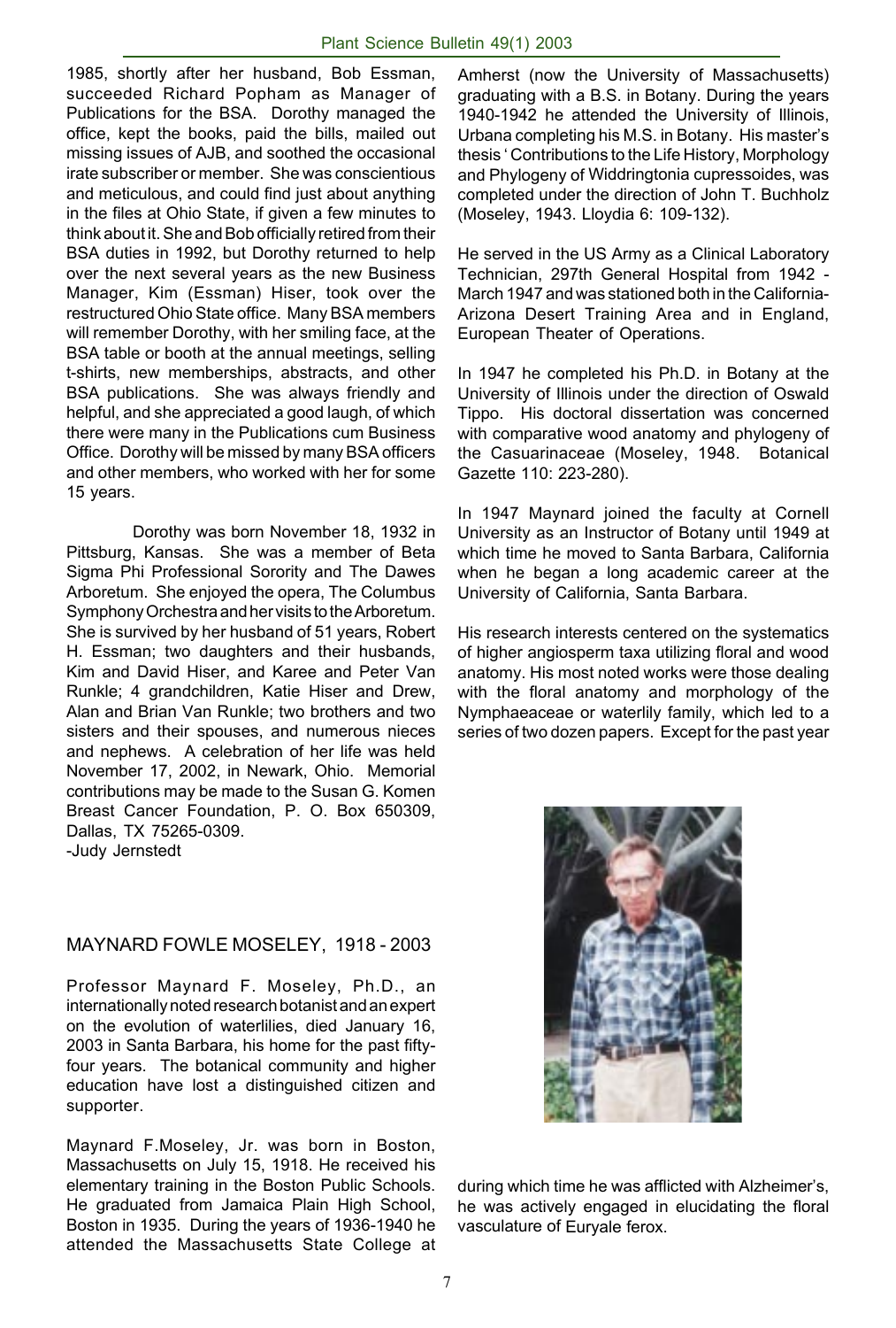1985, shortly after her husband, Bob Essman, succeeded Richard Popham as Manager of Publications for the BSA. Dorothy managed the office, kept the books, paid the bills, mailed out missing issues of AJB, and soothed the occasional irate subscriber or member. She was conscientious and meticulous, and could find just about anything in the files at Ohio State, if given a few minutes to think about it. She and Bob officially retired from their BSA duties in 1992, but Dorothy returned to help over the next several years as the new Business Manager, Kim (Essman) Hiser, took over the restructured Ohio State office. Many BSA members will remember Dorothy, with her smiling face, at the BSA table or booth at the annual meetings, selling t-shirts, new memberships, abstracts, and other BSA publications. She was always friendly and helpful, and she appreciated a good laugh, of which there were many in the Publications cum Business Office. Dorothy will be missed by many BSA officers and other members, who worked with her for some 15 years.

Dorothy was born November 18, 1932 in Pittsburg, Kansas. She was a member of Beta Sigma Phi Professional Sorority and The Dawes Arboretum. She enjoyed the opera, The Columbus Symphony Orchestra and her visits to the Arboretum. She is survived by her husband of 51 years, Robert H. Essman; two daughters and their husbands, Kim and David Hiser, and Karee and Peter Van Runkle; 4 grandchildren, Katie Hiser and Drew, Alan and Brian Van Runkle; two brothers and two sisters and their spouses, and numerous nieces and nephews. A celebration of her life was held November 17, 2002, in Newark, Ohio. Memorial contributions may be made to the Susan G. Komen Breast Cancer Foundation, P. O. Box 650309, Dallas, TX 75265-0309.

-Judy Jernstedt

## MAYNARD FOWLE MOSELEY, 1918 - 2003

Professor Maynard F. Moseley, Ph.D., an internationally noted research botanist and an expert on the evolution of waterlilies, died January 16, 2003 in Santa Barbara, his home for the past fifty-four years. The botanical community and higher education have lost a distinguished citizen and supporter.

Maynard F.Moseley, Jr. was born in Boston, Massachusetts on July 15, 1918. He received his elementary training in the Boston Public Schools. He graduated from Jamaica Plain High School, Boston in 1935. During the years of 1936-1940 he attended the Massachusetts State College at Amherst (now the University of Massachusetts) graduating with a B.S. in Botany. During the years 1940-1942 he attended the University of Illinois, Urbana completing his M.S. in Botany. His master's thesis ' Contributions to the Life History, Morphology and Phylogeny of Widdringtonia cupressoides, was completed under the direction of John T. Buchholz (Moseley, 1943. Lloydia 6: 109-132).

He served in the US Army as a Clinical Laboratory Technician, 297th General Hospital from 1942 - March 1947 and was stationed both in the California-Arizona Desert Training Area and in England, European Theater of Operations.

In 1947 he completed his Ph.D. in Botany at the University of Illinois under the direction of Oswald Tippo. His doctoral dissertation was concerned with comparative wood anatomy and phylogeny of the Casuarinaceae (Moseley, 1948. Botanical Gazette 110: 223-280).

In 1947 Maynard joined the faculty at Cornell University as an Instructor of Botany until 1949 at which time he moved to Santa Barbara, California when he began a long academic career at the University of California, Santa Barbara.

His research interests centered on the systematics of higher angiosperm taxa utilizing floral and wood anatomy. His most noted works were those dealing with the floral anatomy and morphology of the Nymphaeaceae or waterlily family, which led to a series of two dozen papers. Except for the past year during which time he was afflicted with Alzheimer's, he was actively engaged in elucidating the floral vasculature of Euryale ferox.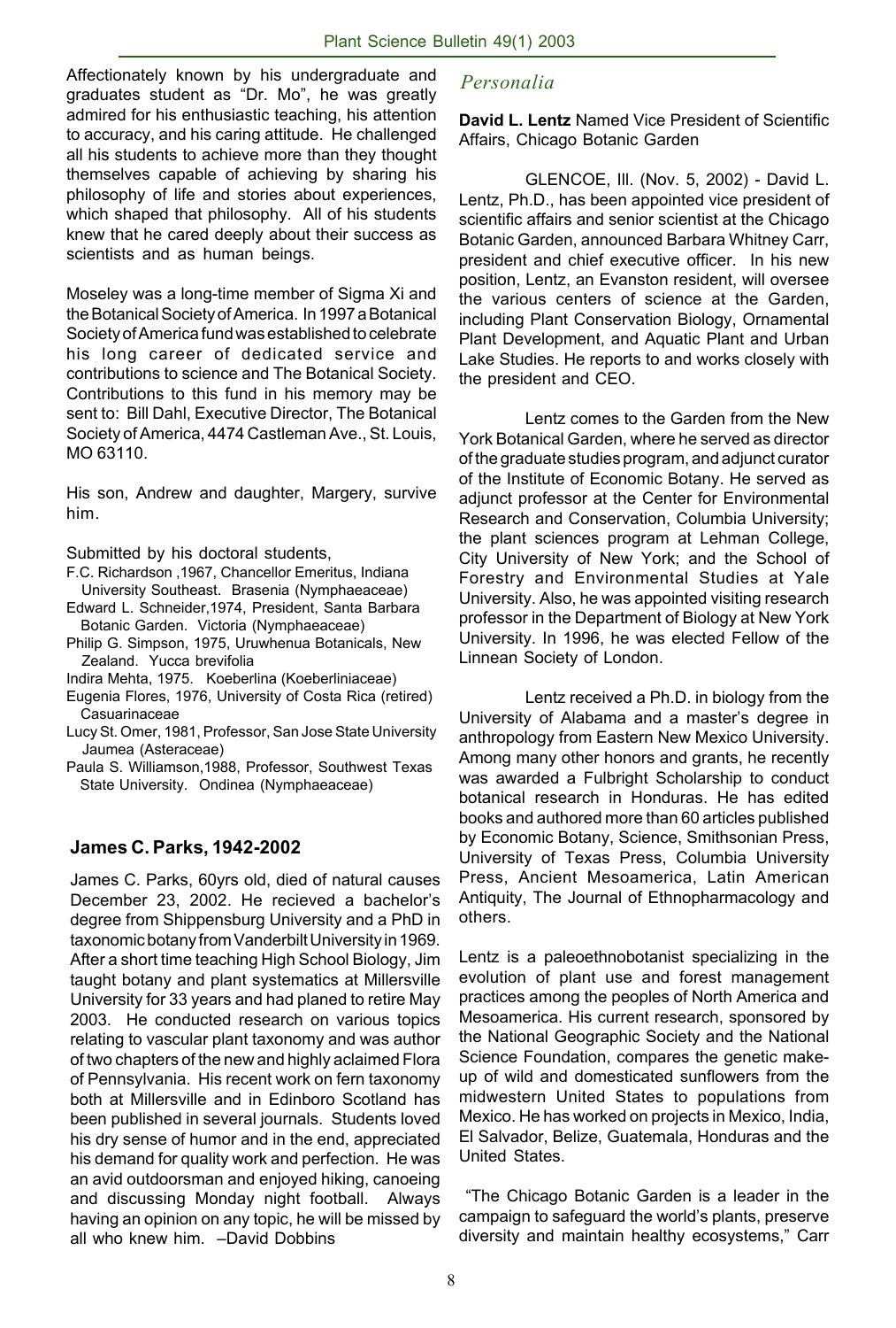Affectionately known by his undergraduate and graduates student as "Dr. Mo", he was greatly admired for his enthusiastic teaching, his attention to accuracy, and his caring attitude. He challenged all his students to achieve more than they thought themselves capable of achieving by sharing his philosophy of life and stories about experiences, which shaped that philosophy. All of his students knew that he cared deeply about their success as scientists and as human beings.

Moseley was a long-time member of Sigma Xi and the Botanical Society of America. In 1997 a Botanical Society of America fund was established to celebrate his long career of dedicated service and contributions to science and The Botanical Society. Contributions to this fund in his memory may be sent to: Bill Dahl, Executive Director, The Botanical Society of America, 4474 Castleman Ave., St. Louis, MO 63110.

His son, Andrew and daughter, Margery, survive him.

Submitted by his doctoral students,

- F.C. Richardson ,1967, Chancellor Emeritus, Indiana University Southeast. Brasenia (Nymphaeaceae)
- Edward L. Schneider,1974, President, Santa Barbara Botanic Garden. Victoria (Nymphaeaceae)
- Philip G. Simpson, 1975, Uruwhenua Botanicals, New Zealand. Yucca brevifolia
- Indira Mehta, 1975. Koeberlina (Koeberliniaceae)
- Eugenia Flores, 1976, University of Costa Rica (retired) Casuarinaceae
- Lucy St. Omer, 1981, Professor, San Jose State University Jaumea (Asteraceae)
- Paula S. Williamson,1988, Professor, Southwest Texas State University. Ondinea (Nymphaeaceae)

## James C. Parks, 1942-2002

James C. Parks, 60yrs old, died of natural causes December 23, 2002. He recieved a bachelor's degree from Shippensburg University and a PhD in taxonomic botany from Vanderbilt University in 1969. After a short time teaching High School Biology, Jim taught botany and plant systematics at Millersville University for 33 years and had planed to retire May 2003. He conducted research on various topics relating to vascular plant taxonomy and was author of two chapters of the new and highly aclaimed Flora of Pennsylvania. His recent work on fern taxonomy both at Millersville and in Edinboro Scotland has been published in several journals. Students loved his dry sense of humor and in the end, appreciated his demand for quality work and perfection. He was an avid outdoorsman and enjoyed hiking, canoeing and discussing Monday night football. Always having an opinion on any topic, he will be missed by all who knew him. –David Dobbins

## *Personalia*

**David L. Lentz** Named Vice President of Scientific Affairs, Chicago Botanic Garden

GLENCOE, Ill. (Nov. 5, 2002) - David L. Lentz, Ph.D., has been appointed vice president of scientific affairs and senior scientist at the Chicago Botanic Garden, announced Barbara Whitney Carr, president and chief executive officer. In his new position, Lentz, an Evanston resident, will oversee the various centers of science at the Garden, including Plant Conservation Biology, Ornamental Plant Development, and Aquatic Plant and Urban Lake Studies. He reports to and works closely with the president and CEO.

Lentz comes to the Garden from the New York Botanical Garden, where he served as director of the graduate studies program, and adjunct curator of the Institute of Economic Botany. He served as adjunct professor at the Center for Environmental Research and Conservation, Columbia University; the plant sciences program at Lehman College, City University of New York; and the School of Forestry and Environmental Studies at Yale University. Also, he was appointed visiting research professor in the Department of Biology at New York University. In 1996, he was elected Fellow of the Linnean Society of London.

Lentz received a Ph.D. in biology from the University of Alabama and a master's degree in anthropology from Eastern New Mexico University. Among many other honors and grants, he recently was awarded a Fulbright Scholarship to conduct botanical research in Honduras. He has edited books and authored more than 60 articles published by Economic Botany, Science, Smithsonian Press, University of Texas Press, Columbia University Press, Ancient Mesoamerica, Latin American Antiquity, The Journal of Ethnopharmacology and others.

Lentz is a paleoethnobotanist specializing in the evolution of plant use and forest management practices among the peoples of North America and Mesoamerica. His current research, sponsored by the National Geographic Society and the National Science Foundation, compares the genetic make-up of wild and domesticated sunflowers from the midwestern United States to populations from Mexico. He has worked on projects in Mexico, India, El Salvador, Belize, Guatemala, Honduras and the United States.

"The Chicago Botanic Garden is a leader in the campaign to safeguard the world's plants, preserve diversity and maintain healthy ecosystems," Carr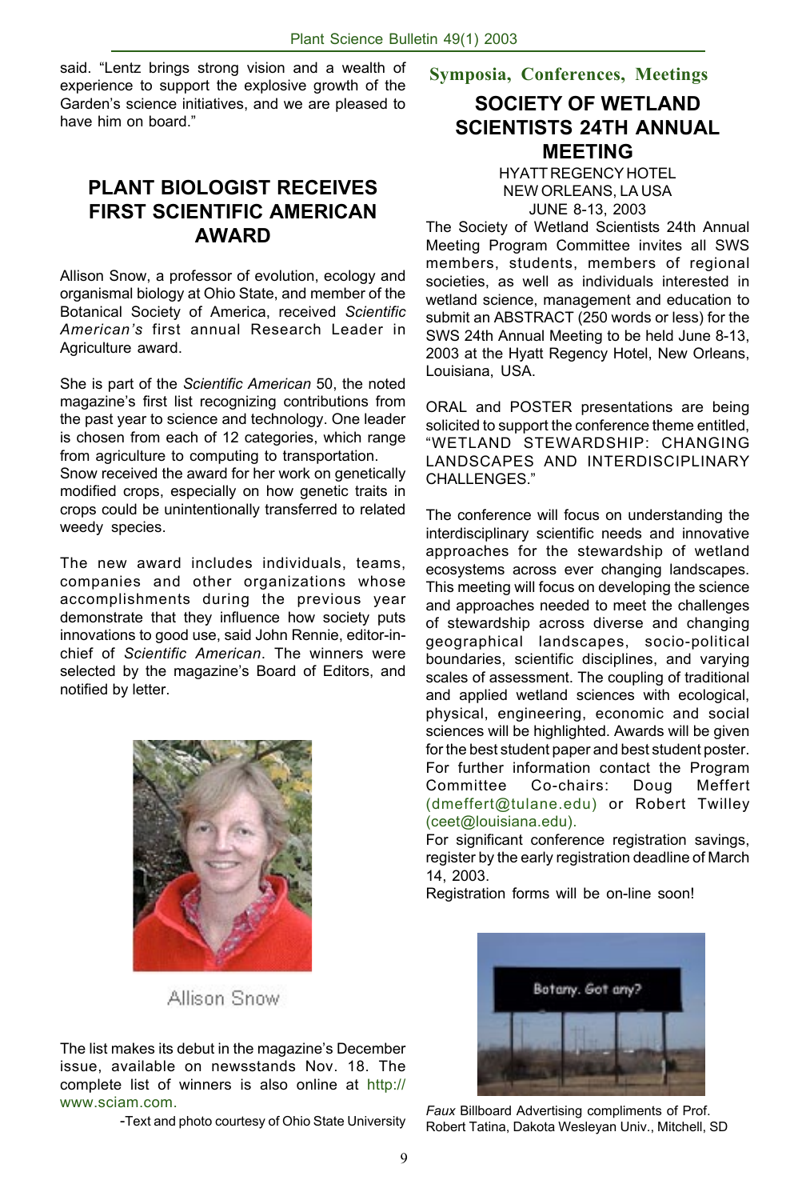said. "Lentz brings strong vision and a wealth of experience to support the explosive growth of the Garden's science initiatives, and we are pleased to have him on board."

## PLANT BIOLOGIST RECEIVES FIRST SCIENTIFIC AMERICAN AWARD

Allison Snow, a professor of evolution, ecology and organismal biology at Ohio State, and member of the Botanical Society of America, received *Scientific American's* first annual Research Leader in Agriculture award.

She is part of the *Scientific American* 50, the noted magazine's first list recognizing contributions from the past year to science and technology. One leader is chosen from each of 12 categories, which range from agriculture to computing to transportation.

Snow received the award for her work on genetically modified crops, especially on how genetic traits in crops could be unintentionally transferred to related weedy species.

The new award includes individuals, teams, companies and other organizations whose accomplishments during the previous year demonstrate that they influence how society puts innovations to good use, said John Rennie, editor-in-chief of *Scientific American*. The winners were selected by the magazine's Board of Editors, and notified by letter.

Allison Snow

The list makes its debut in the magazine's December issue, available on newsstands Nov. 18. The complete list of winners is also online at http://www.sciam.com.

-Text and photo courtesy of Ohio State University

### Symposia, Conferences, Meetings

## SOCIETY OF WETLAND SCIENTISTS 24TH ANNUAL MEETING

HYATT REGENCY HOTEL
NEW ORLEANS, LA USA
JUNE 8-13, 2003

The Society of Wetland Scientists 24th Annual Meeting Program Committee invites all SWS members, students, members of regional societies, as well as individuals interested in wetland science, management and education to submit an ABSTRACT (250 words or less) for the SWS 24th Annual Meeting to be held June 8-13, 2003 at the Hyatt Regency Hotel, New Orleans, Louisiana, USA.

ORAL and POSTER presentations are being solicited to support the conference theme entitled, "WETLAND STEWARDSHIP: CHANGING LANDSCAPES AND INTERDISCIPLINARY CHALLENGES."

The conference will focus on understanding the interdisciplinary scientific needs and innovative approaches for the stewardship of wetland ecosystems across ever changing landscapes. This meeting will focus on developing the science and approaches needed to meet the challenges of stewardship across diverse and changing geographical landscapes, socio-political boundaries, scientific disciplines, and varying scales of assessment. The coupling of traditional and applied wetland sciences with ecological, physical, engineering, economic and social sciences will be highlighted. Awards will be given for the best student paper and best student poster. For further information contact the Program Committee Co-chairs: Doug Meffert (dmeffert@tulane.edu) or Robert Twilley (ceet@louisiana.edu).

For significant conference registration savings, register by the early registration deadline of March 14, 2003.

Registration forms will be on-line soon!

*Faux* Billboard Advertising compliments of Prof. Robert Tatina, Dakota Wesleyan Univ., Mitchell, SD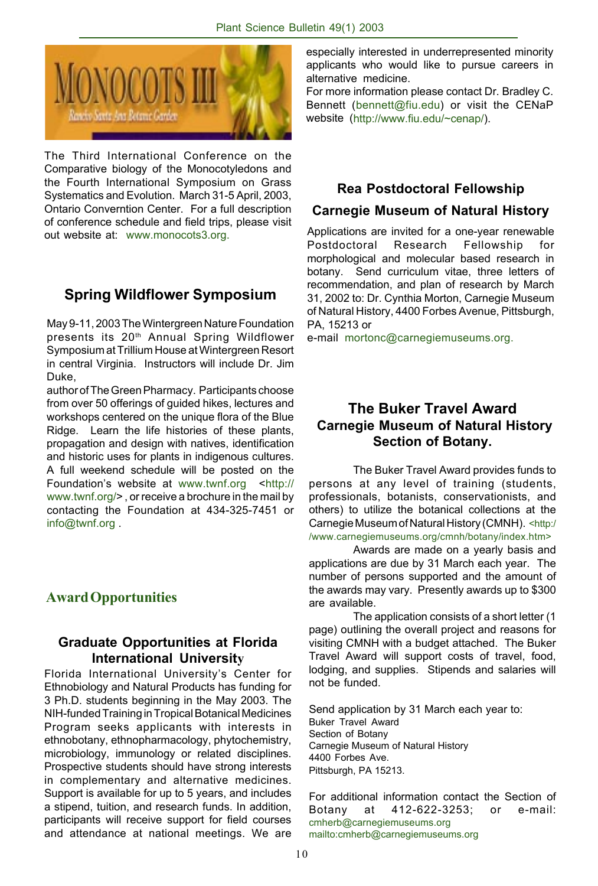The Third International Conference on the Comparative biology of the Monocotyledons and the Fourth International Symposium on Grass Systematics and Evolution. March 31-5 April, 2003, Ontario Converntion Center. For a full description of conference schedule and field trips, please visit out website at: www.monocots3.org.

## Spring Wildflower Symposium

May 9-11, 2003 The Wintergreen Nature Foundation presents its 20th Annual Spring Wildflower Symposium at Trillium House at Wintergreen Resort in central Virginia. Instructors will include Dr. Jim Duke, author of The Green Pharmacy. Participants choose from over 50 offerings of guided hikes, lectures and workshops centered on the unique flora of the Blue Ridge. Learn the life histories of these plants, propagation and design with natives, identification and historic uses for plants in indigenous cultures. A full weekend schedule will be posted on the Foundation's website at www.twnf.org <http://www.twnf.org/> , or receive a brochure in the mail by contacting the Foundation at 434-325-7451 or info@twnf.org .

# Award Opportunities

## Graduate Opportunities at Florida International University

Florida International University's Center for Ethnobiology and Natural Products has funding for 3 Ph.D. students beginning in the May 2003. The NIH-funded Training in Tropical Botanical Medicines Program seeks applicants with interests in ethnobotany, ethnopharmacology, phytochemistry, microbiology, immunology or related disciplines. Prospective students should have strong interests in complementary and alternative medicines. Support is available for up to 5 years, and includes a stipend, tuition, and research funds. In addition, participants will receive support for field courses and attendance at national meetings. We are especially interested in underrepresented minority applicants who would like to pursue careers in alternative medicine.

For more information please contact Dr. Bradley C. Bennett (bennett@fiu.edu) or visit the CENaP website (http://www.fiu.edu/~cenap/).

## Rea Postdoctoral Fellowship
## Carnegie Museum of Natural History

Applications are invited for a one-year renewable Postdoctoral Research Fellowship for morphological and molecular based research in botany. Send curriculum vitae, three letters of recommendation, and plan of research by March 31, 2002 to: Dr. Cynthia Morton, Carnegie Museum of Natural History, 4400 Forbes Avenue, Pittsburgh, PA, 15213 or
e-mail mortonc@carnegiemuseums.org.

## The Buker Travel Award
## Carnegie Museum of Natural History Section of Botany.

The Buker Travel Award provides funds to persons at any level of training (students, professionals, botanists, conservationists, and others) to utilize the botanical collections at the Carnegie Museum of Natural History (CMNH). <http://www.carnegiemuseums.org/cmnh/botany/index.htm>

Awards are made on a yearly basis and applications are due by 31 March each year. The number of persons supported and the amount of the awards may vary. Presently awards up to $300 are available.

The application consists of a short letter (1 page) outlining the overall project and reasons for visiting CMNH with a budget attached. The Buker Travel Award will support costs of travel, food, lodging, and supplies. Stipends and salaries will not be funded.

Send application by 31 March each year to:
Buker Travel Award
Section of Botany
Carnegie Museum of Natural History
4400 Forbes Ave.
Pittsburgh, PA 15213.

For additional information contact the Section of Botany at 412-622-3253; or e-mail: cmherb@carnegiemuseums.org
mailto:cmherb@carnegiemuseums.org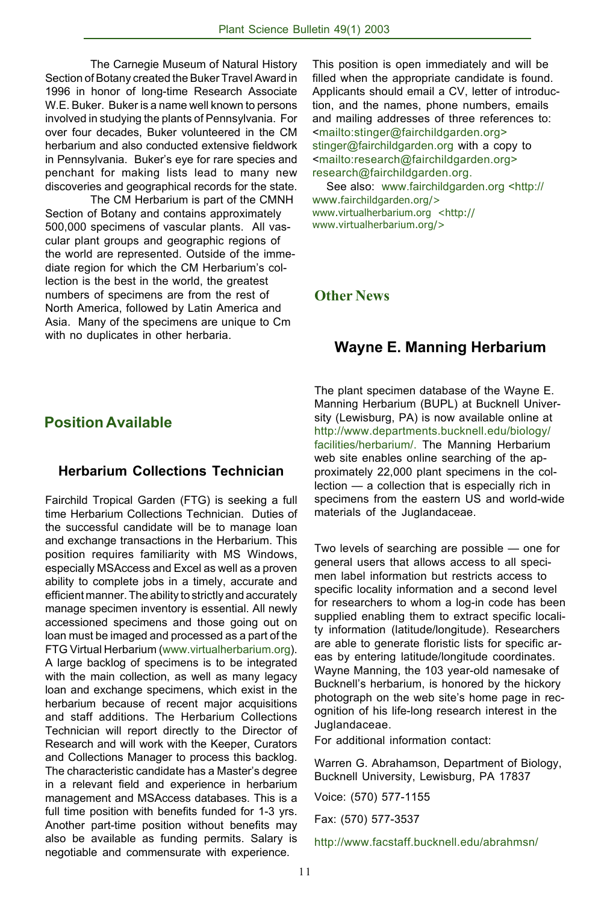The Carnegie Museum of Natural History Section of Botany created the Buker Travel Award in 1996 in honor of long-time Research Associate W.E. Buker. Buker is a name well known to persons involved in studying the plants of Pennsylvania. For over four decades, Buker volunteered in the CM herbarium and also conducted extensive fieldwork in Pennsylvania. Buker's eye for rare species and penchant for making lists lead to many new discoveries and geographical records for the state.

The CM Herbarium is part of the CMNH Section of Botany and contains approximately 500,000 specimens of vascular plants. All vascular plant groups and geographic regions of the world are represented. Outside of the immediate region for which the CM Herbarium's collection is the best in the world, the greatest numbers of specimens are from the rest of North America, followed by Latin America and Asia. Many of the specimens are unique to Cm with no duplicates in other herbaria.

## Position Available

### Herbarium Collections Technician

Fairchild Tropical Garden (FTG) is seeking a full time Herbarium Collections Technician. Duties of the successful candidate will be to manage loan and exchange transactions in the Herbarium. This position requires familiarity with MS Windows, especially MSAccess and Excel as well as a proven ability to complete jobs in a timely, accurate and efficient manner. The ability to strictly and accurately manage specimen inventory is essential. All newly accessioned specimens and those going out on loan must be imaged and processed as a part of the FTG Virtual Herbarium (www.virtualherbarium.org). A large backlog of specimens is to be integrated with the main collection, as well as many legacy loan and exchange specimens, which exist in the herbarium because of recent major acquisitions and staff additions. The Herbarium Collections Technician will report directly to the Director of Research and will work with the Keeper, Curators and Collections Manager to process this backlog. The characteristic candidate has a Master's degree in a relevant field and experience in herbarium management and MSAccess databases. This is a full time position with benefits funded for 1-3 yrs. Another part-time position without benefits may also be available as funding permits. Salary is negotiable and commensurate with experience.

This position is open immediately and will be filled when the appropriate candidate is found. Applicants should email a CV, letter of introduction, and the names, phone numbers, emails and mailing addresses of three references to: <mailto:stinger@fairchildgarden.org> stinger@fairchildgarden.org with a copy to <mailto:research@fairchildgarden.org> research@fairchildgarden.org.

See also: www.fairchildgarden.org <http://www.fairchildgarden.org/>
www.virtualherbarium.org <http://www.virtualherbarium.org/>

## Other News

### Wayne E. Manning Herbarium

The plant specimen database of the Wayne E. Manning Herbarium (BUPL) at Bucknell University (Lewisburg, PA) is now available online at http://www.departments.bucknell.edu/biology/facilities/herbarium/. The Manning Herbarium web site enables online searching of the approximately 22,000 plant specimens in the collection — a collection that is especially rich in specimens from the eastern US and world-wide materials of the Juglandaceae.

Two levels of searching are possible — one for general users that allows access to all specimen label information but restricts access to specific locality information and a second level for researchers to whom a log-in code has been supplied enabling them to extract specific locality information (latitude/longitude). Researchers are able to generate floristic lists for specific areas by entering latitude/longitude coordinates. Wayne Manning, the 103 year-old namesake of Bucknell's herbarium, is honored by the hickory photograph on the web site's home page in recognition of his life-long research interest in the Juglandaceae.

For additional information contact:

Warren G. Abrahamson, Department of Biology, Bucknell University, Lewisburg, PA 17837

Voice: (570) 577-1155

Fax: (570) 577-3537

http://www.facstaff.bucknell.edu/abrahmsn/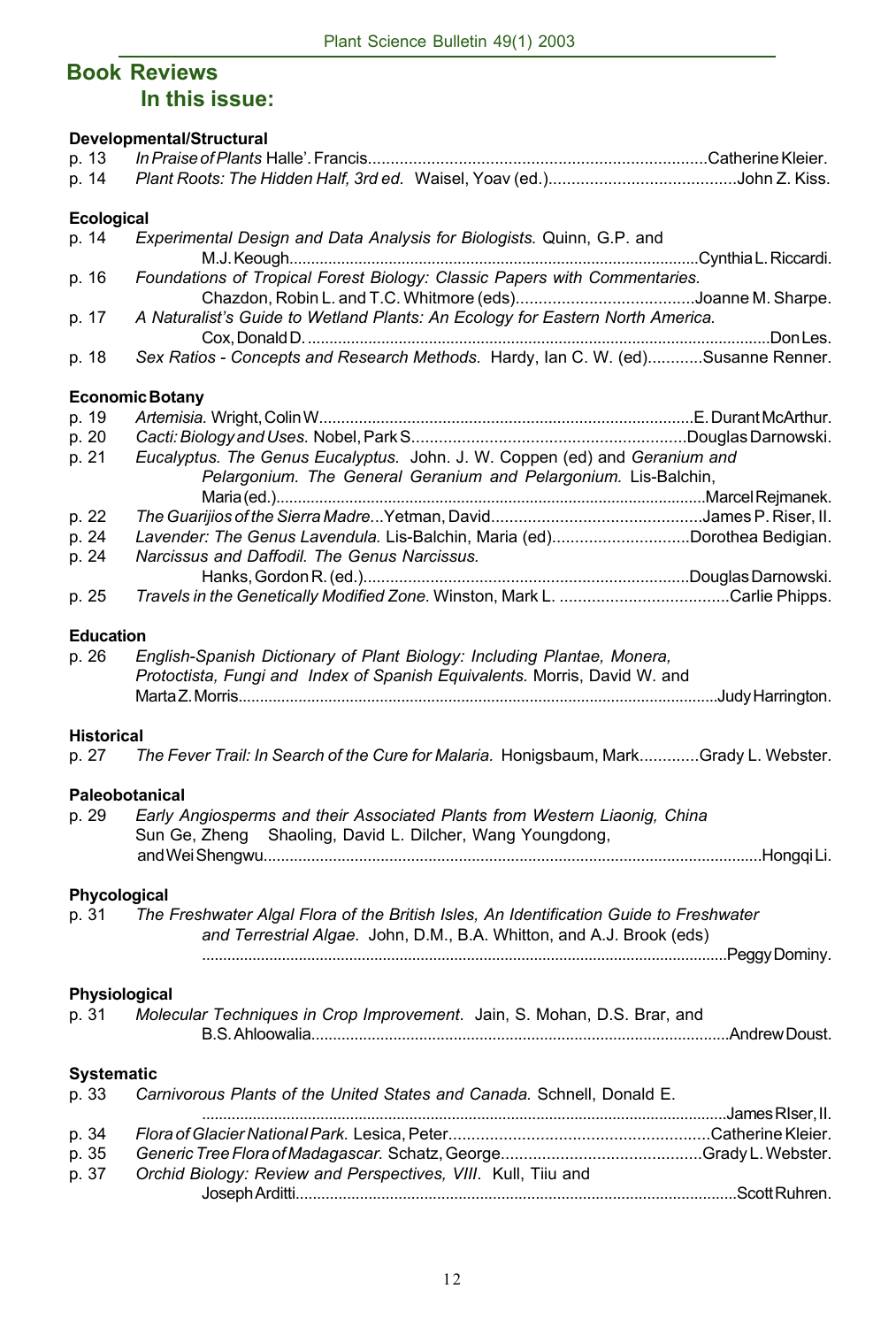## Book Reviews

### In this issue:

**Developmental/Structural**

p. 13 *In Praise of Plants* Halle'. Francis..........................................................................Catherine Kleier.
p. 14 *Plant Roots: The Hidden Half, 3rd ed.* Waisel, Yoav (ed.).........................................John Z. Kiss.

**Ecological**

p. 14 *Experimental Design and Data Analysis for Biologists.* Quinn, G.P. and M.J. Keough.............................................................................................Cynthia L. Riccardi.
p. 16 *Foundations of Tropical Forest Biology: Classic Papers with Commentaries.* Chazdon, Robin L. and T.C. Whitmore (eds).......................................Joanne M. Sharpe.
p. 17 *A Naturalist's Guide to Wetland Plants: An Ecology for Eastern North America.* Cox, Donald D. ..........................................................................................................Don Les.
p. 18 *Sex Ratios - Concepts and Research Methods.* Hardy, Ian C. W. (ed)............Susanne Renner.

**Economic Botany**

p. 19 *Artemisia.* Wright, Colin W....................................................................................E. Durant McArthur.
p. 20 *Cacti: Biology and Uses.* Nobel, Park S............................................................Douglas Darnowski.
p. 21 *Eucalyptus. The Genus Eucalyptus.* John. J. W. Coppen (ed) and *Geranium and Pelargonium. The General Geranium and Pelargonium.* Lis-Balchin, Maria (ed.)..................................................................................................Marcel Rejmanek.
p. 22 *The Guarijios of the Sierra Madre*...Yetman, David..............................................James P. Riser, II.
p. 24 *Lavender: The Genus Lavendula.* Lis-Balchin, Maria (ed).............................Dorothea Bedigian.
p. 24 *Narcissus and Daffodil. The Genus Narcissus.* Hanks, Gordon R. (ed.)........................................................................Douglas Darnowski.
p. 25 *Travels in the Genetically Modified Zone.* Winston, Mark L. .....................................Carlie Phipps.

**Education**

p. 26 *English-Spanish Dictionary of Plant Biology: Including Plantae, Monera, Protoctista, Fungi and Index of Spanish Equivalents.* Morris, David W. and Marta Z. Morris..............................................................................................................Judy Harrington.

**Historical**

p. 27 *The Fever Trail: In Search of the Cure for Malaria.* Honigsbaum, Mark.............Grady L. Webster.

**Paleobotanical**

p. 29 *Early Angiosperms and their Associated Plants from Western Liaonig, China* Sun Ge, Zheng Shaoling, David L. Dilcher, Wang Youngdong, and Wei Shengwu..................................................................................................................Hongqi Li.

**Phycological**

p. 31 *The Freshwater Algal Flora of the British Isles, An Identification Guide to Freshwater and Terrestrial Algae.* John, D.M., B.A. Whitton, and A.J. Brook (eds) ..........................................................................................................................Peggy Dominy.

**Physiological**

p. 31 *Molecular Techniques in Crop Improvement.* Jain, S. Mohan, D.S. Brar, and B.S. Ahloowalia.................................................................................................Andrew Doust.

**Systematic**

p. 33 *Carnivorous Plants of the United States and Canada.* Schnell, Donald E. ..........................................................................................................................James RIser, II.
p. 34 *Flora of Glacier National Park.* Lesica, Peter.........................................................Catherine Kleier.
p. 35 *Generic Tree Flora of Madagascar.* Schatz, George............................................Grady L. Webster.
p. 37 *Orchid Biology: Review and Perspectives, VIII.* Kull, Tiiu and Joseph Arditti......................................................................................................Scott Ruhren.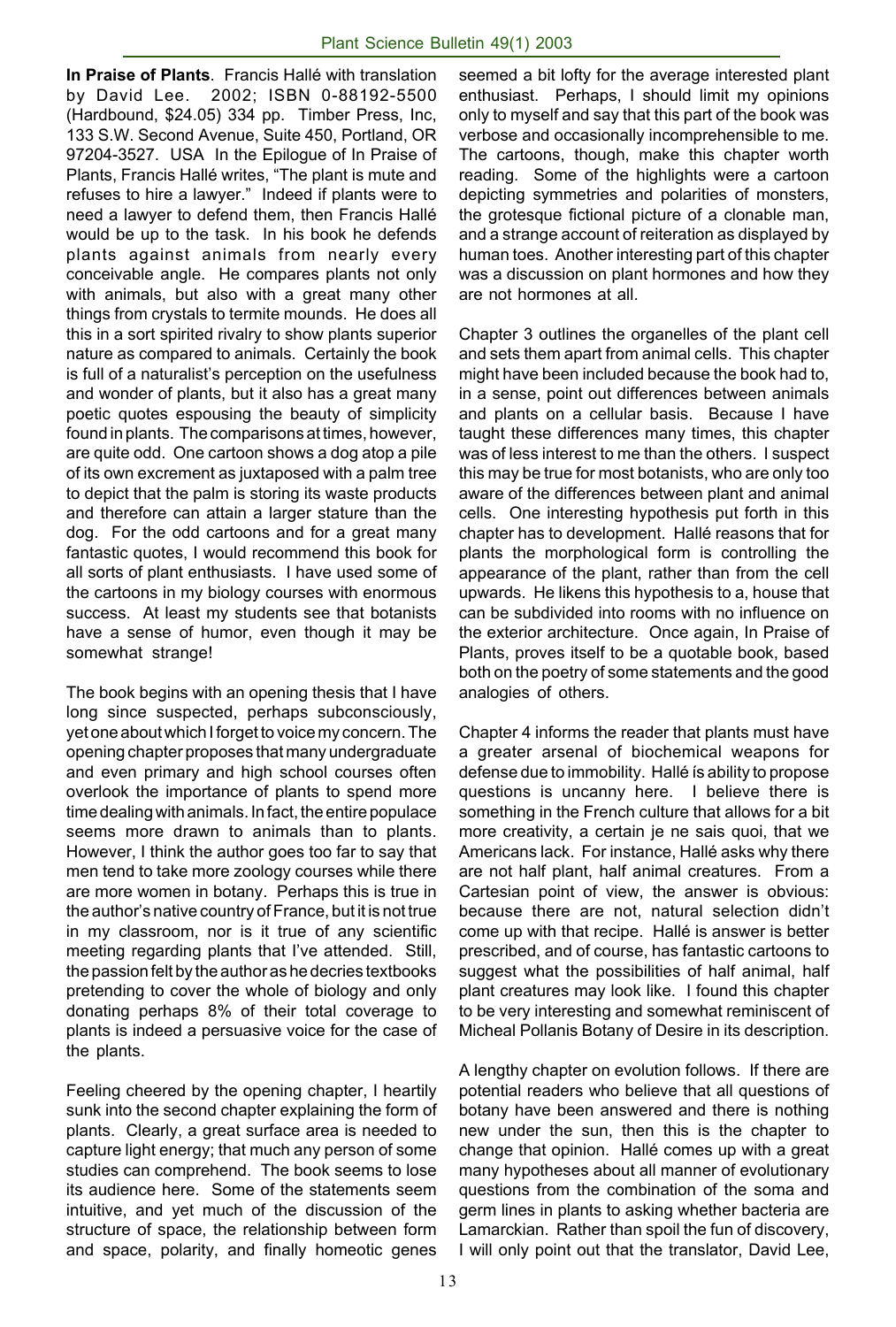**In Praise of Plants**. Francis Hallé with translation by David Lee. 2002; ISBN 0-88192-5500 (Hardbound, $24.05) 334 pp. Timber Press, Inc, 133 S.W. Second Avenue, Suite 450, Portland, OR 97204-3527. USA In the Epilogue of In Praise of Plants, Francis Hallé writes, "The plant is mute and refuses to hire a lawyer." Indeed if plants were to need a lawyer to defend them, then Francis Hallé would be up to the task. In his book he defends plants against animals from nearly every conceivable angle. He compares plants not only with animals, but also with a great many other things from crystals to termite mounds. He does all this in a sort spirited rivalry to show plants superior nature as compared to animals. Certainly the book is full of a naturalist's perception on the usefulness and wonder of plants, but it also has a great many poetic quotes espousing the beauty of simplicity found in plants. The comparisons at times, however, are quite odd. One cartoon shows a dog atop a pile of its own excrement as juxtaposed with a palm tree to depict that the palm is storing its waste products and therefore can attain a larger stature than the dog. For the odd cartoons and for a great many fantastic quotes, I would recommend this book for all sorts of plant enthusiasts. I have used some of the cartoons in my biology courses with enormous success. At least my students see that botanists have a sense of humor, even though it may be somewhat strange!

The book begins with an opening thesis that I have long since suspected, perhaps subconsciously, yet one about which I forget to voice my concern. The opening chapter proposes that many undergraduate and even primary and high school courses often overlook the importance of plants to spend more time dealing with animals. In fact, the entire populace seems more drawn to animals than to plants. However, I think the author goes too far to say that men tend to take more zoology courses while there are more women in botany. Perhaps this is true in the author's native country of France, but it is not true in my classroom, nor is it true of any scientific meeting regarding plants that I've attended. Still, the passion felt by the author as he decries textbooks pretending to cover the whole of biology and only donating perhaps 8% of their total coverage to plants is indeed a persuasive voice for the case of the plants.

Feeling cheered by the opening chapter, I heartily sunk into the second chapter explaining the form of plants. Clearly, a great surface area is needed to capture light energy; that much any person of some studies can comprehend. The book seems to lose its audience here. Some of the statements seem intuitive, and yet much of the discussion of the structure of space, the relationship between form and space, polarity, and finally homeotic genes seemed a bit lofty for the average interested plant enthusiast. Perhaps, I should limit my opinions only to myself and say that this part of the book was verbose and occasionally incomprehensible to me. The cartoons, though, make this chapter worth reading. Some of the highlights were a cartoon depicting symmetries and polarities of monsters, the grotesque fictional picture of a clonable man, and a strange account of reiteration as displayed by human toes. Another interesting part of this chapter was a discussion on plant hormones and how they are not hormones at all.

Chapter 3 outlines the organelles of the plant cell and sets them apart from animal cells. This chapter might have been included because the book had to, in a sense, point out differences between animals and plants on a cellular basis. Because I have taught these differences many times, this chapter was of less interest to me than the others. I suspect this may be true for most botanists, who are only too aware of the differences between plant and animal cells. One interesting hypothesis put forth in this chapter has to development. Hallé reasons that for plants the morphological form is controlling the appearance of the plant, rather than from the cell upwards. He likens this hypothesis to a, house that can be subdivided into rooms with no influence on the exterior architecture. Once again, In Praise of Plants, proves itself to be a quotable book, based both on the poetry of some statements and the good analogies of others.

Chapter 4 informs the reader that plants must have a greater arsenal of biochemical weapons for defense due to immobility. Hallé ís ability to propose questions is uncanny here. I believe there is something in the French culture that allows for a bit more creativity, a certain je ne sais quoi, that we Americans lack. For instance, Hallé asks why there are not half plant, half animal creatures. From a Cartesian point of view, the answer is obvious: because there are not, natural selection didn't come up with that recipe. Hallé is answer is better prescribed, and of course, has fantastic cartoons to suggest what the possibilities of half animal, half plant creatures may look like. I found this chapter to be very interesting and somewhat reminiscent of Micheal Pollanis Botany of Desire in its description.

A lengthy chapter on evolution follows. If there are potential readers who believe that all questions of botany have been answered and there is nothing new under the sun, then this is the chapter to change that opinion. Hallé comes up with a great many hypotheses about all manner of evolutionary questions from the combination of the soma and germ lines in plants to asking whether bacteria are Lamarckian. Rather than spoil the fun of discovery, I will only point out that the translator, David Lee,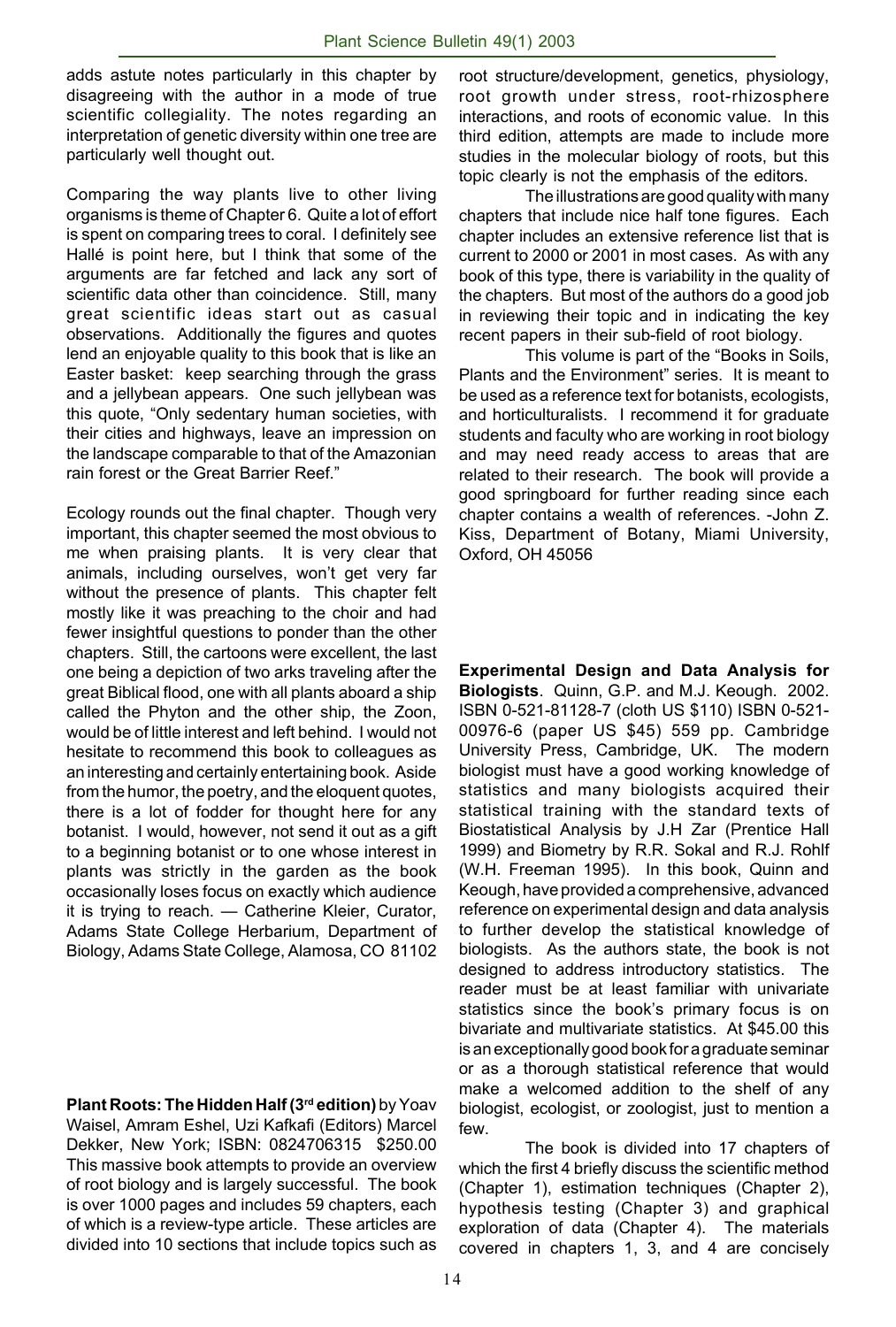adds astute notes particularly in this chapter by disagreeing with the author in a mode of true scientific collegiality. The notes regarding an interpretation of genetic diversity within one tree are particularly well thought out.

Comparing the way plants live to other living organisms is theme of Chapter 6. Quite a lot of effort is spent on comparing trees to coral. I definitely see Hallé is point here, but I think that some of the arguments are far fetched and lack any sort of scientific data other than coincidence. Still, many great scientific ideas start out as casual observations. Additionally the figures and quotes lend an enjoyable quality to this book that is like an Easter basket: keep searching through the grass and a jellybean appears. One such jellybean was this quote, "Only sedentary human societies, with their cities and highways, leave an impression on the landscape comparable to that of the Amazonian rain forest or the Great Barrier Reef."

Ecology rounds out the final chapter. Though very important, this chapter seemed the most obvious to me when praising plants. It is very clear that animals, including ourselves, won't get very far without the presence of plants. This chapter felt mostly like it was preaching to the choir and had fewer insightful questions to ponder than the other chapters. Still, the cartoons were excellent, the last one being a depiction of two arks traveling after the great Biblical flood, one with all plants aboard a ship called the Phyton and the other ship, the Zoon, would be of little interest and left behind. I would not hesitate to recommend this book to colleagues as an interesting and certainly entertaining book. Aside from the humor, the poetry, and the eloquent quotes, there is a lot of fodder for thought here for any botanist. I would, however, not send it out as a gift to a beginning botanist or to one whose interest in plants was strictly in the garden as the book occasionally loses focus on exactly which audience it is trying to reach. — Catherine Kleier, Curator, Adams State College Herbarium, Department of Biology, Adams State College, Alamosa, CO 81102

**Plant Roots: The Hidden Half (3rd edition)** by Yoav Waisel, Amram Eshel, Uzi Kafkafi (Editors) Marcel Dekker, New York; ISBN: 0824706315 $250.00 This massive book attempts to provide an overview of root biology and is largely successful. The book is over 1000 pages and includes 59 chapters, each of which is a review-type article. These articles are divided into 10 sections that include topics such as root structure/development, genetics, physiology, root growth under stress, root-rhizosphere interactions, and roots of economic value. In this third edition, attempts are made to include more studies in the molecular biology of roots, but this topic clearly is not the emphasis of the editors.

The illustrations are good quality with many chapters that include nice half tone figures. Each chapter includes an extensive reference list that is current to 2000 or 2001 in most cases. As with any book of this type, there is variability in the quality of the chapters. But most of the authors do a good job in reviewing their topic and in indicating the key recent papers in their sub-field of root biology.

This volume is part of the "Books in Soils, Plants and the Environment" series. It is meant to be used as a reference text for botanists, ecologists, and horticulturalists. I recommend it for graduate students and faculty who are working in root biology and may need ready access to areas that are related to their research. The book will provide a good springboard for further reading since each chapter contains a wealth of references. -John Z. Kiss, Department of Botany, Miami University, Oxford, OH 45056

**Experimental Design and Data Analysis for Biologists**. Quinn, G.P. and M.J. Keough. 2002. ISBN 0-521-81128-7 (cloth US $110) ISBN 0-521-00976-6 (paper US $45) 559 pp. Cambridge University Press, Cambridge, UK. The modern biologist must have a good working knowledge of statistics and many biologists acquired their statistical training with the standard texts of Biostatistical Analysis by J.H Zar (Prentice Hall 1999) and Biometry by R.R. Sokal and R.J. Rohlf (W.H. Freeman 1995). In this book, Quinn and Keough, have provided a comprehensive, advanced reference on experimental design and data analysis to further develop the statistical knowledge of biologists. As the authors state, the book is not designed to address introductory statistics. The reader must be at least familiar with univariate statistics since the book's primary focus is on bivariate and multivariate statistics. At $45.00 this is an exceptionally good book for a graduate seminar or as a thorough statistical reference that would make a welcomed addition to the shelf of any biologist, ecologist, or zoologist, just to mention a few.

The book is divided into 17 chapters of which the first 4 briefly discuss the scientific method (Chapter 1), estimation techniques (Chapter 2), hypothesis testing (Chapter 3) and graphical exploration of data (Chapter 4). The materials covered in chapters 1, 3, and 4 are concisely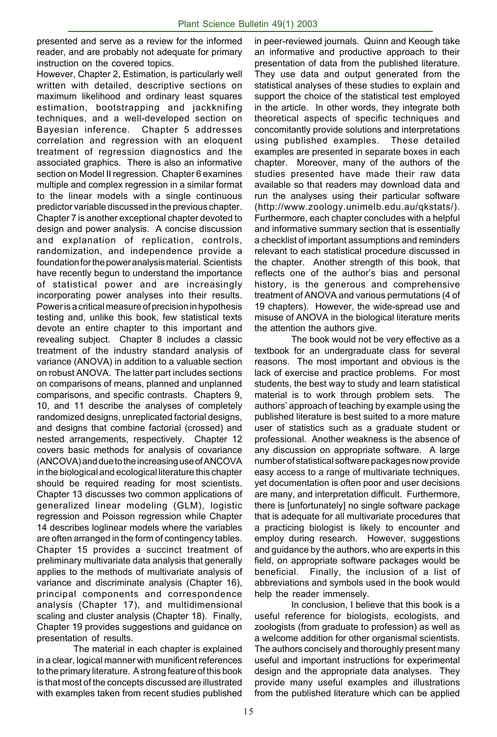presented and serve as a review for the informed reader, and are probably not adequate for primary instruction on the covered topics.

However, Chapter 2, Estimation, is particularly well written with detailed, descriptive sections on maximum likelihood and ordinary least squares estimation, bootstrapping and jackknifing techniques, and a well-developed section on Bayesian inference. Chapter 5 addresses correlation and regression with an eloquent treatment of regression diagnostics and the associated graphics. There is also an informative section on Model II regression. Chapter 6 examines multiple and complex regression in a similar format to the linear models with a single continuous predictor variable discussed in the previous chapter. Chapter 7 is another exceptional chapter devoted to design and power analysis. A concise discussion and explanation of replication, controls, randomization, and independence provide a foundation for the power analysis material. Scientists have recently begun to understand the importance of statistical power and are increasingly incorporating power analyses into their results. Power is a critical measure of precision in hypothesis testing and, unlike this book, few statistical texts devote an entire chapter to this important and revealing subject. Chapter 8 includes a classic treatment of the industry standard analysis of variance (ANOVA) in addition to a valuable section on robust ANOVA. The latter part includes sections on comparisons of means, planned and unplanned comparisons, and specific contrasts. Chapters 9, 10, and 11 describe the analyses of completely randomized designs, unreplicated factorial designs, and designs that combine factorial (crossed) and nested arrangements, respectively. Chapter 12 covers basic methods for analysis of covariance (ANCOVA) and due to the increasing use of ANCOVA in the biological and ecological literature this chapter should be required reading for most scientists. Chapter 13 discusses two common applications of generalized linear modeling (GLM), logistic regression and Poisson regression while Chapter 14 describes loglinear models where the variables are often arranged in the form of contingency tables. Chapter 15 provides a succinct treatment of preliminary multivariate data analysis that generally applies to the methods of multivariate analysis of variance and discriminate analysis (Chapter 16), principal components and correspondence analysis (Chapter 17), and multidimensional scaling and cluster analysis (Chapter 18). Finally, Chapter 19 provides suggestions and guidance on presentation of results.

The material in each chapter is explained in a clear, logical manner with munificent references to the primary literature. A strong feature of this book is that most of the concepts discussed are illustrated with examples taken from recent studies published in peer-reviewed journals. Quinn and Keough take an informative and productive approach to their presentation of data from the published literature. They use data and output generated from the statistical analyses of these studies to explain and support the choice of the statistical test employed in the article. In other words, they integrate both theoretical aspects of specific techniques and concomitantly provide solutions and interpretations using published examples. These detailed examples are presented in separate boxes in each chapter. Moreover, many of the authors of the studies presented have made their raw data available so that readers may download data and run the analyses using their particular software (http://www.zoology.unimelb.edu.au/qkstats/). Furthermore, each chapter concludes with a helpful and informative summary section that is essentially a checklist of important assumptions and reminders relevant to each statistical procedure discussed in the chapter. Another strength of this book, that reflects one of the author's bias and personal history, is the generous and comprehensive treatment of ANOVA and various permutations (4 of 19 chapters). However, the wide-spread use and misuse of ANOVA in the biological literature merits the attention the authors give.

The book would not be very effective as a textbook for an undergraduate class for several reasons. The most important and obvious is the lack of exercise and practice problems. For most students, the best way to study and learn statistical material is to work through problem sets. The authors' approach of teaching by example using the published literature is best suited to a more mature user of statistics such as a graduate student or professional. Another weakness is the absence of any discussion on appropriate software. A large number of statistical software packages now provide easy access to a range of multivariate techniques, yet documentation is often poor and user decisions are many, and interpretation difficult. Furthermore, there is [unfortunately] no single software package that is adequate for all multivariate procedures that a practicing biologist is likely to encounter and employ during research. However, suggestions and guidance by the authors, who are experts in this field, on appropriate software packages would be beneficial. Finally, the inclusion of a list of abbreviations and symbols used in the book would help the reader immensely.

In conclusion, I believe that this book is a useful reference for biologists, ecologists, and zoologists (from graduate to profession) as well as a welcome addition for other organismal scientists. The authors concisely and thoroughly present many useful and important instructions for experimental design and the appropriate data analyses. They provide many useful examples and illustrations from the published literature which can be applied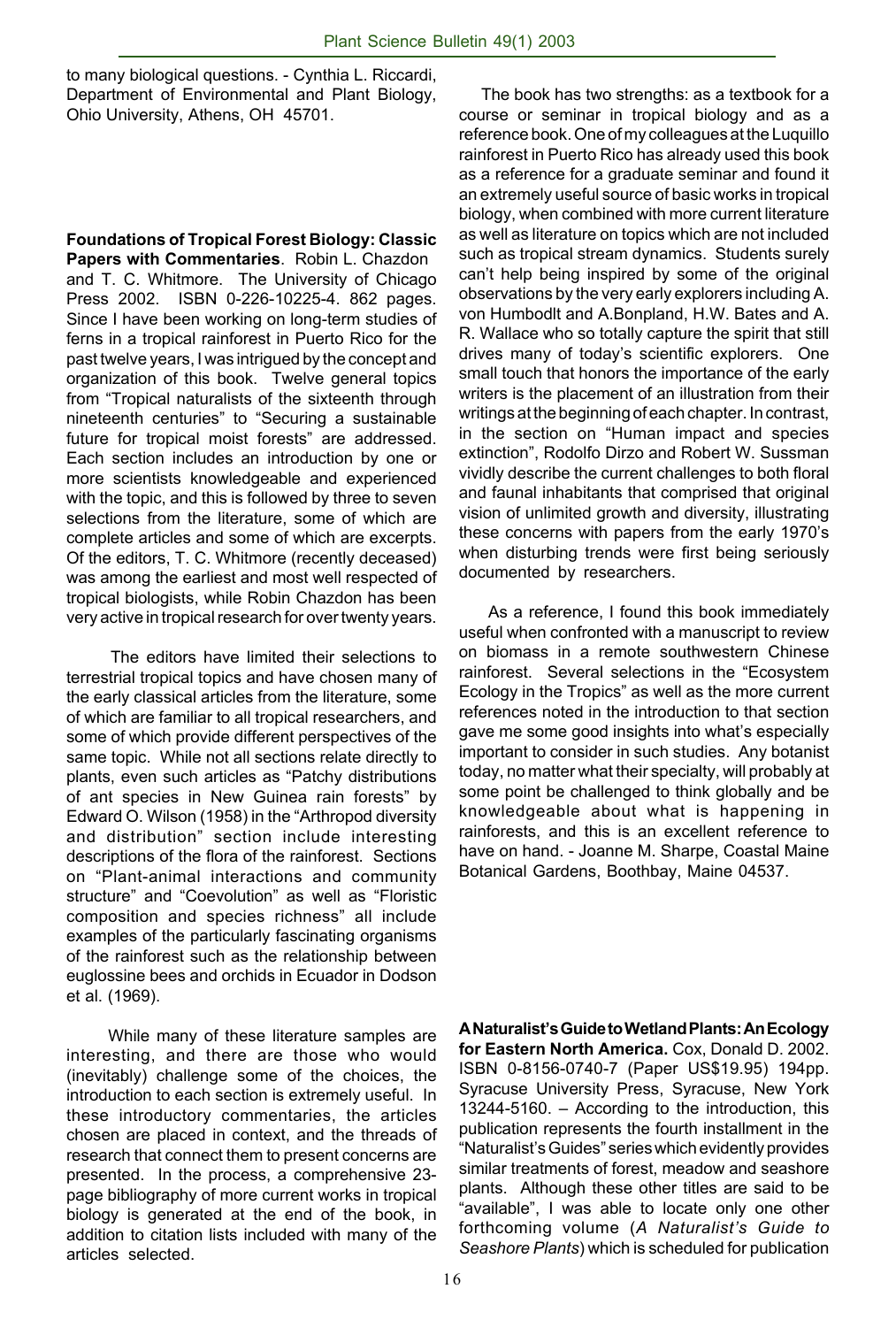to many biological questions. - Cynthia L. Riccardi, Department of Environmental and Plant Biology, Ohio University, Athens, OH 45701.

**Foundations of Tropical Forest Biology: Classic Papers with Commentaries**. Robin L. Chazdon and T. C. Whitmore. The University of Chicago Press 2002. ISBN 0-226-10225-4. 862 pages. Since I have been working on long-term studies of ferns in a tropical rainforest in Puerto Rico for the past twelve years, I was intrigued by the concept and organization of this book. Twelve general topics from "Tropical naturalists of the sixteenth through nineteenth centuries" to "Securing a sustainable future for tropical moist forests" are addressed. Each section includes an introduction by one or more scientists knowledgeable and experienced with the topic, and this is followed by three to seven selections from the literature, some of which are complete articles and some of which are excerpts. Of the editors, T. C. Whitmore (recently deceased) was among the earliest and most well respected of tropical biologists, while Robin Chazdon has been very active in tropical research for over twenty years.

The editors have limited their selections to terrestrial tropical topics and have chosen many of the early classical articles from the literature, some of which are familiar to all tropical researchers, and some of which provide different perspectives of the same topic. While not all sections relate directly to plants, even such articles as "Patchy distributions of ant species in New Guinea rain forests" by Edward O. Wilson (1958) in the "Arthropod diversity and distribution" section include interesting descriptions of the flora of the rainforest. Sections on "Plant-animal interactions and community structure" and "Coevolution" as well as "Floristic composition and species richness" all include examples of the particularly fascinating organisms of the rainforest such as the relationship between euglossine bees and orchids in Ecuador in Dodson et al. (1969).

While many of these literature samples are interesting, and there are those who would (inevitably) challenge some of the choices, the introduction to each section is extremely useful. In these introductory commentaries, the articles chosen are placed in context, and the threads of research that connect them to present concerns are presented. In the process, a comprehensive 23-page bibliography of more current works in tropical biology is generated at the end of the book, in addition to citation lists included with many of the articles selected.

The book has two strengths: as a textbook for a course or seminar in tropical biology and as a reference book. One of my colleagues at the Luquillo rainforest in Puerto Rico has already used this book as a reference for a graduate seminar and found it an extremely useful source of basic works in tropical biology, when combined with more current literature as well as literature on topics which are not included such as tropical stream dynamics. Students surely can't help being inspired by some of the original observations by the very early explorers including A. von Humbodlt and A.Bonpland, H.W. Bates and A. R. Wallace who so totally capture the spirit that still drives many of today's scientific explorers. One small touch that honors the importance of the early writers is the placement of an illustration from their writings at the beginning of each chapter. In contrast, in the section on "Human impact and species extinction", Rodolfo Dirzo and Robert W. Sussman vividly describe the current challenges to both floral and faunal inhabitants that comprised that original vision of unlimited growth and diversity, illustrating these concerns with papers from the early 1970's when disturbing trends were first being seriously documented by researchers.

As a reference, I found this book immediately useful when confronted with a manuscript to review on biomass in a remote southwestern Chinese rainforest. Several selections in the "Ecosystem Ecology in the Tropics" as well as the more current references noted in the introduction to that section gave me some good insights into what's especially important to consider in such studies. Any botanist today, no matter what their specialty, will probably at some point be challenged to think globally and be knowledgeable about what is happening in rainforests, and this is an excellent reference to have on hand. - Joanne M. Sharpe, Coastal Maine Botanical Gardens, Boothbay, Maine 04537.

**A Naturalist's Guide to Wetland Plants: An Ecology for Eastern North America.** Cox, Donald D. 2002. ISBN 0-8156-0740-7 (Paper US$19.95) 194pp. Syracuse University Press, Syracuse, New York 13244-5160. – According to the introduction, this publication represents the fourth installment in the "Naturalist's Guides" series which evidently provides similar treatments of forest, meadow and seashore plants. Although these other titles are said to be "available", I was able to locate only one other forthcoming volume (*A Naturalist's Guide to Seashore Plants*) which is scheduled for publication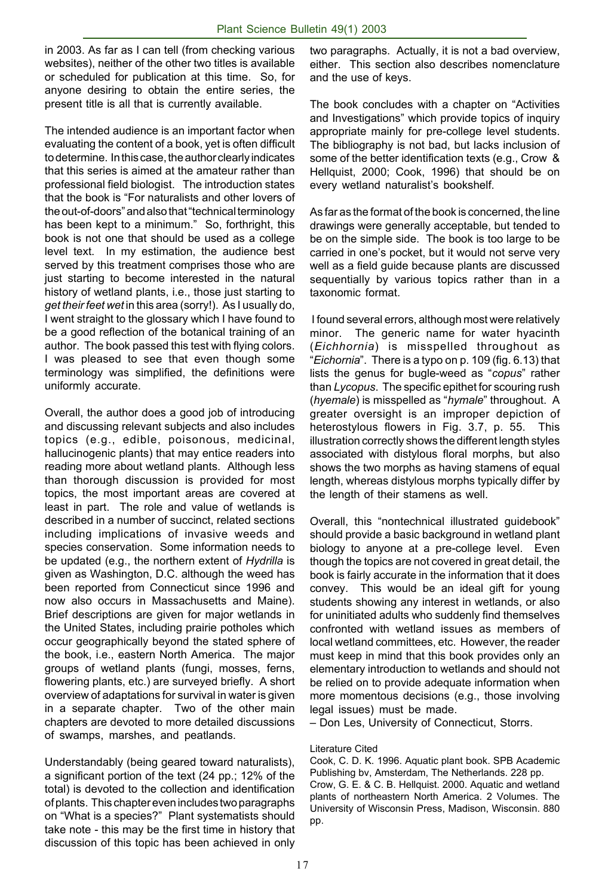in 2003. As far as I can tell (from checking various websites), neither of the other two titles is available or scheduled for publication at this time. So, for anyone desiring to obtain the entire series, the present title is all that is currently available.

The intended audience is an important factor when evaluating the content of a book, yet is often difficult to determine. In this case, the author clearly indicates that this series is aimed at the amateur rather than professional field biologist. The introduction states that the book is "For naturalists and other lovers of the out-of-doors" and also that "technical terminology has been kept to a minimum." So, forthright, this book is not one that should be used as a college level text. In my estimation, the audience best served by this treatment comprises those who are just starting to become interested in the natural history of wetland plants, i.e., those just starting to *get their feet wet* in this area (sorry!). As I usually do, I went straight to the glossary which I have found to be a good reflection of the botanical training of an author. The book passed this test with flying colors. I was pleased to see that even though some terminology was simplified, the definitions were uniformly accurate.

Overall, the author does a good job of introducing and discussing relevant subjects and also includes topics (e.g., edible, poisonous, medicinal, hallucinogenic plants) that may entice readers into reading more about wetland plants. Although less than thorough discussion is provided for most topics, the most important areas are covered at least in part. The role and value of wetlands is described in a number of succinct, related sections including implications of invasive weeds and species conservation. Some information needs to be updated (e.g., the northern extent of *Hydrilla* is given as Washington, D.C. although the weed has been reported from Connecticut since 1996 and now also occurs in Massachusetts and Maine). Brief descriptions are given for major wetlands in the United States, including prairie potholes which occur geographically beyond the stated sphere of the book, i.e., eastern North America. The major groups of wetland plants (fungi, mosses, ferns, flowering plants, etc.) are surveyed briefly. A short overview of adaptations for survival in water is given in a separate chapter. Two of the other main chapters are devoted to more detailed discussions of swamps, marshes, and peatlands.

Understandably (being geared toward naturalists), a significant portion of the text (24 pp.; 12% of the total) is devoted to the collection and identification of plants. This chapter even includes two paragraphs on "What is a species?" Plant systematists should take note - this may be the first time in history that discussion of this topic has been achieved in only two paragraphs. Actually, it is not a bad overview, either. This section also describes nomenclature and the use of keys.

The book concludes with a chapter on "Activities and Investigations" which provide topics of inquiry appropriate mainly for pre-college level students. The bibliography is not bad, but lacks inclusion of some of the better identification texts (e.g., Crow & Hellquist, 2000; Cook, 1996) that should be on every wetland naturalist's bookshelf.

As far as the format of the book is concerned, the line drawings were generally acceptable, but tended to be on the simple side. The book is too large to be carried in one's pocket, but it would not serve very well as a field guide because plants are discussed sequentially by various topics rather than in a taxonomic format.

I found several errors, although most were relatively minor. The generic name for water hyacinth (*Eichhornia*) is misspelled throughout as "*Eichornia*". There is a typo on p. 109 (fig. 6.13) that lists the genus for bugle-weed as "*copus*" rather than *Lycopus*. The specific epithet for scouring rush (*hyemale*) is misspelled as "*hymale*" throughout. A greater oversight is an improper depiction of heterostylous flowers in Fig. 3.7, p. 55. This illustration correctly shows the different length styles associated with distylous floral morphs, but also shows the two morphs as having stamens of equal length, whereas distylous morphs typically differ by the length of their stamens as well.

Overall, this "nontechnical illustrated guidebook" should provide a basic background in wetland plant biology to anyone at a pre-college level. Even though the topics are not covered in great detail, the book is fairly accurate in the information that it does convey. This would be an ideal gift for young students showing any interest in wetlands, or also for uninitiated adults who suddenly find themselves confronted with wetland issues as members of local wetland committees, etc. However, the reader must keep in mind that this book provides only an elementary introduction to wetlands and should not be relied on to provide adequate information when more momentous decisions (e.g., those involving legal issues) must be made.

– Don Les, University of Connecticut, Storrs.

Literature Cited

Cook, C. D. K. 1996. Aquatic plant book. SPB Academic Publishing bv, Amsterdam, The Netherlands. 228 pp.

Crow, G. E. & C. B. Hellquist. 2000. Aquatic and wetland plants of northeastern North America. 2 Volumes. The University of Wisconsin Press, Madison, Wisconsin. 880 pp.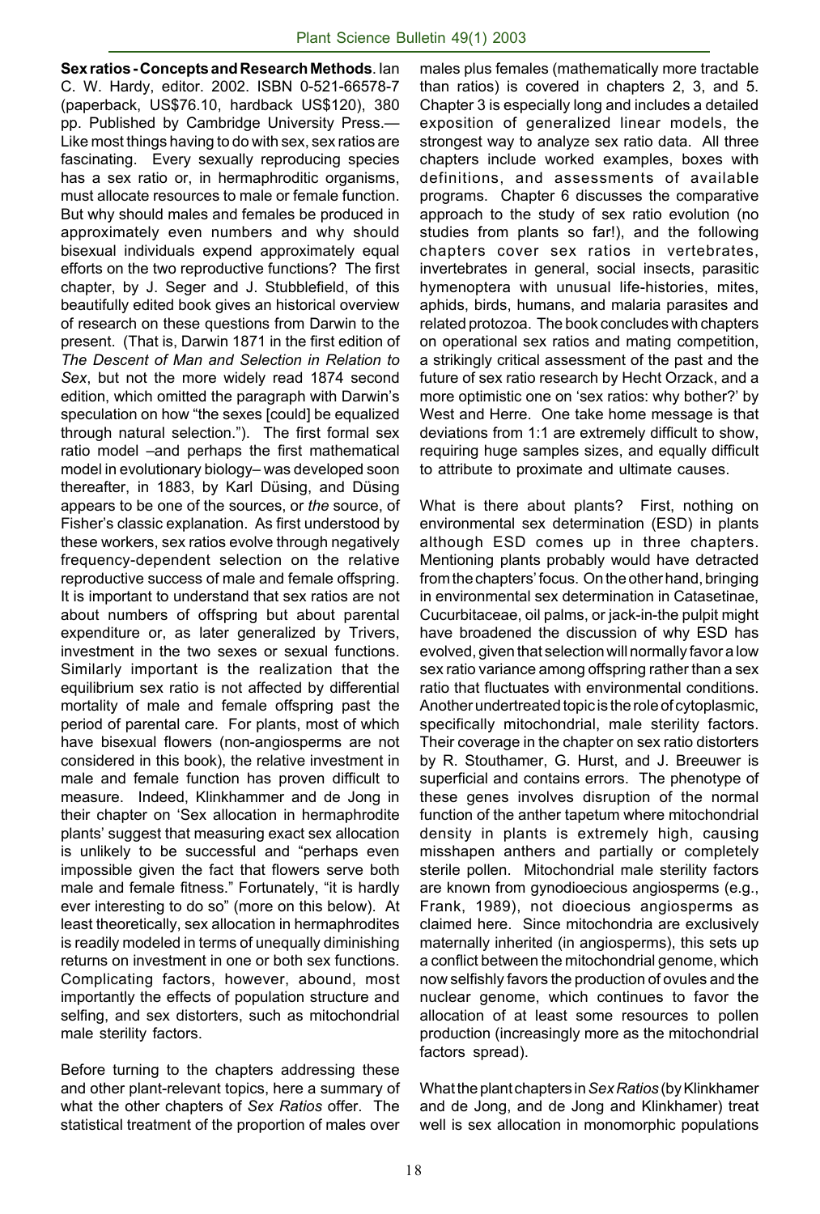**Sex ratios - Concepts and Research Methods**. Ian C. W. Hardy, editor. 2002. ISBN 0-521-66578-7 (paperback, US$76.10, hardback US$120), 380 pp. Published by Cambridge University Press.— Like most things having to do with sex, sex ratios are fascinating. Every sexually reproducing species has a sex ratio or, in hermaphroditic organisms, must allocate resources to male or female function. But why should males and females be produced in approximately even numbers and why should bisexual individuals expend approximately equal efforts on the two reproductive functions? The first chapter, by J. Seger and J. Stubblefield, of this beautifully edited book gives an historical overview of research on these questions from Darwin to the present. (That is, Darwin 1871 in the first edition of *The Descent of Man and Selection in Relation to Sex*, but not the more widely read 1874 second edition, which omitted the paragraph with Darwin's speculation on how "the sexes [could] be equalized through natural selection."). The first formal sex ratio model –and perhaps the first mathematical model in evolutionary biology– was developed soon thereafter, in 1883, by Karl Düsing, and Düsing appears to be one of the sources, or *the* source, of Fisher's classic explanation. As first understood by these workers, sex ratios evolve through negatively frequency-dependent selection on the relative reproductive success of male and female offspring. It is important to understand that sex ratios are not about numbers of offspring but about parental expenditure or, as later generalized by Trivers, investment in the two sexes or sexual functions. Similarly important is the realization that the equilibrium sex ratio is not affected by differential mortality of male and female offspring past the period of parental care. For plants, most of which have bisexual flowers (non-angiosperms are not considered in this book), the relative investment in male and female function has proven difficult to measure. Indeed, Klinkhammer and de Jong in their chapter on 'Sex allocation in hermaphrodite plants' suggest that measuring exact sex allocation is unlikely to be successful and "perhaps even impossible given the fact that flowers serve both male and female fitness." Fortunately, "it is hardly ever interesting to do so" (more on this below). At least theoretically, sex allocation in hermaphrodites is readily modeled in terms of unequally diminishing returns on investment in one or both sex functions. Complicating factors, however, abound, most importantly the effects of population structure and selfing, and sex distorters, such as mitochondrial male sterility factors.

Before turning to the chapters addressing these and other plant-relevant topics, here a summary of what the other chapters of *Sex Ratios* offer. The statistical treatment of the proportion of males over males plus females (mathematically more tractable than ratios) is covered in chapters 2, 3, and 5. Chapter 3 is especially long and includes a detailed exposition of generalized linear models, the strongest way to analyze sex ratio data. All three chapters include worked examples, boxes with definitions, and assessments of available programs. Chapter 6 discusses the comparative approach to the study of sex ratio evolution (no studies from plants so far!), and the following chapters cover sex ratios in vertebrates, invertebrates in general, social insects, parasitic hymenoptera with unusual life-histories, mites, aphids, birds, humans, and malaria parasites and related protozoa. The book concludes with chapters on operational sex ratios and mating competition, a strikingly critical assessment of the past and the future of sex ratio research by Hecht Orzack, and a more optimistic one on 'sex ratios: why bother?' by West and Herre. One take home message is that deviations from 1:1 are extremely difficult to show, requiring huge samples sizes, and equally difficult to attribute to proximate and ultimate causes.

What is there about plants? First, nothing on environmental sex determination (ESD) in plants although ESD comes up in three chapters. Mentioning plants probably would have detracted from the chapters' focus. On the other hand, bringing in environmental sex determination in Catasetinae, Cucurbitaceae, oil palms, or jack-in-the pulpit might have broadened the discussion of why ESD has evolved, given that selection will normally favor a low sex ratio variance among offspring rather than a sex ratio that fluctuates with environmental conditions. Another undertreated topic is the role of cytoplasmic, specifically mitochondrial, male sterility factors. Their coverage in the chapter on sex ratio distorters by R. Stouthamer, G. Hurst, and J. Breeuwer is superficial and contains errors. The phenotype of these genes involves disruption of the normal function of the anther tapetum where mitochondrial density in plants is extremely high, causing misshapen anthers and partially or completely sterile pollen. Mitochondrial male sterility factors are known from gynodioecious angiosperms (e.g., Frank, 1989), not dioecious angiosperms as claimed here. Since mitochondria are exclusively maternally inherited (in angiosperms), this sets up a conflict between the mitochondrial genome, which now selfishly favors the production of ovules and the nuclear genome, which continues to favor the allocation of at least some resources to pollen production (increasingly more as the mitochondrial factors spread).

What the plant chapters in *Sex Ratios* (by Klinkhamer and de Jong, and de Jong and Klinkhamer) treat well is sex allocation in monomorphic populations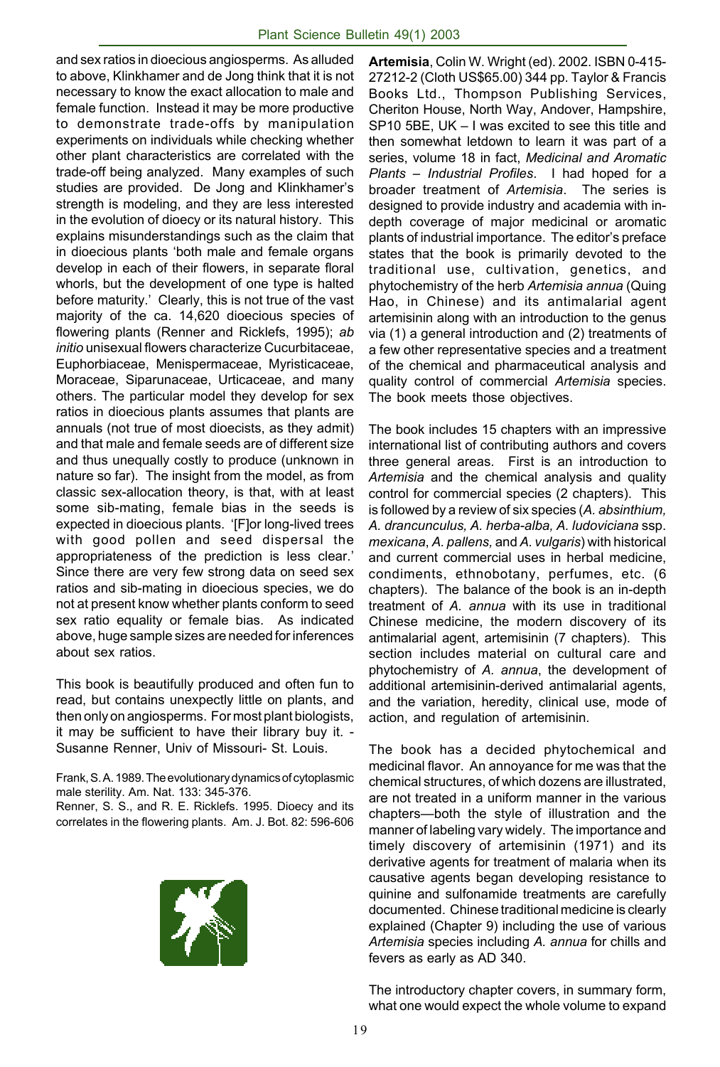and sex ratios in dioecious angiosperms. As alluded to above, Klinkhamer and de Jong think that it is not necessary to know the exact allocation to male and female function. Instead it may be more productive to demonstrate trade-offs by manipulation experiments on individuals while checking whether other plant characteristics are correlated with the trade-off being analyzed. Many examples of such studies are provided. De Jong and Klinkhamer's strength is modeling, and they are less interested in the evolution of dioecy or its natural history. This explains misunderstandings such as the claim that in dioecious plants 'both male and female organs develop in each of their flowers, in separate floral whorls, but the development of one type is halted before maturity.' Clearly, this is not true of the vast majority of the ca. 14,620 dioecious species of flowering plants (Renner and Ricklefs, 1995); *ab initio* unisexual flowers characterize Cucurbitaceae, Euphorbiaceae, Menispermaceae, Myristicaceae, Moraceae, Siparunaceae, Urticaceae, and many others. The particular model they develop for sex ratios in dioecious plants assumes that plants are annuals (not true of most dioecists, as they admit) and that male and female seeds are of different size and thus unequally costly to produce (unknown in nature so far). The insight from the model, as from classic sex-allocation theory, is that, with at least some sib-mating, female bias in the seeds is expected in dioecious plants. '[F]or long-lived trees with good pollen and seed dispersal the appropriateness of the prediction is less clear.' Since there are very few strong data on seed sex ratios and sib-mating in dioecious species, we do not at present know whether plants conform to seed sex ratio equality or female bias. As indicated above, huge sample sizes are needed for inferences about sex ratios.

This book is beautifully produced and often fun to read, but contains unexpectly little on plants, and then only on angiosperms. For most plant biologists, it may be sufficient to have their library buy it. - Susanne Renner, Univ of Missouri- St. Louis.

Frank, S. A. 1989. The evolutionary dynamics of cytoplasmic male sterility. Am. Nat. 133: 345-376.

Renner, S. S., and R. E. Ricklefs. 1995. Dioecy and its correlates in the flowering plants. Am. J. Bot. 82: 596-606

**Artemisia**, Colin W. Wright (ed). 2002. ISBN 0-415-27212-2 (Cloth US$65.00) 344 pp. Taylor & Francis Books Ltd., Thompson Publishing Services, Cheriton House, North Way, Andover, Hampshire, SP10 5BE, UK – I was excited to see this title and then somewhat letdown to learn it was part of a series, volume 18 in fact, *Medicinal and Aromatic Plants – Industrial Profiles*. I had hoped for a broader treatment of *Artemisia*. The series is designed to provide industry and academia with in-depth coverage of major medicinal or aromatic plants of industrial importance. The editor's preface states that the book is primarily devoted to the traditional use, cultivation, genetics, and phytochemistry of the herb *Artemisia annua* (Quing Hao, in Chinese) and its antimalarial agent artemisinin along with an introduction to the genus via (1) a general introduction and (2) treatments of a few other representative species and a treatment of the chemical and pharmaceutical analysis and quality control of commercial *Artemisia* species. The book meets those objectives.

The book includes 15 chapters with an impressive international list of contributing authors and covers three general areas. First is an introduction to *Artemisia* and the chemical analysis and quality control for commercial species (2 chapters). This is followed by a review of six species (*A. absinthium, A. drancunculus, A. herba-alba, A. ludoviciana* ssp. *mexicana*, *A. pallens,* and *A. vulgaris*) with historical and current commercial uses in herbal medicine, condiments, ethnobotany, perfumes, etc. (6 chapters). The balance of the book is an in-depth treatment of *A. annua* with its use in traditional Chinese medicine, the modern discovery of its antimalarial agent, artemisinin (7 chapters). This section includes material on cultural care and phytochemistry of *A. annua*, the development of additional artemisinin-derived antimalarial agents, and the variation, heredity, clinical use, mode of action, and regulation of artemisinin.

The book has a decided phytochemical and medicinal flavor. An annoyance for me was that the chemical structures, of which dozens are illustrated, are not treated in a uniform manner in the various chapters—both the style of illustration and the manner of labeling vary widely. The importance and timely discovery of artemisinin (1971) and its derivative agents for treatment of malaria when its causative agents began developing resistance to quinine and sulfonamide treatments are carefully documented. Chinese traditional medicine is clearly explained (Chapter 9) including the use of various *Artemisia* species including *A. annua* for chills and fevers as early as AD 340.

The introductory chapter covers, in summary form, what one would expect the whole volume to expand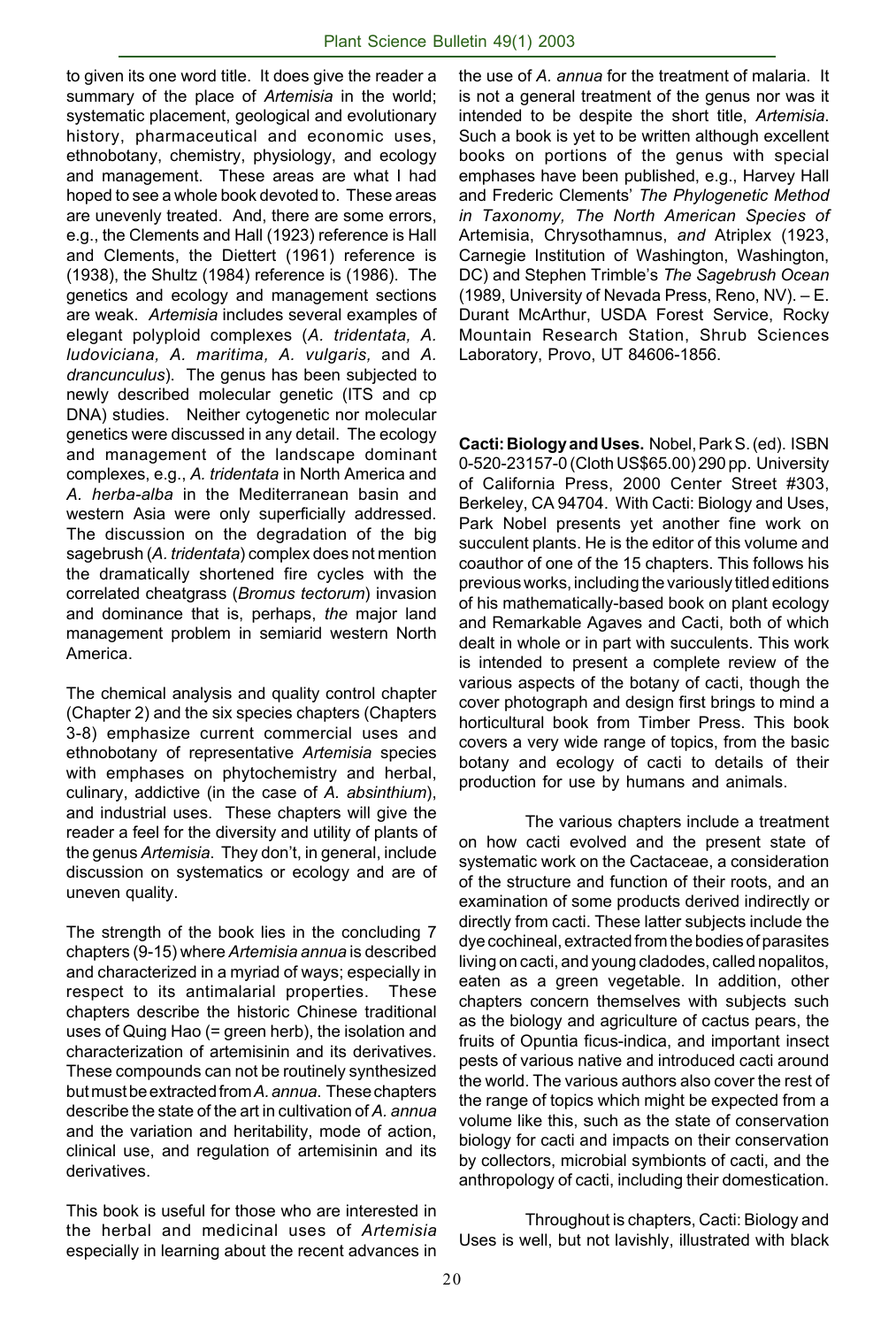to given its one word title. It does give the reader a summary of the place of *Artemisia* in the world; systematic placement, geological and evolutionary history, pharmaceutical and economic uses, ethnobotany, chemistry, physiology, and ecology and management. These areas are what I had hoped to see a whole book devoted to. These areas are unevenly treated. And, there are some errors, e.g., the Clements and Hall (1923) reference is Hall and Clements, the Diettert (1961) reference is (1938), the Shultz (1984) reference is (1986). The genetics and ecology and management sections are weak. *Artemisia* includes several examples of elegant polyploid complexes (*A. tridentata, A. ludoviciana, A. maritima, A. vulgaris,* and *A. drancunculus*). The genus has been subjected to newly described molecular genetic (ITS and cp DNA) studies. Neither cytogenetic nor molecular genetics were discussed in any detail. The ecology and management of the landscape dominant complexes, e.g., *A. tridentata* in North America and *A. herba-alba* in the Mediterranean basin and western Asia were only superficially addressed. The discussion on the degradation of the big sagebrush (*A. tridentata*) complex does not mention the dramatically shortened fire cycles with the correlated cheatgrass (*Bromus tectorum*) invasion and dominance that is, perhaps, *the* major land management problem in semiarid western North America.

The chemical analysis and quality control chapter (Chapter 2) and the six species chapters (Chapters 3-8) emphasize current commercial uses and ethnobotany of representative *Artemisia* species with emphases on phytochemistry and herbal, culinary, addictive (in the case of *A. absinthium*), and industrial uses. These chapters will give the reader a feel for the diversity and utility of plants of the genus *Artemisia*. They don't, in general, include discussion on systematics or ecology and are of uneven quality.

The strength of the book lies in the concluding 7 chapters (9-15) where *Artemisia annua* is described and characterized in a myriad of ways; especially in respect to its antimalarial properties. These chapters describe the historic Chinese traditional uses of Quing Hao (= green herb), the isolation and characterization of artemisinin and its derivatives. These compounds can not be routinely synthesized but must be extracted from *A. annua*. These chapters describe the state of the art in cultivation of *A. annua* and the variation and heritability, mode of action, clinical use, and regulation of artemisinin and its derivatives.

This book is useful for those who are interested in the herbal and medicinal uses of *Artemisia* especially in learning about the recent advances in the use of *A. annua* for the treatment of malaria. It is not a general treatment of the genus nor was it intended to be despite the short title, *Artemisia*. Such a book is yet to be written although excellent books on portions of the genus with special emphases have been published, e.g., Harvey Hall and Frederic Clements' *The Phylogenetic Method in Taxonomy, The North American Species of* Artemisia, Chrysothamnus, *and* Atriplex (1923, Carnegie Institution of Washington, Washington, DC) and Stephen Trimble's *The Sagebrush Ocean* (1989, University of Nevada Press, Reno, NV). – E. Durant McArthur, USDA Forest Service, Rocky Mountain Research Station, Shrub Sciences Laboratory, Provo, UT 84606-1856.

**Cacti: Biology and Uses.** Nobel, Park S. (ed). ISBN 0-520-23157-0 (Cloth US$65.00) 290 pp. University of California Press, 2000 Center Street #303, Berkeley, CA 94704. With Cacti: Biology and Uses, Park Nobel presents yet another fine work on succulent plants. He is the editor of this volume and coauthor of one of the 15 chapters. This follows his previous works, including the variously titled editions of his mathematically-based book on plant ecology and Remarkable Agaves and Cacti, both of which dealt in whole or in part with succulents. This work is intended to present a complete review of the various aspects of the botany of cacti, though the cover photograph and design first brings to mind a horticultural book from Timber Press. This book covers a very wide range of topics, from the basic botany and ecology of cacti to details of their production for use by humans and animals.

The various chapters include a treatment on how cacti evolved and the present state of systematic work on the Cactaceae, a consideration of the structure and function of their roots, and an examination of some products derived indirectly or directly from cacti. These latter subjects include the dye cochineal, extracted from the bodies of parasites living on cacti, and young cladodes, called nopalitos, eaten as a green vegetable. In addition, other chapters concern themselves with subjects such as the biology and agriculture of cactus pears, the fruits of Opuntia ficus-indica, and important insect pests of various native and introduced cacti around the world. The various authors also cover the rest of the range of topics which might be expected from a volume like this, such as the state of conservation biology for cacti and impacts on their conservation by collectors, microbial symbionts of cacti, and the anthropology of cacti, including their domestication.

Throughout is chapters, Cacti: Biology and Uses is well, but not lavishly, illustrated with black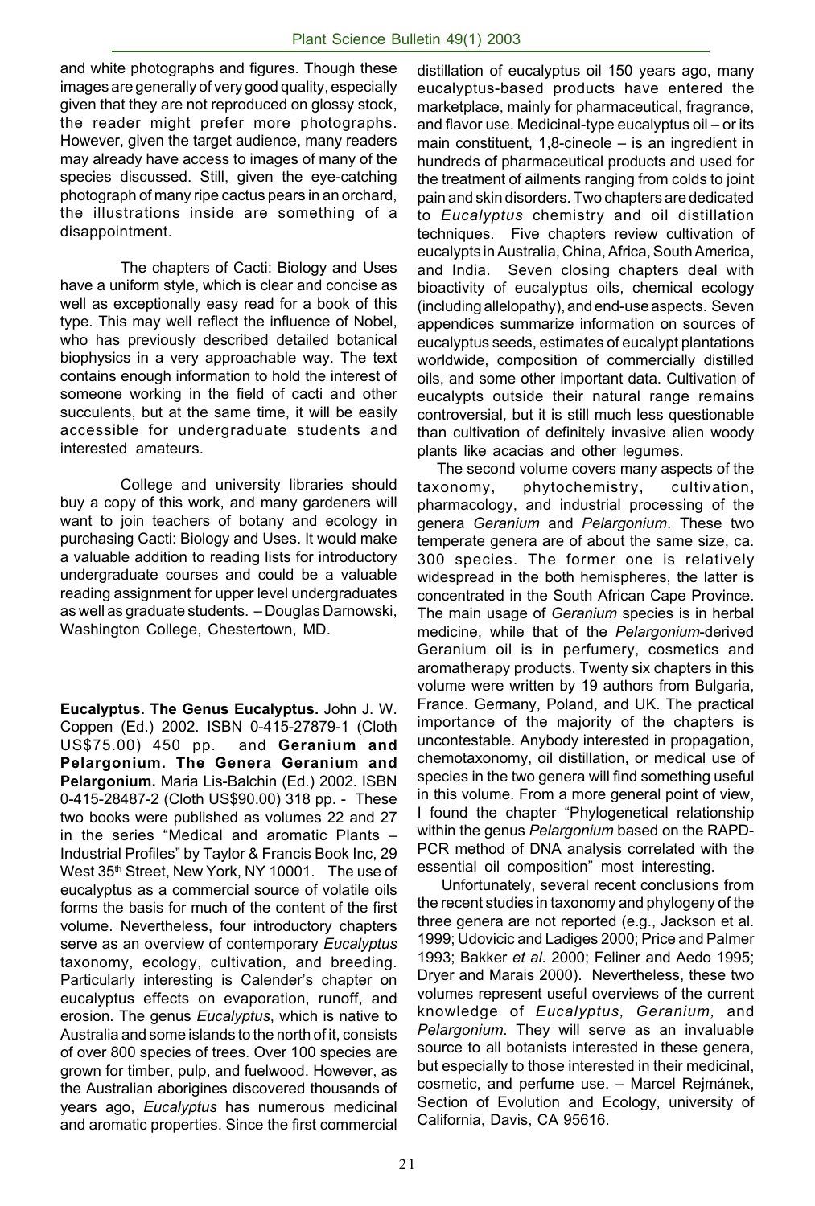and white photographs and figures. Though these images are generally of very good quality, especially given that they are not reproduced on glossy stock, the reader might prefer more photographs. However, given the target audience, many readers may already have access to images of many of the species discussed. Still, given the eye-catching photograph of many ripe cactus pears in an orchard, the illustrations inside are something of a disappointment.

The chapters of Cacti: Biology and Uses have a uniform style, which is clear and concise as well as exceptionally easy read for a book of this type. This may well reflect the influence of Nobel, who has previously described detailed botanical biophysics in a very approachable way. The text contains enough information to hold the interest of someone working in the field of cacti and other succulents, but at the same time, it will be easily accessible for undergraduate students and interested amateurs.

College and university libraries should buy a copy of this work, and many gardeners will want to join teachers of botany and ecology in purchasing Cacti: Biology and Uses. It would make a valuable addition to reading lists for introductory undergraduate courses and could be a valuable reading assignment for upper level undergraduates as well as graduate students. – Douglas Darnowski, Washington College, Chestertown, MD.

**Eucalyptus. The Genus Eucalyptus.** John J. W. Coppen (Ed.) 2002. ISBN 0-415-27879-1 (Cloth US$75.00) 450 pp. and **Geranium and Pelargonium. The Genera Geranium and Pelargonium.** Maria Lis-Balchin (Ed.) 2002. ISBN 0-415-28487-2 (Cloth US$90.00) 318 pp. - These two books were published as volumes 22 and 27 in the series "Medical and aromatic Plants – Industrial Profiles" by Taylor & Francis Book Inc, 29 West 35th Street, New York, NY 10001. The use of eucalyptus as a commercial source of volatile oils forms the basis for much of the content of the first volume. Nevertheless, four introductory chapters serve as an overview of contemporary *Eucalyptus* taxonomy, ecology, cultivation, and breeding. Particularly interesting is Calender's chapter on eucalyptus effects on evaporation, runoff, and erosion. The genus *Eucalyptus*, which is native to Australia and some islands to the north of it, consists of over 800 species of trees. Over 100 species are grown for timber, pulp, and fuelwood. However, as the Australian aborigines discovered thousands of years ago, *Eucalyptus* has numerous medicinal and aromatic properties. Since the first commercial distillation of eucalyptus oil 150 years ago, many eucalyptus-based products have entered the marketplace, mainly for pharmaceutical, fragrance, and flavor use. Medicinal-type eucalyptus oil – or its main constituent, 1,8-cineole – is an ingredient in hundreds of pharmaceutical products and used for the treatment of ailments ranging from colds to joint pain and skin disorders. Two chapters are dedicated to *Eucalyptus* chemistry and oil distillation techniques. Five chapters review cultivation of eucalypts in Australia, China, Africa, South America, and India. Seven closing chapters deal with bioactivity of eucalyptus oils, chemical ecology (including allelopathy), and end-use aspects. Seven appendices summarize information on sources of eucalyptus seeds, estimates of eucalypt plantations worldwide, composition of commercially distilled oils, and some other important data. Cultivation of eucalypts outside their natural range remains controversial, but it is still much less questionable than cultivation of definitely invasive alien woody plants like acacias and other legumes.

The second volume covers many aspects of the taxonomy, phytochemistry, cultivation, pharmacology, and industrial processing of the genera *Geranium* and *Pelargonium*. These two temperate genera are of about the same size, ca. 300 species. The former one is relatively widespread in the both hemispheres, the latter is concentrated in the South African Cape Province. The main usage of *Geranium* species is in herbal medicine, while that of the *Pelargonium*-derived Geranium oil is in perfumery, cosmetics and aromatherapy products. Twenty six chapters in this volume were written by 19 authors from Bulgaria, France. Germany, Poland, and UK. The practical importance of the majority of the chapters is uncontestable. Anybody interested in propagation, chemotaxonomy, oil distillation, or medical use of species in the two genera will find something useful in this volume. From a more general point of view, I found the chapter "Phylogenetical relationship within the genus *Pelargonium* based on the RAPD-PCR method of DNA analysis correlated with the essential oil composition" most interesting.

Unfortunately, several recent conclusions from the recent studies in taxonomy and phylogeny of the three genera are not reported (e.g., Jackson et al. 1999; Udovicic and Ladiges 2000; Price and Palmer 1993; Bakker *et al*. 2000; Feliner and Aedo 1995; Dryer and Marais 2000). Nevertheless, these two volumes represent useful overviews of the current knowledge of *Eucalyptus, Geranium,* and *Pelargonium*. They will serve as an invaluable source to all botanists interested in these genera, but especially to those interested in their medicinal, cosmetic, and perfume use. – Marcel Rejmánek, Section of Evolution and Ecology, university of California, Davis, CA 95616.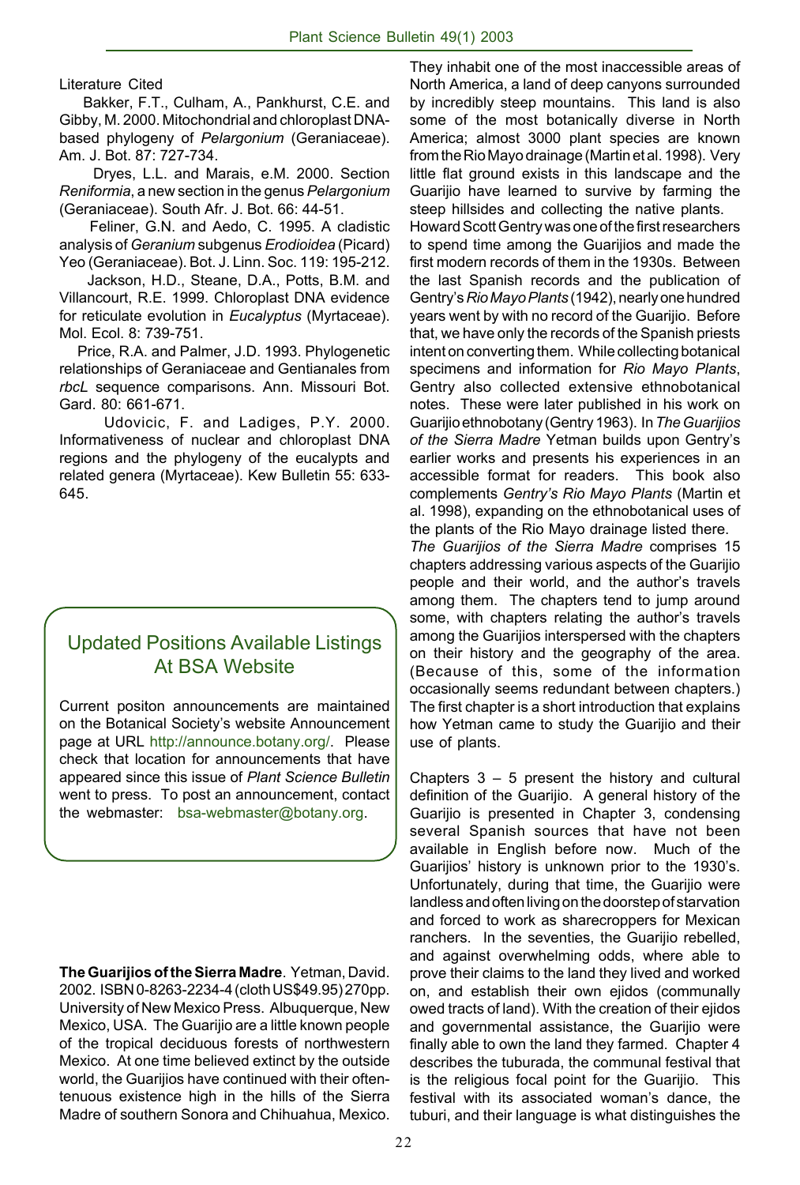Literature Cited

Bakker, F.T., Culham, A., Pankhurst, C.E. and Gibby, M. 2000. Mitochondrial and chloroplast DNA-based phylogeny of *Pelargonium* (Geraniaceae). Am. J. Bot. 87: 727-734.

Dryes, L.L. and Marais, e.M. 2000. Section *Reniformia*, a new section in the genus *Pelargonium* (Geraniaceae). South Afr. J. Bot. 66: 44-51.

Feliner, G.N. and Aedo, C. 1995. A cladistic analysis of *Geranium* subgenus *Erodioidea* (Picard) Yeo (Geraniaceae). Bot. J. Linn. Soc. 119: 195-212.

Jackson, H.D., Steane, D.A., Potts, B.M. and Villancourt, R.E. 1999. Chloroplast DNA evidence for reticulate evolution in *Eucalyptus* (Myrtaceae). Mol. Ecol. 8: 739-751.

Price, R.A. and Palmer, J.D. 1993. Phylogenetic relationships of Geraniaceae and Gentianales from *rbcL* sequence comparisons. Ann. Missouri Bot. Gard. 80: 661-671.

Udovicic, F. and Ladiges, P.Y. 2000. Informativeness of nuclear and chloroplast DNA regions and the phylogeny of the eucalypts and related genera (Myrtaceae). Kew Bulletin 55: 633-645.

## Updated Positions Available Listings At BSA Website

Current positon announcements are maintained on the Botanical Society's website Announcement page at URL http://announce.botany.org/. Please check that location for announcements that have appeared since this issue of *Plant Science Bulletin* went to press. To post an announcement, contact the webmaster: bsa-webmaster@botany.org.

**The Guarijios of the Sierra Madre**. Yetman, David. 2002. ISBN 0-8263-2234-4 (cloth US$49.95) 270pp. University of New Mexico Press. Albuquerque, New Mexico, USA. The Guarijio are a little known people of the tropical deciduous forests of northwestern Mexico. At one time believed extinct by the outside world, the Guarijios have continued with their often-tenuous existence high in the hills of the Sierra Madre of southern Sonora and Chihuahua, Mexico. They inhabit one of the most inaccessible areas of North America, a land of deep canyons surrounded by incredibly steep mountains. This land is also some of the most botanically diverse in North America; almost 3000 plant species are known from the Rio Mayo drainage (Martin et al. 1998). Very little flat ground exists in this landscape and the Guarijio have learned to survive by farming the steep hillsides and collecting the native plants.

Howard Scott Gentry was one of the first researchers to spend time among the Guarijios and made the first modern records of them in the 1930s. Between the last Spanish records and the publication of Gentry's *Rio Mayo Plants* (1942), nearly one hundred years went by with no record of the Guarijio. Before that, we have only the records of the Spanish priests intent on converting them. While collecting botanical specimens and information for *Rio Mayo Plants*, Gentry also collected extensive ethnobotanical notes. These were later published in his work on Guarijio ethnobotany (Gentry 1963). In *The Guarijios of the Sierra Madre* Yetman builds upon Gentry's earlier works and presents his experiences in an accessible format for readers. This book also complements *Gentry's Rio Mayo Plants* (Martin et al. 1998), expanding on the ethnobotanical uses of the plants of the Rio Mayo drainage listed there.

*The Guarijios of the Sierra Madre* comprises 15 chapters addressing various aspects of the Guarijio people and their world, and the author's travels among them. The chapters tend to jump around some, with chapters relating the author's travels among the Guarijios interspersed with the chapters on their history and the geography of the area. (Because of this, some of the information occasionally seems redundant between chapters.) The first chapter is a short introduction that explains how Yetman came to study the Guarijio and their use of plants.

Chapters 3 – 5 present the history and cultural definition of the Guarijio. A general history of the Guarijio is presented in Chapter 3, condensing several Spanish sources that have not been available in English before now. Much of the Guarijios' history is unknown prior to the 1930's. Unfortunately, during that time, the Guarijio were landless and often living on the doorstep of starvation and forced to work as sharecroppers for Mexican ranchers. In the seventies, the Guarijio rebelled, and against overwhelming odds, where able to prove their claims to the land they lived and worked on, and establish their own ejidos (communally owed tracts of land). With the creation of their ejidos and governmental assistance, the Guarijio were finally able to own the land they farmed. Chapter 4 describes the tuburada, the communal festival that is the religious focal point for the Guarijio. This festival with its associated woman's dance, the tuburi, and their language is what distinguishes the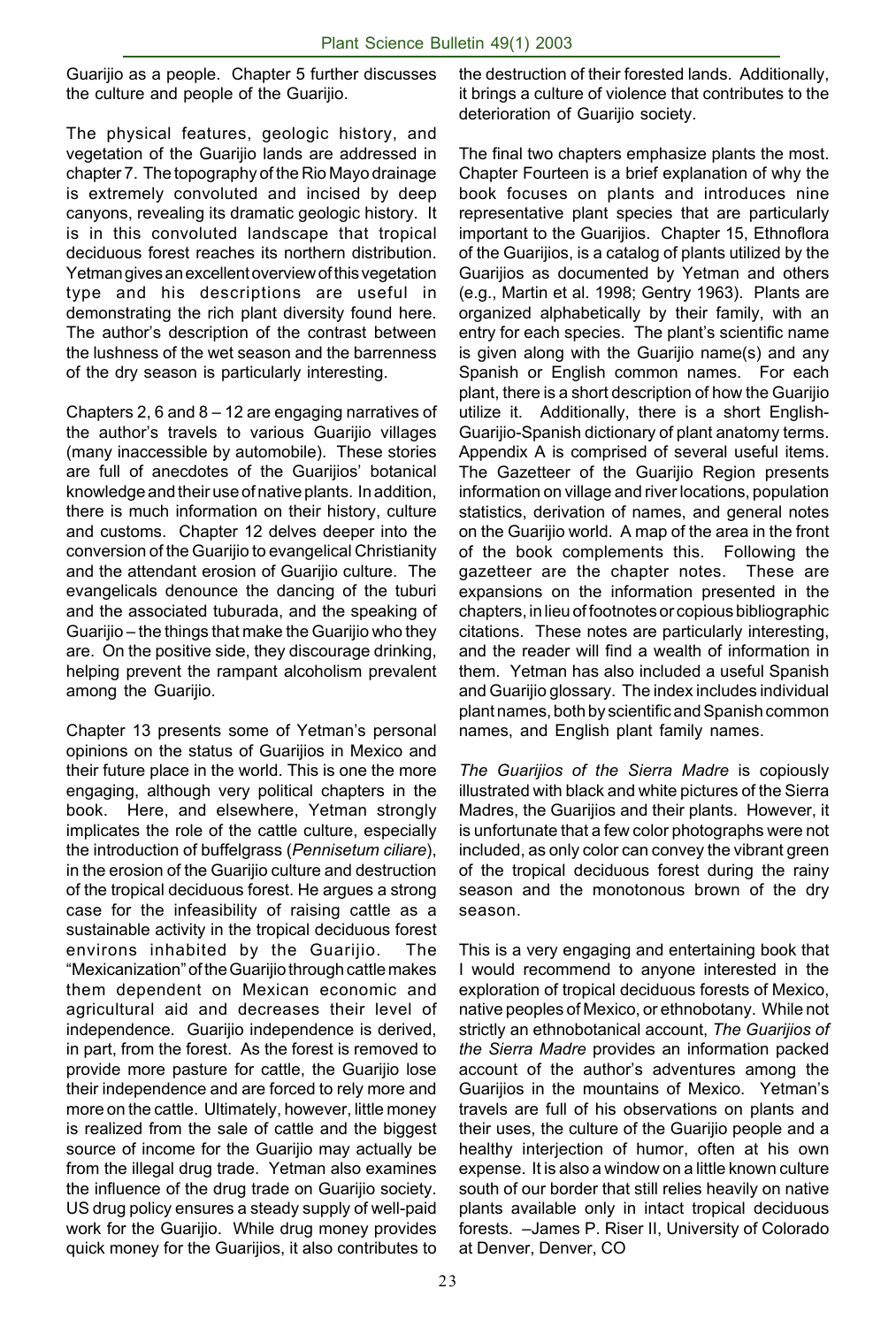Guarijio as a people. Chapter 5 further discusses the culture and people of the Guarijio.

The physical features, geologic history, and vegetation of the Guarijio lands are addressed in chapter 7. The topography of the Rio Mayo drainage is extremely convoluted and incised by deep canyons, revealing its dramatic geologic history. It is in this convoluted landscape that tropical deciduous forest reaches its northern distribution. Yetman gives an excellent overview of this vegetation type and his descriptions are useful in demonstrating the rich plant diversity found here. The author's description of the contrast between the lushness of the wet season and the barrenness of the dry season is particularly interesting.

Chapters 2, 6 and 8 – 12 are engaging narratives of the author's travels to various Guarijio villages (many inaccessible by automobile). These stories are full of anecdotes of the Guarijios' botanical knowledge and their use of native plants. In addition, there is much information on their history, culture and customs. Chapter 12 delves deeper into the conversion of the Guarijio to evangelical Christianity and the attendant erosion of Guarijio culture. The evangelicals denounce the dancing of the tuburi and the associated tuburada, and the speaking of Guarijio – the things that make the Guarijio who they are. On the positive side, they discourage drinking, helping prevent the rampant alcoholism prevalent among the Guarijio.

Chapter 13 presents some of Yetman's personal opinions on the status of Guarijios in Mexico and their future place in the world. This is one the more engaging, although very political chapters in the book. Here, and elsewhere, Yetman strongly implicates the role of the cattle culture, especially the introduction of buffelgrass (*Pennisetum ciliare*), in the erosion of the Guarijio culture and destruction of the tropical deciduous forest. He argues a strong case for the infeasibility of raising cattle as a sustainable activity in the tropical deciduous forest environs inhabited by the Guarijio. The "Mexicanization" of the Guarijio through cattle makes them dependent on Mexican economic and agricultural aid and decreases their level of independence. Guarijio independence is derived, in part, from the forest. As the forest is removed to provide more pasture for cattle, the Guarijio lose their independence and are forced to rely more and more on the cattle. Ultimately, however, little money is realized from the sale of cattle and the biggest source of income for the Guarijio may actually be from the illegal drug trade. Yetman also examines the influence of the drug trade on Guarijio society. US drug policy ensures a steady supply of well-paid work for the Guarijio. While drug money provides quick money for the Guarijios, it also contributes to the destruction of their forested lands. Additionally, it brings a culture of violence that contributes to the deterioration of Guarijio society.

The final two chapters emphasize plants the most. Chapter Fourteen is a brief explanation of why the book focuses on plants and introduces nine representative plant species that are particularly important to the Guarijios. Chapter 15, Ethnoflora of the Guarijios, is a catalog of plants utilized by the Guarijios as documented by Yetman and others (e.g., Martin et al. 1998; Gentry 1963). Plants are organized alphabetically by their family, with an entry for each species. The plant's scientific name is given along with the Guarijio name(s) and any Spanish or English common names. For each plant, there is a short description of how the Guarijio utilize it. Additionally, there is a short English-Guarijio-Spanish dictionary of plant anatomy terms. Appendix A is comprised of several useful items. The Gazetteer of the Guarijio Region presents information on village and river locations, population statistics, derivation of names, and general notes on the Guarijio world. A map of the area in the front of the book complements this. Following the gazetteer are the chapter notes. These are expansions on the information presented in the chapters, in lieu of footnotes or copious bibliographic citations. These notes are particularly interesting, and the reader will find a wealth of information in them. Yetman has also included a useful Spanish and Guarijio glossary. The index includes individual plant names, both by scientific and Spanish common names, and English plant family names.

*The Guarijios of the Sierra Madre* is copiously illustrated with black and white pictures of the Sierra Madres, the Guarijios and their plants. However, it is unfortunate that a few color photographs were not included, as only color can convey the vibrant green of the tropical deciduous forest during the rainy season and the monotonous brown of the dry season.

This is a very engaging and entertaining book that I would recommend to anyone interested in the exploration of tropical deciduous forests of Mexico, native peoples of Mexico, or ethnobotany. While not strictly an ethnobotanical account, *The Guarijios of the Sierra Madre* provides an information packed account of the author's adventures among the Guarijios in the mountains of Mexico. Yetman's travels are full of his observations on plants and their uses, the culture of the Guarijio people and a healthy interjection of humor, often at his own expense. It is also a window on a little known culture south of our border that still relies heavily on native plants available only in intact tropical deciduous forests. –James P. Riser II, University of Colorado at Denver, Denver, CO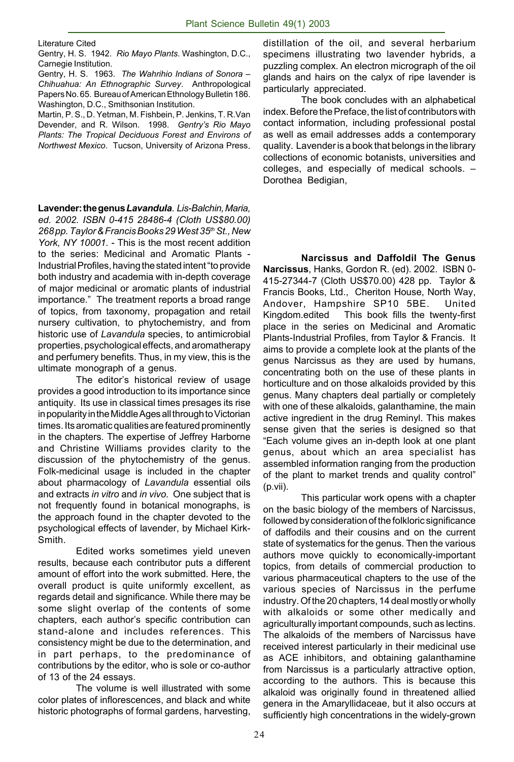Literature Cited

Gentry, H. S. 1942. *Rio Mayo Plants*. Washington, D.C., Carnegie Institution.

Gentry, H. S. 1963. *The Wahrihio Indians of Sonora – Chihuahua: An Ethnographic Survey*. Anthropological Papers No. 65. Bureau of American Ethnology Bulletin 186. Washington, D.C., Smithsonian Institution.

Martin, P. S., D. Yetman, M. Fishbein, P. Jenkins, T. R.Van Devender, and R. Wilson. 1998. *Gentry's Rio Mayo Plants: The Tropical Deciduous Forest and Environs of Northwest Mexico*. Tucson, University of Arizona Press.

**Lavender: the genus *Lavandula*.** *Lis-Balchin, Maria, ed. 2002. ISBN 0-415 28486-4 (Cloth US$80.00) 268 pp. Taylor & Francis Books 29 West 35th St., New York, NY 10001.* - This is the most recent addition to the series: Medicinal and Aromatic Plants - Industrial Profiles, having the stated intent "to provide both industry and academia with in-depth coverage of major medicinal or aromatic plants of industrial importance." The treatment reports a broad range of topics, from taxonomy, propagation and retail nursery cultivation, to phytochemistry, and from historic use of *Lavandula* species, to antimicrobial properties, psychological effects, and aromatherapy and perfumery benefits. Thus, in my view, this is the ultimate monograph of a genus.

The editor's historical review of usage provides a good introduction to its importance since antiquity. Its use in classical times presages its rise in popularity in the Middle Ages all through to Victorian times. Its aromatic qualities are featured prominently in the chapters. The expertise of Jeffrey Harborne and Christine Williams provides clarity to the discussion of the phytochemistry of the genus. Folk-medicinal usage is included in the chapter about pharmacology of *Lavandula* essential oils and extracts *in vitro* and *in vivo*. One subject that is not frequently found in botanical monographs, is the approach found in the chapter devoted to the psychological effects of lavender, by Michael Kirk-Smith.

Edited works sometimes yield uneven results, because each contributor puts a different amount of effort into the work submitted. Here, the overall product is quite uniformly excellent, as regards detail and significance. While there may be some slight overlap of the contents of some chapters, each author's specific contribution can stand-alone and includes references. This consistency might be due to the determination, and in part perhaps, to the predominance of contributions by the editor, who is sole or co-author of 13 of the 24 essays.

The volume is well illustrated with some color plates of inflorescences, and black and white historic photographs of formal gardens, harvesting, distillation of the oil, and several herbarium specimens illustrating two lavender hybrids, a puzzling complex. An electron micrograph of the oil glands and hairs on the calyx of ripe lavender is particularly appreciated.

The book concludes with an alphabetical index. Before the Preface, the list of contributors with contact information, including professional postal as well as email addresses adds a contemporary quality. Lavender is a book that belongs in the library collections of economic botanists, universities and colleges, and especially of medical schools. – Dorothea Bedigian,

**Narcissus and Daffoldil The Genus Narcissus**, Hanks, Gordon R. (ed). 2002. ISBN 0-415-27344-7 (Cloth US$70.00) 428 pp. Taylor & Francis Books, Ltd., Cheriton House, North Way, Andover, Hampshire SP10 5BE. United Kingdom.edited This book fills the twenty-first place in the series on Medicinal and Aromatic Plants-Industrial Profiles, from Taylor & Francis. It aims to provide a complete look at the plants of the genus Narcissus as they are used by humans, concentrating both on the use of these plants in horticulture and on those alkaloids provided by this genus. Many chapters deal partially or completely with one of these alkaloids, galanthamine, the main active ingredient in the drug Reminyl. This makes sense given that the series is designed so that "Each volume gives an in-depth look at one plant genus, about which an area specialist has assembled information ranging from the production of the plant to market trends and quality control" (p.vii).

This particular work opens with a chapter on the basic biology of the members of Narcissus, followed by consideration of the folkloric significance of daffodils and their cousins and on the current state of systematics for the genus. Then the various authors move quickly to economically-important topics, from details of commercial production to various pharmaceutical chapters to the use of the various species of Narcissus in the perfume industry. Of the 20 chapters, 14 deal mostly or wholly with alkaloids or some other medically and agriculturally important compounds, such as lectins. The alkaloids of the members of Narcissus have received interest particularly in their medicinal use as ACE inhibitors, and obtaining galanthamine from Narcissus is a particularly attractive option, according to the authors. This is because this alkaloid was originally found in threatened allied genera in the Amaryllidaceae, but it also occurs at sufficiently high concentrations in the widely-grown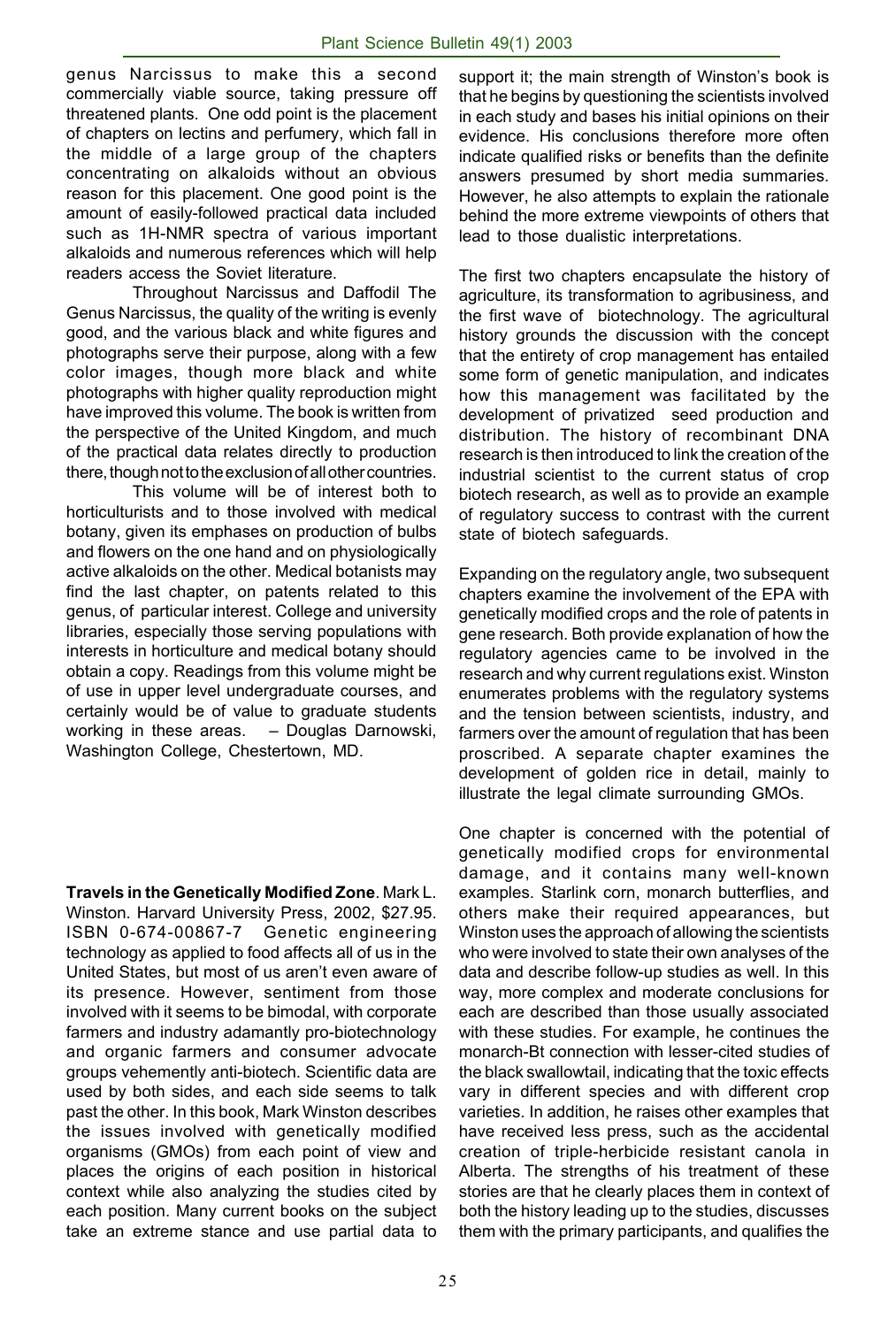genus Narcissus to make this a second commercially viable source, taking pressure off threatened plants. One odd point is the placement of chapters on lectins and perfumery, which fall in the middle of a large group of the chapters concentrating on alkaloids without an obvious reason for this placement. One good point is the amount of easily-followed practical data included such as 1H-NMR spectra of various important alkaloids and numerous references which will help readers access the Soviet literature.

Throughout Narcissus and Daffodil The Genus Narcissus, the quality of the writing is evenly good, and the various black and white figures and photographs serve their purpose, along with a few color images, though more black and white photographs with higher quality reproduction might have improved this volume. The book is written from the perspective of the United Kingdom, and much of the practical data relates directly to production there, though not to the exclusion of all other countries.

This volume will be of interest both to horticulturists and to those involved with medical botany, given its emphases on production of bulbs and flowers on the one hand and on physiologically active alkaloids on the other. Medical botanists may find the last chapter, on patents related to this genus, of particular interest. College and university libraries, especially those serving populations with interests in horticulture and medical botany should obtain a copy. Readings from this volume might be of use in upper level undergraduate courses, and certainly would be of value to graduate students working in these areas. – Douglas Darnowski, Washington College, Chestertown, MD.

**Travels in the Genetically Modified Zone**. Mark L. Winston. Harvard University Press, 2002, $27.95. ISBN 0-674-00867-7 Genetic engineering technology as applied to food affects all of us in the United States, but most of us aren't even aware of its presence. However, sentiment from those involved with it seems to be bimodal, with corporate farmers and industry adamantly pro-biotechnology and organic farmers and consumer advocate groups vehemently anti-biotech. Scientific data are used by both sides, and each side seems to talk past the other. In this book, Mark Winston describes the issues involved with genetically modified organisms (GMOs) from each point of view and places the origins of each position in historical context while also analyzing the studies cited by each position. Many current books on the subject take an extreme stance and use partial data to support it; the main strength of Winston's book is that he begins by questioning the scientists involved in each study and bases his initial opinions on their evidence. His conclusions therefore more often indicate qualified risks or benefits than the definite answers presumed by short media summaries. However, he also attempts to explain the rationale behind the more extreme viewpoints of others that lead to those dualistic interpretations.

The first two chapters encapsulate the history of agriculture, its transformation to agribusiness, and the first wave of biotechnology. The agricultural history grounds the discussion with the concept that the entirety of crop management has entailed some form of genetic manipulation, and indicates how this management was facilitated by the development of privatized seed production and distribution. The history of recombinant DNA research is then introduced to link the creation of the industrial scientist to the current status of crop biotech research, as well as to provide an example of regulatory success to contrast with the current state of biotech safeguards.

Expanding on the regulatory angle, two subsequent chapters examine the involvement of the EPA with genetically modified crops and the role of patents in gene research. Both provide explanation of how the regulatory agencies came to be involved in the research and why current regulations exist. Winston enumerates problems with the regulatory systems and the tension between scientists, industry, and farmers over the amount of regulation that has been proscribed. A separate chapter examines the development of golden rice in detail, mainly to illustrate the legal climate surrounding GMOs.

One chapter is concerned with the potential of genetically modified crops for environmental damage, and it contains many well-known examples. Starlink corn, monarch butterflies, and others make their required appearances, but Winston uses the approach of allowing the scientists who were involved to state their own analyses of the data and describe follow-up studies as well. In this way, more complex and moderate conclusions for each are described than those usually associated with these studies. For example, he continues the monarch-Bt connection with lesser-cited studies of the black swallowtail, indicating that the toxic effects vary in different species and with different crop varieties. In addition, he raises other examples that have received less press, such as the accidental creation of triple-herbicide resistant canola in Alberta. The strengths of his treatment of these stories are that he clearly places them in context of both the history leading up to the studies, discusses them with the primary participants, and qualifies the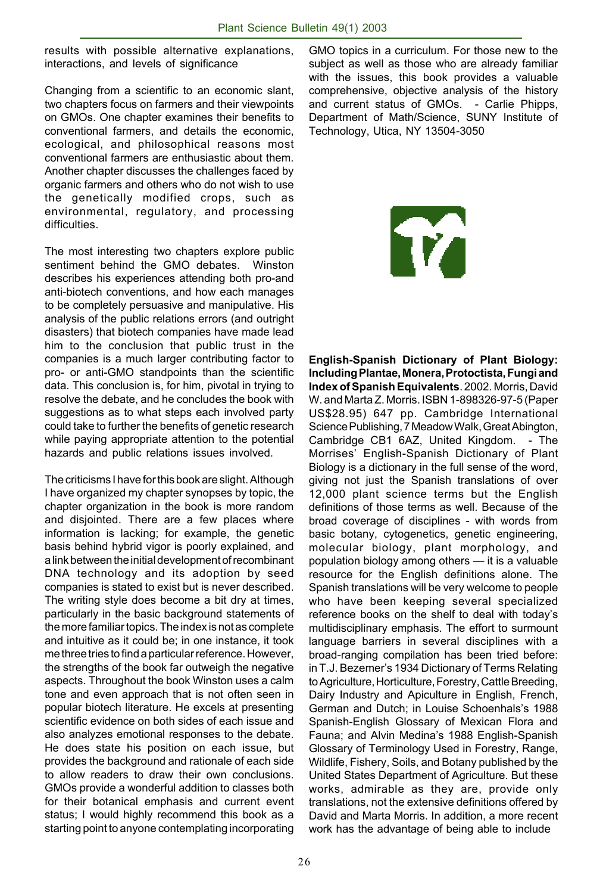results with possible alternative explanations, interactions, and levels of significance

Changing from a scientific to an economic slant, two chapters focus on farmers and their viewpoints on GMOs. One chapter examines their benefits to conventional farmers, and details the economic, ecological, and philosophical reasons most conventional farmers are enthusiastic about them. Another chapter discusses the challenges faced by organic farmers and others who do not wish to use the genetically modified crops, such as environmental, regulatory, and processing difficulties.

The most interesting two chapters explore public sentiment behind the GMO debates. Winston describes his experiences attending both pro-and anti-biotech conventions, and how each manages to be completely persuasive and manipulative. His analysis of the public relations errors (and outright disasters) that biotech companies have made lead him to the conclusion that public trust in the companies is a much larger contributing factor to pro- or anti-GMO standpoints than the scientific data. This conclusion is, for him, pivotal in trying to resolve the debate, and he concludes the book with suggestions as to what steps each involved party could take to further the benefits of genetic research while paying appropriate attention to the potential hazards and public relations issues involved.

The criticisms I have for this book are slight. Although I have organized my chapter synopses by topic, the chapter organization in the book is more random and disjointed. There are a few places where information is lacking; for example, the genetic basis behind hybrid vigor is poorly explained, and a link between the initial development of recombinant DNA technology and its adoption by seed companies is stated to exist but is never described. The writing style does become a bit dry at times, particularly in the basic background statements of the more familiar topics. The index is not as complete and intuitive as it could be; in one instance, it took me three tries to find a particular reference. However, the strengths of the book far outweigh the negative aspects. Throughout the book Winston uses a calm tone and even approach that is not often seen in popular biotech literature. He excels at presenting scientific evidence on both sides of each issue and also analyzes emotional responses to the debate. He does state his position on each issue, but provides the background and rationale of each side to allow readers to draw their own conclusions. GMOs provide a wonderful addition to classes both for their botanical emphasis and current event status; I would highly recommend this book as a starting point to anyone contemplating incorporating GMO topics in a curriculum. For those new to the subject as well as those who are already familiar with the issues, this book provides a valuable comprehensive, objective analysis of the history and current status of GMOs. - Carlie Phipps, Department of Math/Science, SUNY Institute of Technology, Utica, NY 13504-3050

**English-Spanish Dictionary of Plant Biology: Including Plantae, Monera, Protoctista, Fungi and Index of Spanish Equivalents**. 2002. Morris, David W. and Marta Z. Morris. ISBN 1-898326-97-5 (Paper US$28.95) 647 pp. Cambridge International Science Publishing, 7 Meadow Walk, Great Abington, Cambridge CB1 6AZ, United Kingdom. - The Morrises' English-Spanish Dictionary of Plant Biology is a dictionary in the full sense of the word, giving not just the Spanish translations of over 12,000 plant science terms but the English definitions of those terms as well. Because of the broad coverage of disciplines - with words from basic botany, cytogenetics, genetic engineering, molecular biology, plant morphology, and population biology among others — it is a valuable resource for the English definitions alone. The Spanish translations will be very welcome to people who have been keeping several specialized reference books on the shelf to deal with today's multidisciplinary emphasis. The effort to surmount language barriers in several disciplines with a broad-ranging compilation has been tried before: in T.J. Bezemer's 1934 Dictionary of Terms Relating to Agriculture, Horticulture, Forestry, Cattle Breeding, Dairy Industry and Apiculture in English, French, German and Dutch; in Louise Schoenhals's 1988 Spanish-English Glossary of Mexican Flora and Fauna; and Alvin Medina's 1988 English-Spanish Glossary of Terminology Used in Forestry, Range, Wildlife, Fishery, Soils, and Botany published by the United States Department of Agriculture. But these works, admirable as they are, provide only translations, not the extensive definitions offered by David and Marta Morris. In addition, a more recent work has the advantage of being able to include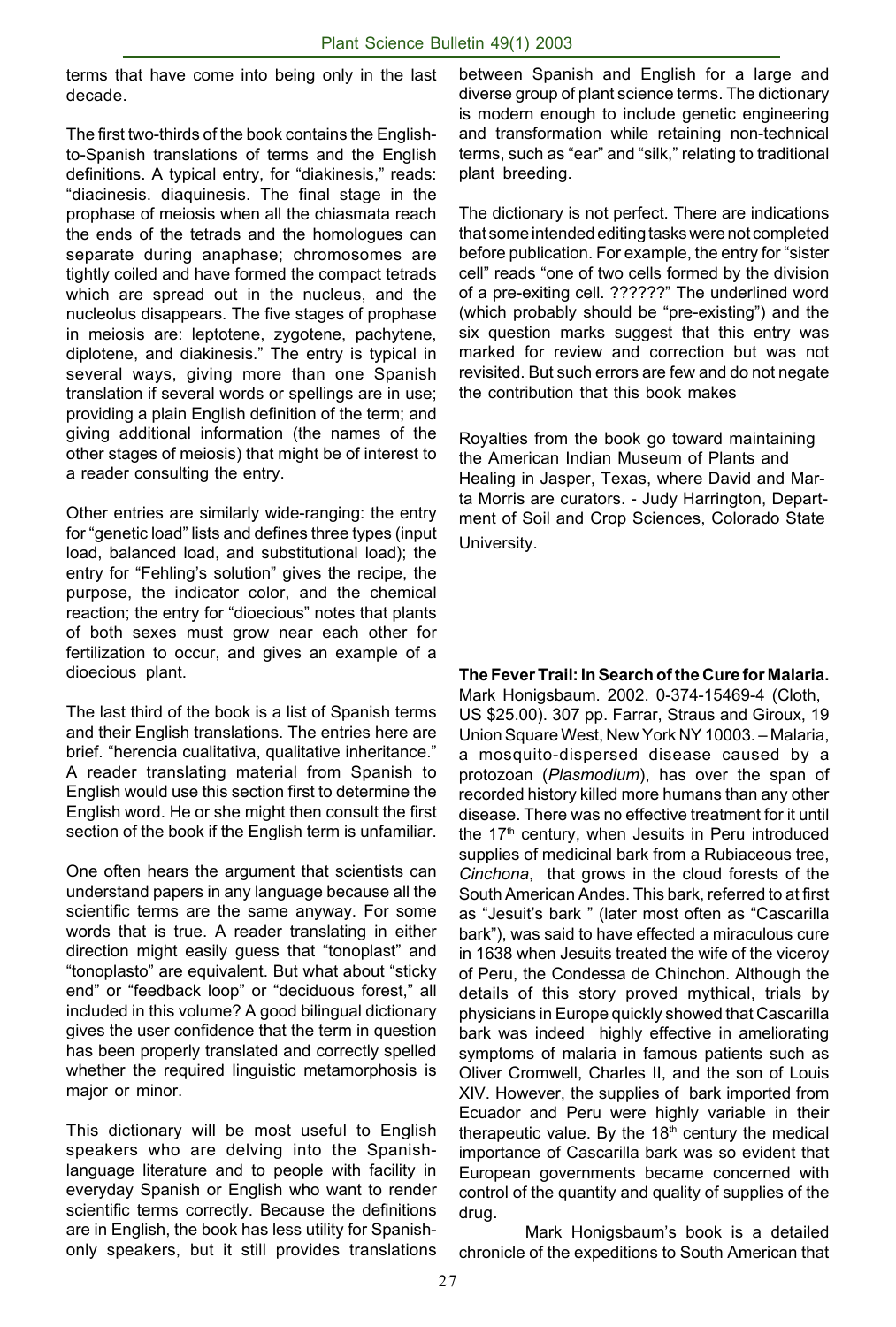terms that have come into being only in the last decade.

The first two-thirds of the book contains the English-to-Spanish translations of terms and the English definitions. A typical entry, for "diakinesis," reads: "diacinesis. diaquinesis. The final stage in the prophase of meiosis when all the chiasmata reach the ends of the tetrads and the homologues can separate during anaphase; chromosomes are tightly coiled and have formed the compact tetrads which are spread out in the nucleus, and the nucleolus disappears. The five stages of prophase in meiosis are: leptotene, zygotene, pachytene, diplotene, and diakinesis." The entry is typical in several ways, giving more than one Spanish translation if several words or spellings are in use; providing a plain English definition of the term; and giving additional information (the names of the other stages of meiosis) that might be of interest to a reader consulting the entry.

Other entries are similarly wide-ranging: the entry for "genetic load" lists and defines three types (input load, balanced load, and substitutional load); the entry for "Fehling's solution" gives the recipe, the purpose, the indicator color, and the chemical reaction; the entry for "dioecious" notes that plants of both sexes must grow near each other for fertilization to occur, and gives an example of a dioecious plant.

The last third of the book is a list of Spanish terms and their English translations. The entries here are brief. "herencia cualitativa, qualitative inheritance." A reader translating material from Spanish to English would use this section first to determine the English word. He or she might then consult the first section of the book if the English term is unfamiliar.

One often hears the argument that scientists can understand papers in any language because all the scientific terms are the same anyway. For some words that is true. A reader translating in either direction might easily guess that "tonoplast" and "tonoplasto" are equivalent. But what about "sticky end" or "feedback loop" or "deciduous forest," all included in this volume? A good bilingual dictionary gives the user confidence that the term in question has been properly translated and correctly spelled whether the required linguistic metamorphosis is major or minor.

This dictionary will be most useful to English speakers who are delving into the Spanish-language literature and to people with facility in everyday Spanish or English who want to render scientific terms correctly. Because the definitions are in English, the book has less utility for Spanish-only speakers, but it still provides translations between Spanish and English for a large and diverse group of plant science terms. The dictionary is modern enough to include genetic engineering and transformation while retaining non-technical terms, such as "ear" and "silk," relating to traditional plant breeding.

The dictionary is not perfect. There are indications that some intended editing tasks were not completed before publication. For example, the entry for "sister cell" reads "one of two cells formed by the division of a pre-exiting cell. ??????" The underlined word (which probably should be "pre-existing") and the six question marks suggest that this entry was marked for review and correction but was not revisited. But such errors are few and do not negate the contribution that this book makes

Royalties from the book go toward maintaining the American Indian Museum of Plants and Healing in Jasper, Texas, where David and Marta Morris are curators. - Judy Harrington, Department of Soil and Crop Sciences, Colorado State University.

**The Fever Trail: In Search of the Cure for Malaria.** Mark Honigsbaum. 2002. 0-374-15469-4 (Cloth, US $25.00). 307 pp. Farrar, Straus and Giroux, 19 Union Square West, New York NY 10003. – Malaria, a mosquito-dispersed disease caused by a protozoan (*Plasmodium*), has over the span of recorded history killed more humans than any other disease. There was no effective treatment for it until the 17th century, when Jesuits in Peru introduced supplies of medicinal bark from a Rubiaceous tree, *Cinchona*, that grows in the cloud forests of the South American Andes. This bark, referred to at first as "Jesuit's bark " (later most often as "Cascarilla bark"), was said to have effected a miraculous cure in 1638 when Jesuits treated the wife of the viceroy of Peru, the Condessa de Chinchon. Although the details of this story proved mythical, trials by physicians in Europe quickly showed that Cascarilla bark was indeed highly effective in ameliorating symptoms of malaria in famous patients such as Oliver Cromwell, Charles II, and the son of Louis XIV. However, the supplies of bark imported from Ecuador and Peru were highly variable in their therapeutic value. By the 18th century the medical importance of Cascarilla bark was so evident that European governments became concerned with control of the quantity and quality of supplies of the drug.

Mark Honigsbaum's book is a detailed chronicle of the expeditions to South American that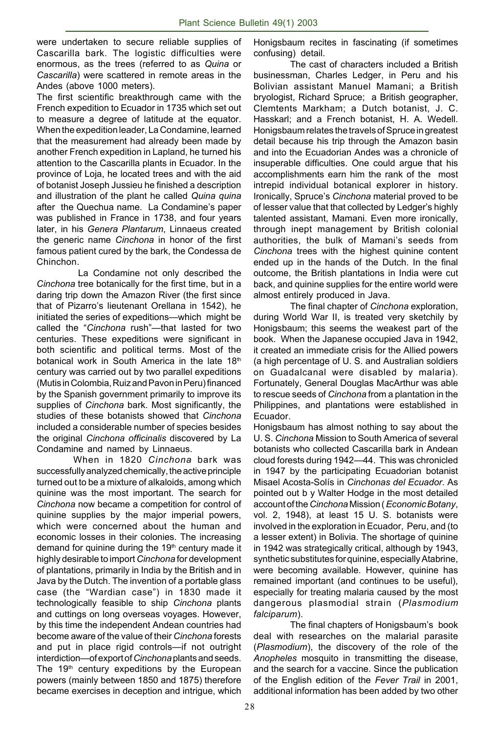were undertaken to secure reliable supplies of Cascarilla bark. The logistic difficulties were enormous, as the trees (referred to as *Quina* or *Cascarilla*) were scattered in remote areas in the Andes (above 1000 meters).

The first scientific breakthrough came with the French expedition to Ecuador in 1735 which set out to measure a degree of latitude at the equator. When the expedition leader, La Condamine, learned that the measurement had already been made by another French expedition in Lapland, he turned his attention to the Cascarilla plants in Ecuador. In the province of Loja, he located trees and with the aid of botanist Joseph Jussieu he finished a description and illustration of the plant he called *Quina quina* after the Quechua name. La Condamine's paper was published in France in 1738, and four years later, in his *Genera Plantarum*, Linnaeus created the generic name *Cinchona* in honor of the first famous patient cured by the bark, the Condessa de Chinchon.

La Condamine not only described the *Cinchona* tree botanically for the first time, but in a daring trip down the Amazon River (the first since that of Pizarro's lieutenant Orellana in 1542), he initiated the series of expeditions—which might be called the "*Cinchona* rush"—that lasted for two centuries. These expeditions were significant in both scientific and political terms. Most of the botanical work in South America in the late 18th century was carried out by two parallel expeditions (Mutis in Colombia, Ruiz and Pavon in Peru) financed by the Spanish government primarily to improve its supplies of *Cinchona* bark. Most significantly, the studies of these botanists showed that *Cinchona* included a considerable number of species besides the original *Cinchona officinalis* discovered by La Condamine and named by Linnaeus.

When in 1820 *Cinchona* bark was successfully analyzed chemically, the active principle turned out to be a mixture of alkaloids, among which quinine was the most important. The search for *Cinchona* now became a competition for control of quinine supplies by the major imperial powers, which were concerned about the human and economic losses in their colonies. The increasing demand for quinine during the 19th century made it highly desirable to import *Cinchona* for development of plantations, primarily in India by the British and in Java by the Dutch. The invention of a portable glass case (the "Wardian case") in 1830 made it technologically feasible to ship *Cinchona* plants and cuttings on long overseas voyages. However, by this time the independent Andean countries had become aware of the value of their *Cinchona* forests and put in place rigid controls—if not outright interdiction—of export of *Cinchona* plants and seeds. The 19th century expeditions by the European powers (mainly between 1850 and 1875) therefore became exercises in deception and intrigue, which Honigsbaum recites in fascinating (if sometimes confusing) detail.

The cast of characters included a British businessman, Charles Ledger, in Peru and his Bolivian assistant Manuel Mamani; a British bryologist, Richard Spruce; a British geographer, Clemtents Markham; a Dutch botanist, J. C. Hasskarl; and a French botanist, H. A. Wedell. Honigsbaum relates the travels of Spruce in greatest detail because his trip through the Amazon basin and into the Ecuadorian Andes was a chronicle of insuperable difficulties. One could argue that his accomplishments earn him the rank of the most intrepid individual botanical explorer in history. Ironically, Spruce's *Cinchona* material proved to be of lesser value that that collected by Ledger's highly talented assistant, Mamani. Even more ironically, through inept management by British colonial authorities, the bulk of Mamani's seeds from *Cinchona* trees with the highest quinine content ended up in the hands of the Dutch. In the final outcome, the British plantations in India were cut back, and quinine supplies for the entire world were almost entirely produced in Java.

The final chapter of *Cinchona* exploration, during World War II, is treated very sketchily by Honigsbaum; this seems the weakest part of the book. When the Japanese occupied Java in 1942, it created an immediate crisis for the Allied powers (a high percentage of U. S. and Australian soldiers on Guadalcanal were disabled by malaria). Fortunately, General Douglas MacArthur was able to rescue seeds of *Cinchona* from a plantation in the Philippines, and plantations were established in Ecuador.

Honigsbaum has almost nothing to say about the U. S. *Cinchona* Mission to South America of several botanists who collected Cascarilla bark in Andean cloud forests during 1942—44. This was chronicled in 1947 by the participating Ecuadorian botanist Misael Acosta-Solís in *Cinchonas del Ecuador*. As pointed out b y Walter Hodge in the most detailed account of the *Cinchona* Mission ( *Economic Botany*, vol. 2, 1948), at least 15 U. S. botanists were involved in the exploration in Ecuador, Peru, and (to a lesser extent) in Bolivia. The shortage of quinine in 1942 was strategically critical, although by 1943, synthetic substitutes for quinine, especially Atabrine, were becoming available. However, quinine has remained important (and continues to be useful), especially for treating malaria caused by the most dangerous plasmodial strain (*Plasmodium falciparum*).

The final chapters of Honigsbaum's book deal with researches on the malarial parasite (*Plasmodium*), the discovery of the role of the *Anopheles* mosquito in transmitting the disease, and the search for a vaccine. Since the publication of the English edition of the *Fever Trail* in 2001, additional information has been added by two other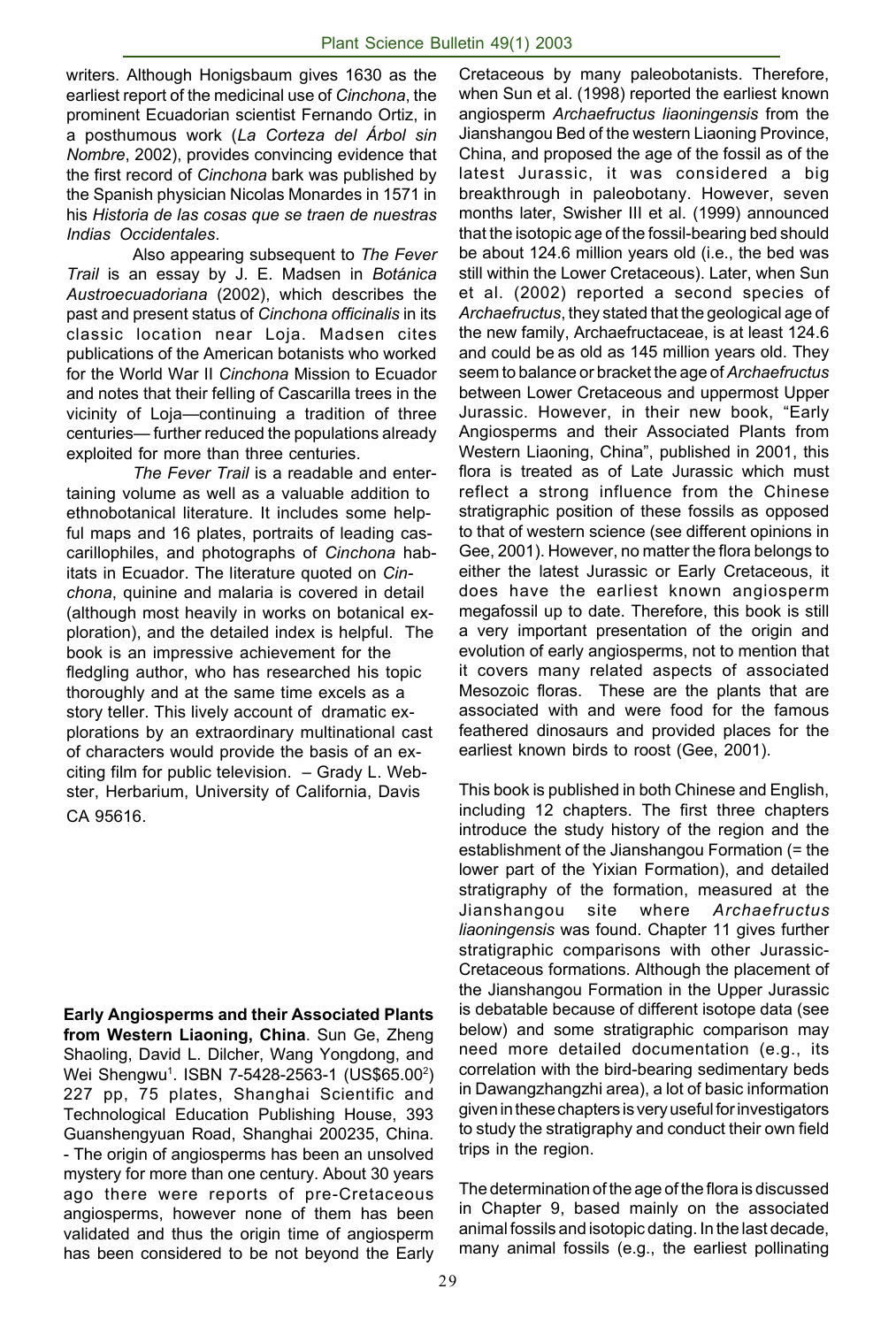writers. Although Honigsbaum gives 1630 as the earliest report of the medicinal use of *Cinchona*, the prominent Ecuadorian scientist Fernando Ortiz, in a posthumous work (*La Corteza del Árbol sin Nombre*, 2002), provides convincing evidence that the first record of *Cinchona* bark was published by the Spanish physician Nicolas Monardes in 1571 in his *Historia de las cosas que se traen de nuestras Indias Occidentales*.

Also appearing subsequent to *The Fever Trail* is an essay by J. E. Madsen in *Botánica Austroecuadoriana* (2002), which describes the past and present status of *Cinchona officinalis* in its classic location near Loja. Madsen cites publications of the American botanists who worked for the World War II *Cinchona* Mission to Ecuador and notes that their felling of Cascarilla trees in the vicinity of Loja—continuing a tradition of three centuries— further reduced the populations already exploited for more than three centuries.

*The Fever Trail* is a readable and entertaining volume as well as a valuable addition to ethnobotanical literature. It includes some helpful maps and 16 plates, portraits of leading cascarillophiles, and photographs of *Cinchona* habitats in Ecuador. The literature quoted on *Cinchona*, quinine and malaria is covered in detail (although most heavily in works on botanical exploration), and the detailed index is helpful. The book is an impressive achievement for the fledgling author, who has researched his topic thoroughly and at the same time excels as a story teller. This lively account of dramatic explorations by an extraordinary multinational cast of characters would provide the basis of an exciting film for public television. – Grady L. Webster, Herbarium, University of California, Davis CA 95616.

**Early Angiosperms and their Associated Plants from Western Liaoning, China**. Sun Ge, Zheng Shaoling, David L. Dilcher, Wang Yongdong, and Wei Shengwu[1]. ISBN 7-5428-2563-1 (US$65.00[2]) 227 pp, 75 plates, Shanghai Scientific and Technological Education Publishing House, 393 Guanshengyuan Road, Shanghai 200235, China. - The origin of angiosperms has been an unsolved mystery for more than one century. About 30 years ago there were reports of pre-Cretaceous angiosperms, however none of them has been validated and thus the origin time of angiosperm has been considered to be not beyond the Early Cretaceous by many paleobotanists. Therefore, when Sun et al. (1998) reported the earliest known angiosperm *Archaefructus liaoningensis* from the Jianshangou Bed of the western Liaoning Province, China, and proposed the age of the fossil as of the latest Jurassic, it was considered a big breakthrough in paleobotany. However, seven months later, Swisher III et al. (1999) announced that the isotopic age of the fossil-bearing bed should be about 124.6 million years old (i.e., the bed was still within the Lower Cretaceous). Later, when Sun et al. (2002) reported a second species of *Archaefructus*, they stated that the geological age of the new family, Archaefructaceae, is at least 124.6 and could be as old as 145 million years old. They seem to balance or bracket the age of *Archaefructus* between Lower Cretaceous and uppermost Upper Jurassic. However, in their new book, "Early Angiosperms and their Associated Plants from Western Liaoning, China", published in 2001, this flora is treated as of Late Jurassic which must reflect a strong influence from the Chinese stratigraphic position of these fossils as opposed to that of western science (see different opinions in Gee, 2001). However, no matter the flora belongs to either the latest Jurassic or Early Cretaceous, it does have the earliest known angiosperm megafossil up to date. Therefore, this book is still a very important presentation of the origin and evolution of early angiosperms, not to mention that it covers many related aspects of associated Mesozoic floras. These are the plants that are associated with and were food for the famous feathered dinosaurs and provided places for the earliest known birds to roost (Gee, 2001).

This book is published in both Chinese and English, including 12 chapters. The first three chapters introduce the study history of the region and the establishment of the Jianshangou Formation (= the lower part of the Yixian Formation), and detailed stratigraphy of the formation, measured at the Jianshangou site where *Archaefructus liaoningensis* was found. Chapter 11 gives further stratigraphic comparisons with other Jurassic-Cretaceous formations. Although the placement of the Jianshangou Formation in the Upper Jurassic is debatable because of different isotope data (see below) and some stratigraphic comparison may need more detailed documentation (e.g., its correlation with the bird-bearing sedimentary beds in Dawangzhangzhi area), a lot of basic information given in these chapters is very useful for investigators to study the stratigraphy and conduct their own field trips in the region.

The determination of the age of the flora is discussed in Chapter 9, based mainly on the associated animal fossils and isotopic dating. In the last decade, many animal fossils (e.g., the earliest pollinating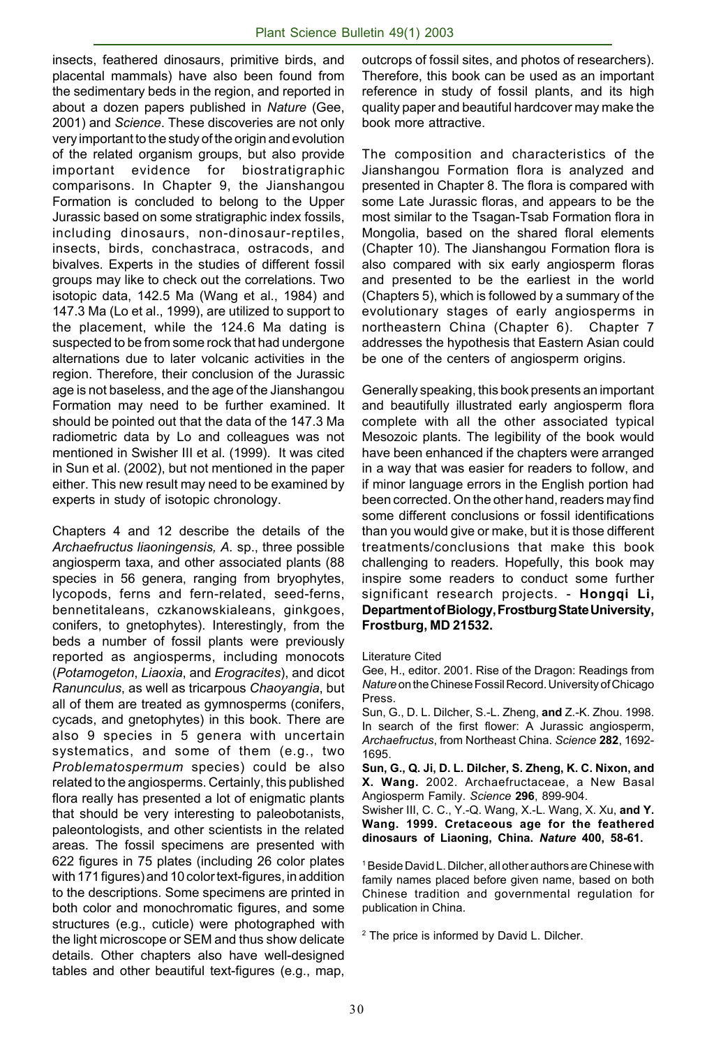insects, feathered dinosaurs, primitive birds, and placental mammals) have also been found from the sedimentary beds in the region, and reported in about a dozen papers published in *Nature* (Gee, 2001) and *Science*. These discoveries are not only very important to the study of the origin and evolution of the related organism groups, but also provide important evidence for biostratigraphic comparisons. In Chapter 9, the Jianshangou Formation is concluded to belong to the Upper Jurassic based on some stratigraphic index fossils, including dinosaurs, non-dinosaur-reptiles, insects, birds, conchastraca, ostracods, and bivalves. Experts in the studies of different fossil groups may like to check out the correlations. Two isotopic data, 142.5 Ma (Wang et al., 1984) and 147.3 Ma (Lo et al., 1999), are utilized to support to the placement, while the 124.6 Ma dating is suspected to be from some rock that had undergone alternations due to later volcanic activities in the region. Therefore, their conclusion of the Jurassic age is not baseless, and the age of the Jianshangou Formation may need to be further examined. It should be pointed out that the data of the 147.3 Ma radiometric data by Lo and colleagues was not mentioned in Swisher III et al. (1999). It was cited in Sun et al. (2002), but not mentioned in the paper either. This new result may need to be examined by experts in study of isotopic chronology.

Chapters 4 and 12 describe the details of the *Archaefructus liaoningensis, A.* sp., three possible angiosperm taxa, and other associated plants (88 species in 56 genera, ranging from bryophytes, lycopods, ferns and fern-related, seed-ferns, bennetitaleans, czkanowskialeans, ginkgoes, conifers, to gnetophytes). Interestingly, from the beds a number of fossil plants were previously reported as angiosperms, including monocots (*Potamogeton*, *Liaoxia*, and *Erogracites*), and dicot *Ranunculus*, as well as tricarpous *Chaoyangia*, but all of them are treated as gymnosperms (conifers, cycads, and gnetophytes) in this book. There are also 9 species in 5 genera with uncertain systematics, and some of them (e.g., two *Problematospermum* species) could be also related to the angiosperms. Certainly, this published flora really has presented a lot of enigmatic plants that should be very interesting to paleobotanists, paleontologists, and other scientists in the related areas. The fossil specimens are presented with 622 figures in 75 plates (including 26 color plates with 171 figures) and 10 color text-figures, in addition to the descriptions. Some specimens are printed in both color and monochromatic figures, and some structures (e.g., cuticle) were photographed with the light microscope or SEM and thus show delicate details. Other chapters also have well-designed tables and other beautiful text-figures (e.g., map, outcrops of fossil sites, and photos of researchers). Therefore, this book can be used as an important reference in study of fossil plants, and its high quality paper and beautiful hardcover may make the book more attractive.

The composition and characteristics of the Jianshangou Formation flora is analyzed and presented in Chapter 8. The flora is compared with some Late Jurassic floras, and appears to be the most similar to the Tsagan-Tsab Formation flora in Mongolia, based on the shared floral elements (Chapter 10). The Jianshangou Formation flora is also compared with six early angiosperm floras and presented to be the earliest in the world (Chapters 5), which is followed by a summary of the evolutionary stages of early angiosperms in northeastern China (Chapter 6). Chapter 7 addresses the hypothesis that Eastern Asian could be one of the centers of angiosperm origins.

Generally speaking, this book presents an important and beautifully illustrated early angiosperm flora complete with all the other associated typical Mesozoic plants. The legibility of the book would have been enhanced if the chapters were arranged in a way that was easier for readers to follow, and if minor language errors in the English portion had been corrected. On the other hand, readers may find some different conclusions or fossil identifications than you would give or make, but it is those different treatments/conclusions that make this book challenging to readers. Hopefully, this book may inspire some readers to conduct some further significant research projects. - **Hongqi Li, Department of Biology, Frostburg State University, Frostburg, MD 21532.**

Literature Cited

Gee, H., editor. 2001. Rise of the Dragon: Readings from *Nature* on the Chinese Fossil Record. University of Chicago Press.

Sun, G., D. L. Dilcher, S.-L. Zheng, **and** Z.-K. Zhou. 1998. In search of the first flower: A Jurassic angiosperm, *Archaefructus*, from Northeast China. *Science* **282**, 1692-1695.

**Sun, G., Q. Ji, D. L. Dilcher, S. Zheng, K. C. Nixon, and X. Wang.** 2002. Archaefructaceae, a New Basal Angiosperm Family. *Science* **296**, 899-904.

Swisher III, C. C., Y.-Q. Wang, X.-L. Wang, X. Xu, **and Y. Wang. 1999. Cretaceous age for the feathered dinosaurs of Liaoning, China. *Nature* 400, 58-61.**

[1] Beside David L. Dilcher, all other authors are Chinese with family names placed before given name, based on both Chinese tradition and governmental regulation for publication in China.

[2] The price is informed by David L. Dilcher.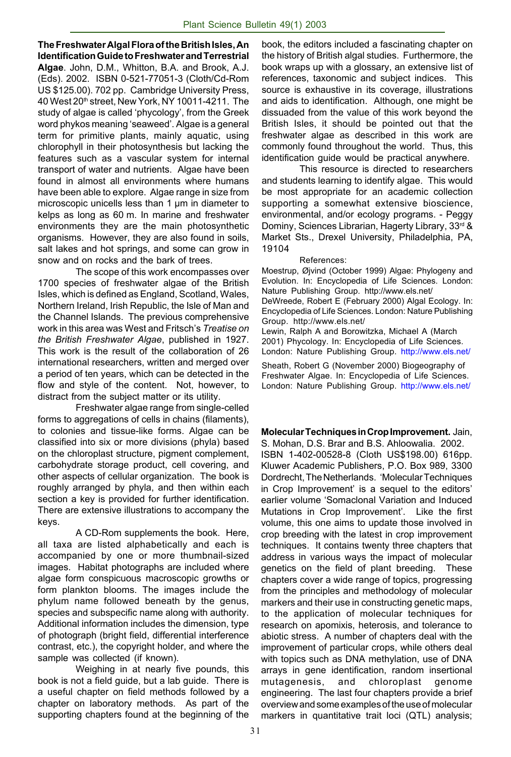**The Freshwater Algal Flora of the British Isles, An Identification Guide to Freshwater and Terrestrial Algae**. John, D.M., Whitton, B.A. and Brook, A.J. (Eds). 2002. ISBN 0-521-77051-3 (Cloth/Cd-Rom US $125.00). 702 pp. Cambridge University Press, 40 West 20th street, New York, NY 10011-4211. The study of algae is called 'phycology', from the Greek word phykos meaning 'seaweed'. Algae is a general term for primitive plants, mainly aquatic, using chlorophyll in their photosynthesis but lacking the features such as a vascular system for internal transport of water and nutrients. Algae have been found in almost all environments where humans have been able to explore. Algae range in size from microscopic unicells less than 1 µm in diameter to kelps as long as 60 m. In marine and freshwater environments they are the main photosynthetic organisms. However, they are also found in soils, salt lakes and hot springs, and some can grow in snow and on rocks and the bark of trees.

The scope of this work encompasses over 1700 species of freshwater algae of the British Isles, which is defined as England, Scotland, Wales, Northern Ireland, Irish Republic, the Isle of Man and the Channel Islands. The previous comprehensive work in this area was West and Fritsch's *Treatise on the British Freshwater Algae*, published in 1927. This work is the result of the collaboration of 26 international researchers, written and merged over a period of ten years, which can be detected in the flow and style of the content. Not, however, to distract from the subject matter or its utility.

Freshwater algae range from single-celled forms to aggregations of cells in chains (filaments), to colonies and tissue-like forms. Algae can be classified into six or more divisions (phyla) based on the chloroplast structure, pigment complement, carbohydrate storage product, cell covering, and other aspects of cellular organization. The book is roughly arranged by phyla, and then within each section a key is provided for further identification. There are extensive illustrations to accompany the keys.

A CD-Rom supplements the book. Here, all taxa are listed alphabetically and each is accompanied by one or more thumbnail-sized images. Habitat photographs are included where algae form conspicuous macroscopic growths or form plankton blooms. The images include the phylum name followed beneath by the genus, species and subspecific name along with authority. Additional information includes the dimension, type of photograph (bright field, differential interference contrast, etc.), the copyright holder, and where the sample was collected (if known).

Weighing in at nearly five pounds, this book is not a field guide, but a lab guide. There is a useful chapter on field methods followed by a chapter on laboratory methods. As part of the supporting chapters found at the beginning of the book, the editors included a fascinating chapter on the history of British algal studies. Furthermore, the book wraps up with a glossary, an extensive list of references, taxonomic and subject indices. This source is exhaustive in its coverage, illustrations and aids to identification. Although, one might be dissuaded from the value of this work beyond the British Isles, it should be pointed out that the freshwater algae as described in this work are commonly found throughout the world. Thus, this identification guide would be practical anywhere.

This resource is directed to researchers and students learning to identify algae. This would be most appropriate for an academic collection supporting a somewhat extensive bioscience, environmental, and/or ecology programs. - Peggy Dominy, Sciences Librarian, Hagerty Library, 33rd & Market Sts., Drexel University, Philadelphia, PA, 19104

References:

Moestrup, Øjvind (October 1999) Algae: Phylogeny and Evolution. In: Encyclopedia of Life Sciences. London: Nature Publishing Group. http://www.els.net/

DeWreede, Robert E (February 2000) Algal Ecology. In: Encyclopedia of Life Sciences. London: Nature Publishing Group. http://www.els.net/

Lewin, Ralph A and Borowitzka, Michael A (March 2001) Phycology. In: Encyclopedia of Life Sciences. London: Nature Publishing Group. http://www.els.net/

Sheath, Robert G (November 2000) Biogeography of Freshwater Algae. In: Encyclopedia of Life Sciences. London: Nature Publishing Group. http://www.els.net/

**Molecular Techniques in Crop Improvement.** Jain, S. Mohan, D.S. Brar and B.S. Ahloowalia. 2002. ISBN 1-402-00528-8 (Cloth US$198.00) 616pp. Kluwer Academic Publishers, P.O. Box 989, 3300 Dordrecht, The Netherlands. 'Molecular Techniques in Crop Improvement' is a sequel to the editors' earlier volume 'Somaclonal Variation and Induced Mutations in Crop Improvement'. Like the first volume, this one aims to update those involved in crop breeding with the latest in crop improvement techniques. It contains twenty three chapters that address in various ways the impact of molecular genetics on the field of plant breeding. These chapters cover a wide range of topics, progressing from the principles and methodology of molecular markers and their use in constructing genetic maps, to the application of molecular techniques for research on apomixis, heterosis, and tolerance to abiotic stress. A number of chapters deal with the improvement of particular crops, while others deal with topics such as DNA methylation, use of DNA arrays in gene identification, random insertional mutagenesis, and chloroplast genome engineering. The last four chapters provide a brief overview and some examples of the use of molecular markers in quantitative trait loci (QTL) analysis;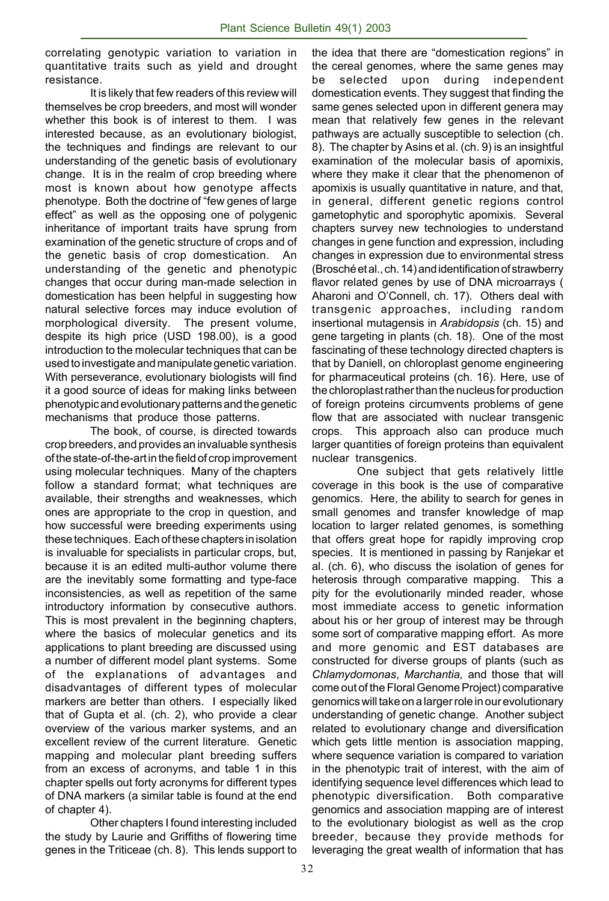correlating genotypic variation to variation in quantitative traits such as yield and drought resistance.

It is likely that few readers of this review will themselves be crop breeders, and most will wonder whether this book is of interest to them. I was interested because, as an evolutionary biologist, the techniques and findings are relevant to our understanding of the genetic basis of evolutionary change. It is in the realm of crop breeding where most is known about how genotype affects phenotype. Both the doctrine of "few genes of large effect" as well as the opposing one of polygenic inheritance of important traits have sprung from examination of the genetic structure of crops and of the genetic basis of crop domestication. An understanding of the genetic and phenotypic changes that occur during man-made selection in domestication has been helpful in suggesting how natural selective forces may induce evolution of morphological diversity. The present volume, despite its high price (USD 198.00), is a good introduction to the molecular techniques that can be used to investigate and manipulate genetic variation. With perseverance, evolutionary biologists will find it a good source of ideas for making links between phenotypic and evolutionary patterns and the genetic mechanisms that produce those patterns.

The book, of course, is directed towards crop breeders, and provides an invaluable synthesis of the state-of-the-art in the field of crop improvement using molecular techniques. Many of the chapters follow a standard format; what techniques are available, their strengths and weaknesses, which ones are appropriate to the crop in question, and how successful were breeding experiments using these techniques. Each of these chapters in isolation is invaluable for specialists in particular crops, but, because it is an edited multi-author volume there are the inevitably some formatting and type-face inconsistencies, as well as repetition of the same introductory information by consecutive authors. This is most prevalent in the beginning chapters, where the basics of molecular genetics and its applications to plant breeding are discussed using a number of different model plant systems. Some of the explanations of advantages and disadvantages of different types of molecular markers are better than others. I especially liked that of Gupta et al. (ch. 2), who provide a clear overview of the various marker systems, and an excellent review of the current literature. Genetic mapping and molecular plant breeding suffers from an excess of acronyms, and table 1 in this chapter spells out forty acronyms for different types of DNA markers (a similar table is found at the end of chapter 4).

Other chapters I found interesting included the study by Laurie and Griffiths of flowering time genes in the Triticeae (ch. 8). This lends support to the idea that there are "domestication regions" in the cereal genomes, where the same genes may be selected upon during independent domestication events. They suggest that finding the same genes selected upon in different genera may mean that relatively few genes in the relevant pathways are actually susceptible to selection (ch. 8). The chapter by Asins et al. (ch. 9) is an insightful examination of the molecular basis of apomixis, where they make it clear that the phenomenon of apomixis is usually quantitative in nature, and that, in general, different genetic regions control gametophytic and sporophytic apomixis. Several chapters survey new technologies to understand changes in gene function and expression, including changes in expression due to environmental stress (Brosché et al., ch. 14) and identification of strawberry flavor related genes by use of DNA microarrays ( Aharoni and O'Connell, ch. 17). Others deal with transgenic approaches, including random insertional mutagensis in *Arabidopsis* (ch. 15) and gene targeting in plants (ch. 18). One of the most fascinating of these technology directed chapters is that by Daniell, on chloroplast genome engineering for pharmaceutical proteins (ch. 16). Here, use of the chloroplast rather than the nucleus for production of foreign proteins circumvents problems of gene flow that are associated with nuclear transgenic crops. This approach also can produce much larger quantities of foreign proteins than equivalent nuclear transgenics.

One subject that gets relatively little coverage in this book is the use of comparative genomics. Here, the ability to search for genes in small genomes and transfer knowledge of map location to larger related genomes, is something that offers great hope for rapidly improving crop species. It is mentioned in passing by Ranjekar et al. (ch. 6), who discuss the isolation of genes for heterosis through comparative mapping. This a pity for the evolutionarily minded reader, whose most immediate access to genetic information about his or her group of interest may be through some sort of comparative mapping effort. As more and more genomic and EST databases are constructed for diverse groups of plants (such as *Chlamydomonas*, *Marchantia,* and those that will come out of the Floral Genome Project) comparative genomics will take on a larger role in our evolutionary understanding of genetic change. Another subject related to evolutionary change and diversification which gets little mention is association mapping, where sequence variation is compared to variation in the phenotypic trait of interest, with the aim of identifying sequence level differences which lead to phenotypic diversification. Both comparative genomics and association mapping are of interest to the evolutionary biologist as well as the crop breeder, because they provide methods for leveraging the great wealth of information that has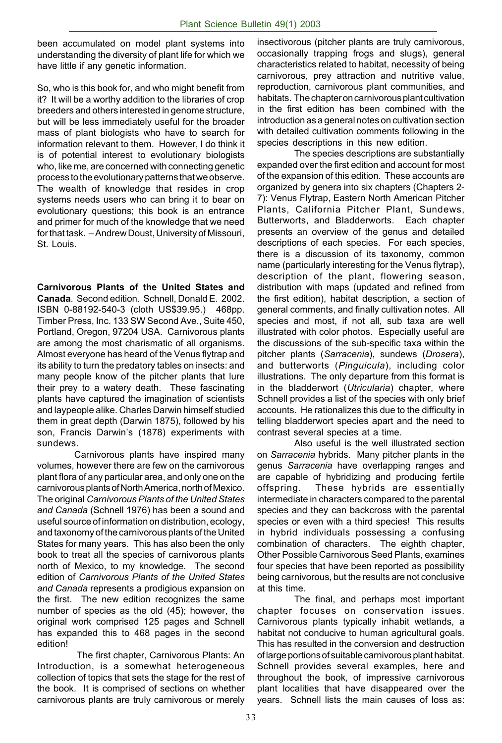been accumulated on model plant systems into understanding the diversity of plant life for which we have little if any genetic information.

So, who is this book for, and who might benefit from it? It will be a worthy addition to the libraries of crop breeders and others interested in genome structure, but will be less immediately useful for the broader mass of plant biologists who have to search for information relevant to them. However, I do think it is of potential interest to evolutionary biologists who, like me, are concerned with connecting genetic process to the evolutionary patterns that we observe. The wealth of knowledge that resides in crop systems needs users who can bring it to bear on evolutionary questions; this book is an entrance and primer for much of the knowledge that we need for that task. – Andrew Doust, University of Missouri, St. Louis.

**Carnivorous Plants of the United States and Canada**. Second edition. Schnell, Donald E. 2002. ISBN 0-88192-540-3 (cloth US$39.95.) 468pp. Timber Press, Inc. 133 SW Second Ave., Suite 450, Portland, Oregon, 97204 USA. Carnivorous plants are among the most charismatic of all organisms. Almost everyone has heard of the Venus flytrap and its ability to turn the predatory tables on insects: and many people know of the pitcher plants that lure their prey to a watery death. These fascinating plants have captured the imagination of scientists and laypeople alike. Charles Darwin himself studied them in great depth (Darwin 1875), followed by his son, Francis Darwin's (1878) experiments with sundews.

Carnivorous plants have inspired many volumes, however there are few on the carnivorous plant flora of any particular area, and only one on the carnivorous plants of North America, north of Mexico. The original *Carnivorous Plants of the United States and Canada* (Schnell 1976) has been a sound and useful source of information on distribution, ecology, and taxonomy of the carnivorous plants of the United States for many years. This has also been the only book to treat all the species of carnivorous plants north of Mexico, to my knowledge. The second edition of *Carnivorous Plants of the United States and Canada* represents a prodigious expansion on the first. The new edition recognizes the same number of species as the old (45); however, the original work comprised 125 pages and Schnell has expanded this to 468 pages in the second edition!

The first chapter, Carnivorous Plants: An Introduction, is a somewhat heterogeneous collection of topics that sets the stage for the rest of the book. It is comprised of sections on whether carnivorous plants are truly carnivorous or merely insectivorous (pitcher plants are truly carnivorous, occasionally trapping frogs and slugs), general characteristics related to habitat, necessity of being carnivorous, prey attraction and nutritive value, reproduction, carnivorous plant communities, and habitats. The chapter on carnivorous plant cultivation in the first edition has been combined with the introduction as a general notes on cultivation section with detailed cultivation comments following in the species descriptions in this new edition.

The species descriptions are substantially expanded over the first edition and account for most of the expansion of this edition. These accounts are organized by genera into six chapters (Chapters 2-7): Venus Flytrap, Eastern North American Pitcher Plants, California Pitcher Plant, Sundews, Butterworts, and Bladderworts. Each chapter presents an overview of the genus and detailed descriptions of each species. For each species, there is a discussion of its taxonomy, common name (particularly interesting for the Venus flytrap), description of the plant, flowering season, distribution with maps (updated and refined from the first edition), habitat description, a section of general comments, and finally cultivation notes. All species and most, if not all, sub taxa are well illustrated with color photos. Especially useful are the discussions of the sub-specific taxa within the pitcher plants (*Sarracenia*), sundews (*Drosera*), and butterworts (*Pinguicula*), including color illustrations. The only departure from this format is in the bladderwort (*Utricularia*) chapter, where Schnell provides a list of the species with only brief accounts. He rationalizes this due to the difficulty in telling bladderwort species apart and the need to contrast several species at a time.

Also useful is the well illustrated section on *Sarracenia* hybrids. Many pitcher plants in the genus *Sarracenia* have overlapping ranges and are capable of hybridizing and producing fertile offspring. These hybrids are essentially intermediate in characters compared to the parental species and they can backcross with the parental species or even with a third species! This results in hybrid individuals possessing a confusing combination of characters. The eighth chapter, Other Possible Carnivorous Seed Plants, examines four species that have been reported as possibility being carnivorous, but the results are not conclusive at this time.

The final, and perhaps most important chapter focuses on conservation issues. Carnivorous plants typically inhabit wetlands, a habitat not conducive to human agricultural goals. This has resulted in the conversion and destruction of large portions of suitable carnivorous plant habitat. Schnell provides several examples, here and throughout the book, of impressive carnivorous plant localities that have disappeared over the years. Schnell lists the main causes of loss as: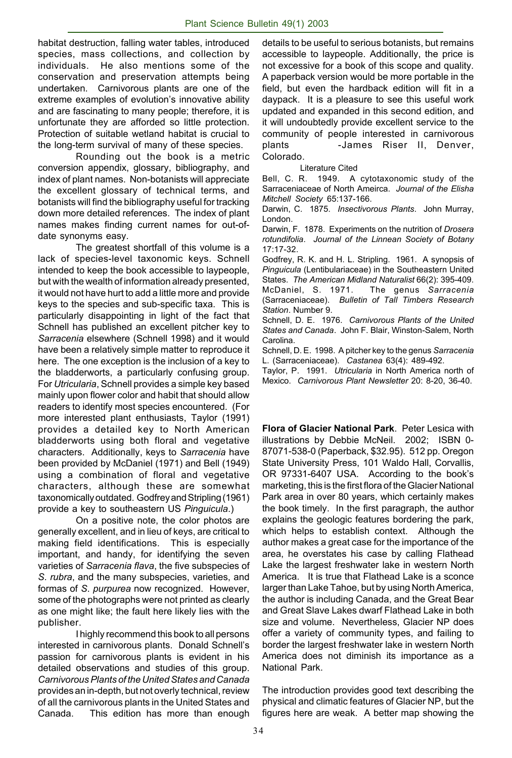habitat destruction, falling water tables, introduced species, mass collections, and collection by individuals. He also mentions some of the conservation and preservation attempts being undertaken. Carnivorous plants are one of the extreme examples of evolution's innovative ability and are fascinating to many people; therefore, it is unfortunate they are afforded so little protection. Protection of suitable wetland habitat is crucial to the long-term survival of many of these species.

Rounding out the book is a metric conversion appendix, glossary, bibliography, and index of plant names. Non-botanists will appreciate the excellent glossary of technical terms, and botanists will find the bibliography useful for tracking down more detailed references. The index of plant names makes finding current names for out-of-date synonyms easy.

The greatest shortfall of this volume is a lack of species-level taxonomic keys. Schnell intended to keep the book accessible to laypeople, but with the wealth of information already presented, it would not have hurt to add a little more and provide keys to the species and sub-specific taxa. This is particularly disappointing in light of the fact that Schnell has published an excellent pitcher key to *Sarracenia* elsewhere (Schnell 1998) and it would have been a relatively simple matter to reproduce it here. The one exception is the inclusion of a key to the bladderworts, a particularly confusing group. For *Utricularia*, Schnell provides a simple key based mainly upon flower color and habit that should allow readers to identify most species encountered. (For more interested plant enthusiasts, Taylor (1991) provides a detailed key to North American bladderworts using both floral and vegetative characters. Additionally, keys to *Sarracenia* have been provided by McDaniel (1971) and Bell (1949) using a combination of floral and vegetative characters, although these are somewhat taxonomically outdated. Godfrey and Stripling (1961) provide a key to southeastern US *Pinguicula*.)

On a positive note, the color photos are generally excellent, and in lieu of keys, are critical to making field identifications. This is especially important, and handy, for identifying the seven varieties of *Sarracenia flava*, the five subspecies of *S. rubra*, and the many subspecies, varieties, and formas of *S. purpurea* now recognized. However, some of the photographs were not printed as clearly as one might like; the fault here likely lies with the publisher.

I highly recommend this book to all persons interested in carnivorous plants. Donald Schnell's passion for carnivorous plants is evident in his detailed observations and studies of this group. *Carnivorous Plants of the United States and Canada* provides an in-depth, but not overly technical, review of all the carnivorous plants in the United States and Canada. This edition has more than enough details to be useful to serious botanists, but remains accessible to laypeople. Additionally, the price is not excessive for a book of this scope and quality. A paperback version would be more portable in the field, but even the hardback edition will fit in a daypack. It is a pleasure to see this useful work updated and expanded in this second edition, and it will undoubtedly provide excellent service to the community of people interested in carnivorous plants -James Riser II, Denver, Colorado.

Literature Cited

Bell, C. R. 1949. A cytotaxonomic study of the Sarraceniaceae of North Ameirca. *Journal of the Elisha Mitchell Society* 65:137-166.

Darwin, C. 1875. *Insectivorous Plants*. John Murray, London.

Darwin, F. 1878. Experiments on the nutrition of *Drosera rotundifolia*. *Journal of the Linnean Society of Botany* 17:17-32.

Godfrey, R. K. and H. L. Stripling. 1961. A synopsis of *Pinguicula* (Lentibulariaceae) in the Southeastern United States. *The American Midland Naturalist* 66(2): 395-409.

McDaniel, S. 1971. The genus *Sarracenia* (Sarraceniaceae). *Bulletin of Tall Timbers Research Station*. Number 9.

Schnell, D. E. 1976. *Carnivorous Plants of the United States and Canada*. John F. Blair, Winston-Salem, North Carolina.

Schnell, D. E. 1998. A pitcher key to the genus *Sarracenia* L. (Sarraceniaceae). *Castanea* 63(4): 489-492.

Taylor, P. 1991. *Utricularia* in North America north of Mexico. *Carnivorous Plant Newsletter* 20: 8-20, 36-40.

**Flora of Glacier National Park**. Peter Lesica with illustrations by Debbie McNeil. 2002; ISBN 0-87071-538-0 (Paperback, $32.95). 512 pp. Oregon State University Press, 101 Waldo Hall, Corvallis, OR 97331-6407 USA. According to the book's marketing, this is the first flora of the Glacier National Park area in over 80 years, which certainly makes the book timely. In the first paragraph, the author explains the geologic features bordering the park, which helps to establish context. Although the author makes a great case for the importance of the area, he overstates his case by calling Flathead Lake the largest freshwater lake in western North America. It is true that Flathead Lake is a sconce larger than Lake Tahoe, but by using North America, the author is including Canada, and the Great Bear and Great Slave Lakes dwarf Flathead Lake in both size and volume. Nevertheless, Glacier NP does offer a variety of community types, and failing to border the largest freshwater lake in western North America does not diminish its importance as a National Park.

The introduction provides good text describing the physical and climatic features of Glacier NP, but the figures here are weak. A better map showing the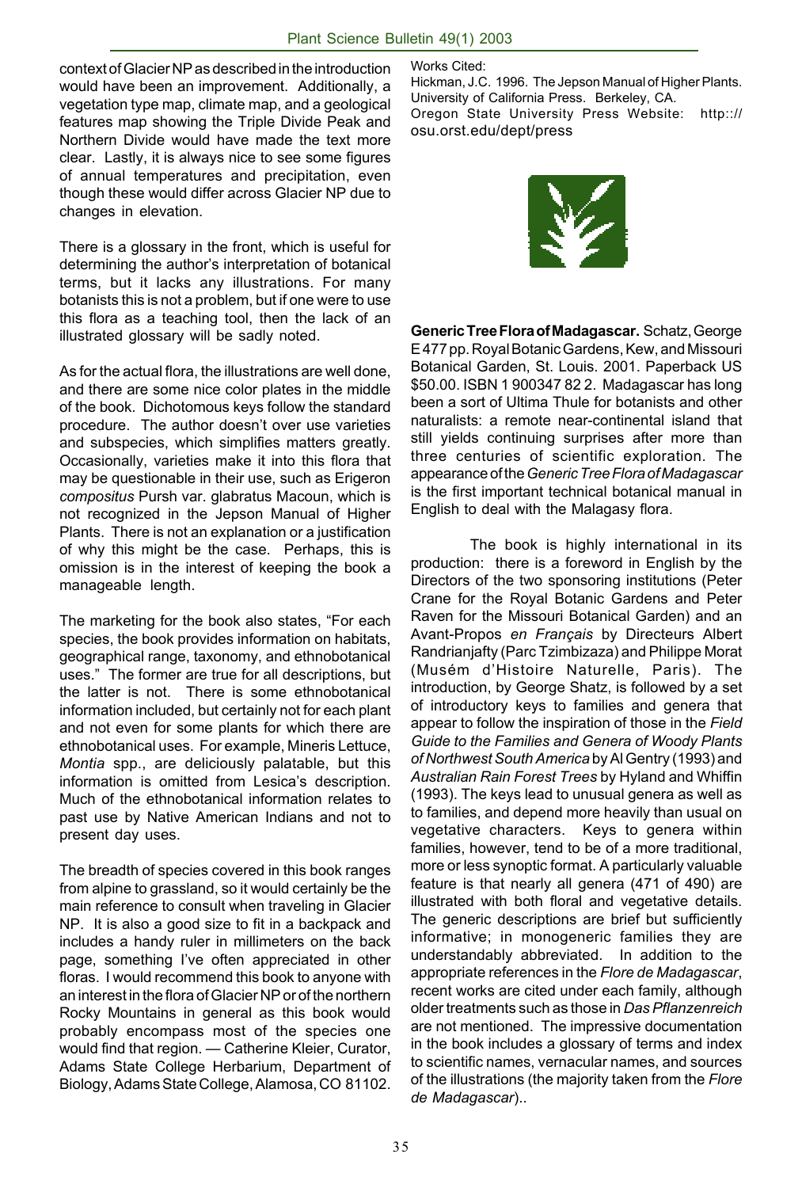context of Glacier NP as described in the introduction would have been an improvement. Additionally, a vegetation type map, climate map, and a geological features map showing the Triple Divide Peak and Northern Divide would have made the text more clear. Lastly, it is always nice to see some figures of annual temperatures and precipitation, even though these would differ across Glacier NP due to changes in elevation.

There is a glossary in the front, which is useful for determining the author's interpretation of botanical terms, but it lacks any illustrations. For many botanists this is not a problem, but if one were to use this flora as a teaching tool, then the lack of an illustrated glossary will be sadly noted.

As for the actual flora, the illustrations are well done, and there are some nice color plates in the middle of the book. Dichotomous keys follow the standard procedure. The author doesn't over use varieties and subspecies, which simplifies matters greatly. Occasionally, varieties make it into this flora that may be questionable in their use, such as Erigeron *compositus* Pursh var. glabratus Macoun, which is not recognized in the Jepson Manual of Higher Plants. There is not an explanation or a justification of why this might be the case. Perhaps, this is omission is in the interest of keeping the book a manageable length.

The marketing for the book also states, "For each species, the book provides information on habitats, geographical range, taxonomy, and ethnobotanical uses." The former are true for all descriptions, but the latter is not. There is some ethnobotanical information included, but certainly not for each plant and not even for some plants for which there are ethnobotanical uses. For example, Mineris Lettuce, *Montia* spp., are deliciously palatable, but this information is omitted from Lesica's description. Much of the ethnobotanical information relates to past use by Native American Indians and not to present day uses.

The breadth of species covered in this book ranges from alpine to grassland, so it would certainly be the main reference to consult when traveling in Glacier NP. It is also a good size to fit in a backpack and includes a handy ruler in millimeters on the back page, something I've often appreciated in other floras. I would recommend this book to anyone with an interest in the flora of Glacier NP or of the northern Rocky Mountains in general as this book would probably encompass most of the species one would find that region. — Catherine Kleier, Curator, Adams State College Herbarium, Department of Biology, Adams State College, Alamosa, CO 81102.

Works Cited:

Hickman, J.C. 1996. The Jepson Manual of Higher Plants. University of California Press. Berkeley, CA.

Oregon State University Press Website: http::// osu.orst.edu/dept/press

**Generic Tree Flora of Madagascar.** Schatz, George E 477 pp. Royal Botanic Gardens, Kew, and Missouri Botanical Garden, St. Louis. 2001. Paperback US $50.00. ISBN 1 900347 82 2. Madagascar has long been a sort of Ultima Thule for botanists and other naturalists: a remote near-continental island that still yields continuing surprises after more than three centuries of scientific exploration. The appearance of the *Generic Tree Flora of Madagascar* is the first important technical botanical manual in English to deal with the Malagasy flora.

The book is highly international in its production: there is a foreword in English by the Directors of the two sponsoring institutions (Peter Crane for the Royal Botanic Gardens and Peter Raven for the Missouri Botanical Garden) and an Avant-Propos *en Français* by Directeurs Albert Randrianjafty (Parc Tzimbizaza) and Philippe Morat (Musém d'Histoire Naturelle, Paris). The introduction, by George Shatz, is followed by a set of introductory keys to families and genera that appear to follow the inspiration of those in the *Field Guide to the Families and Genera of Woody Plants of Northwest South America* by Al Gentry (1993) and *Australian Rain Forest Trees* by Hyland and Whiffin (1993). The keys lead to unusual genera as well as to families, and depend more heavily than usual on vegetative characters. Keys to genera within families, however, tend to be of a more traditional, more or less synoptic format. A particularly valuable feature is that nearly all genera (471 of 490) are illustrated with both floral and vegetative details. The generic descriptions are brief but sufficiently informative; in monogeneric families they are understandably abbreviated. In addition to the appropriate references in the *Flore de Madagascar*, recent works are cited under each family, although older treatments such as those in *Das Pflanzenreich* are not mentioned. The impressive documentation in the book includes a glossary of terms and index to scientific names, vernacular names, and sources of the illustrations (the majority taken from the *Flore de Madagascar*)..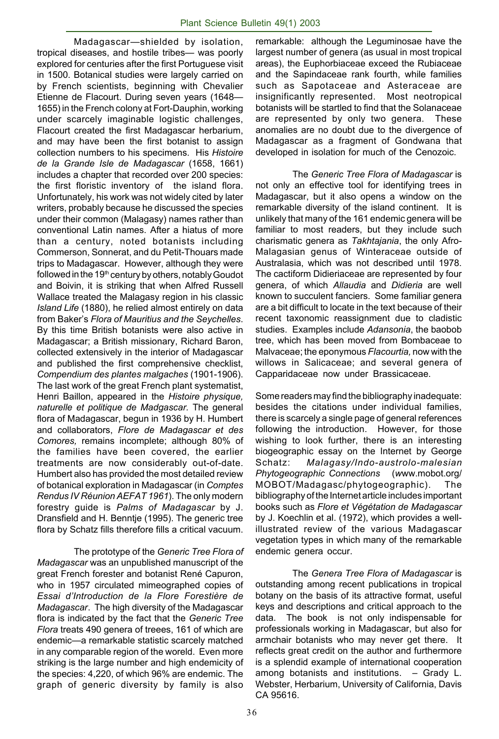Madagascar—shielded by isolation, tropical diseases, and hostile tribes— was poorly explored for centuries after the first Portuguese visit in 1500. Botanical studies were largely carried on by French scientists, beginning with Chevalier Etienne de Flacourt. During seven years (1648—1655) in the French colony at Fort-Dauphin, working under scarcely imaginable logistic challenges, Flacourt created the first Madagascar herbarium, and may have been the first botanist to assign collection numbers to his specimens. His *Histoire de la Grande Isle de Madagascar* (1658, 1661) includes a chapter that recorded over 200 species: the first floristic inventory of the island flora. Unfortunately, his work was not widely cited by later writers, probably because he discussed the species under their common (Malagasy) names rather than conventional Latin names. After a hiatus of more than a century, noted botanists including Commerson, Sonnerat, and du Petit-Thouars made trips to Madagascar. However, although they were followed in the 19th century by others, notably Goudot and Boivin, it is striking that when Alfred Russell Wallace treated the Malagasy region in his classic *Island Life* (1880), he relied almost entirely on data from Baker's *Flora of Mauritius and the Seychelles*. By this time British botanists were also active in Madagascar; a British missionary, Richard Baron, collected extensively in the interior of Madagascar and published the first comprehensive checklist, *Compendium des plantes malgaches* (1901-1906). The last work of the great French plant systematist, Henri Baillon, appeared in the *Histoire physique, naturelle et politique de Madgascar*. The general flora of Madagascar, begun in 1936 by H. Humbert and collaborators, *Flore de Madagascar et des Comores,* remains incomplete; although 80% of the families have been covered, the earlier treatments are now considerably out-of-date. Humbert also has provided the most detailed review of botanical exploration in Madagascar (in *Comptes Rendus IV Réunion AEFAT 1961*). The only modern forestry guide is *Palms of Madagascar* by J. Dransfield and H. Benntje (1995). The generic tree flora by Schatz fills therefore fills a critical vacuum.

The prototype of the *Generic Tree Flora of Madagascar* was an unpublished manuscript of the great French forester and botanist René Capuron, who in 1957 circulated mimeographed copies of *Essai d'Introduction de la Flore Forestière de Madagascar*. The high diversity of the Madagascar flora is indicated by the fact that the *Generic Tree Flora* treats 490 genera of treees, 161 of which are endemic—a remarkable statistic scarcely matched in any comparable region of the woreld. Even more striking is the large number and high endemicity of the species: 4,220, of which 96% are endemic. The graph of generic diversity by family is also remarkable: although the Leguminosae have the largest number of genera (as usual in most tropical areas), the Euphorbiaceae exceed the Rubiaceae and the Sapindaceae rank fourth, while families such as Sapotaceae and Asteraceae are insignificantly represented. Most neotropical botanists will be startled to find that the Solanaceae are represented by only two genera. These anomalies are no doubt due to the divergence of Madagascar as a fragment of Gondwana that developed in isolation for much of the Cenozoic.

The *Generic Tree Flora of Madagascar* is not only an effective tool for identifying trees in Madagascar, but it also opens a window on the remarkable diversity of the island continent. It is unlikely that many of the 161 endemic genera will be familiar to most readers, but they include such charismatic genera as *Takhtajania*, the only Afro-Malagasian genus of Winteraceae outside of Australasia, which was not described until 1978. The cactiform Didieriaceae are represented by four genera, of which *Allaudia* and *Didieria* are well known to succulent fanciers. Some familiar genera are a bit difficult to locate in the text because of their recent taxonomic reassignment due to cladistic studies. Examples include *Adansonia*, the baobob tree, which has been moved from Bombaceae to Malvaceae; the eponymous *Flacourtia,* now with the willows in Salicaceae; and several genera of Capparidaceae now under Brassicaceae.

Some readers may find the bibliography inadequate: besides the citations under individual families, there is scarcely a single page of general references following the introduction. However, for those wishing to look further, there is an interesting biogeographic essay on the Internet by George Schatz: *Malagasy/Indo-austrolo-malesian Phytogeographic Connections* (www.mobot.org/MOBOT/Madagasc/phytogeographic). The bibliography of the Internet article includes important books such as *Flore et Végétation de Madagascar* by J. Koechlin et al. (1972), which provides a well-illustrated review of the various Madagascar vegetation types in which many of the remarkable endemic genera occur.

The *Genera Tree Flora of Madagascar* is outstanding among recent publications in tropical botany on the basis of its attractive format, useful keys and descriptions and critical approach to the data. The book is not only indispensable for professionals working in Madagascar, but also for armchair botanists who may never get there. It reflects great credit on the author and furthermore is a splendid example of international cooperation among botanists and institutions. – Grady L. Webster, Herbarium, University of California, Davis CA 95616.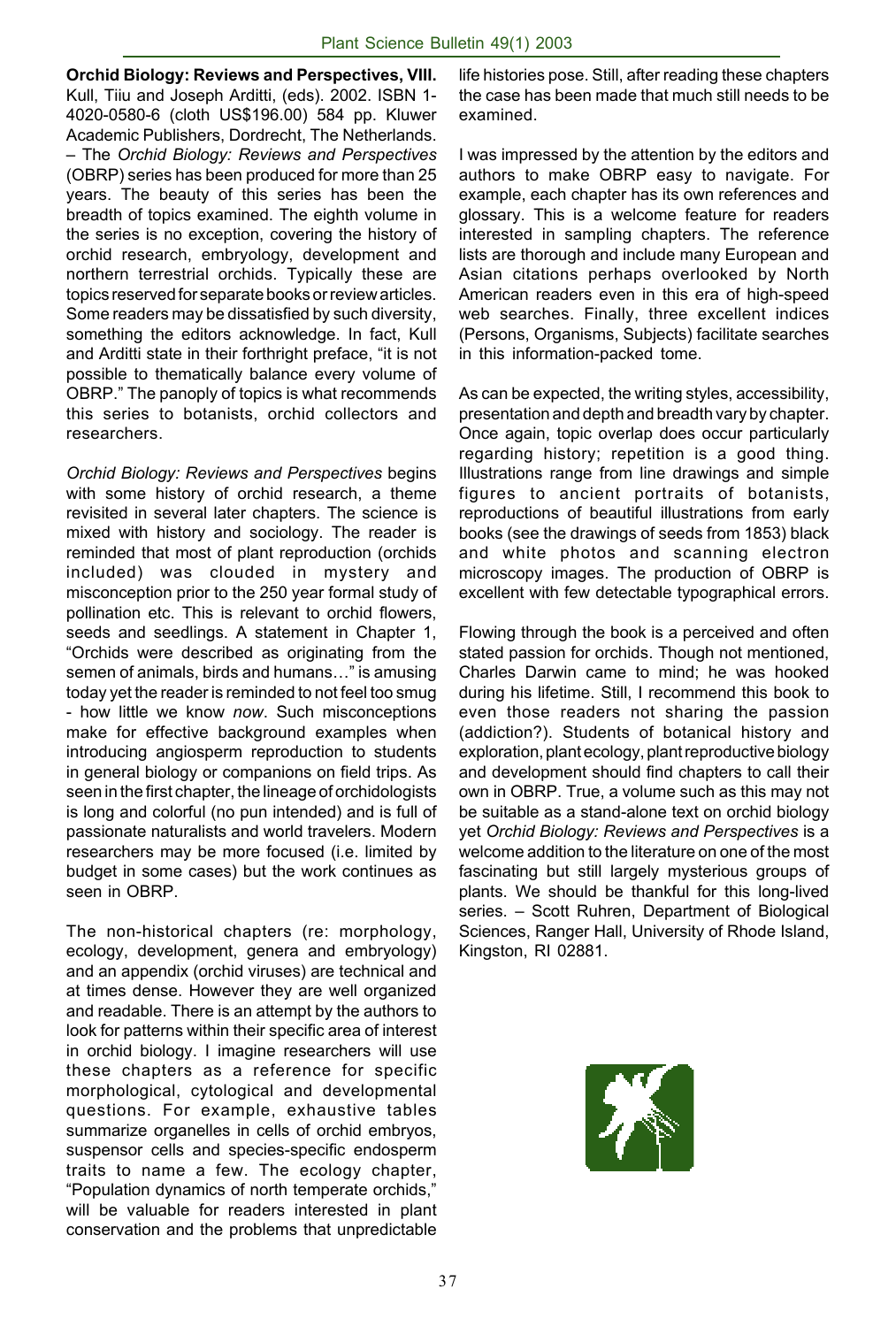**Orchid Biology: Reviews and Perspectives, VIII.** Kull, Tiiu and Joseph Arditti, (eds). 2002. ISBN 1-4020-0580-6 (cloth US$196.00) 584 pp. Kluwer Academic Publishers, Dordrecht, The Netherlands. – The *Orchid Biology: Reviews and Perspectives* (OBRP) series has been produced for more than 25 years. The beauty of this series has been the breadth of topics examined. The eighth volume in the series is no exception, covering the history of orchid research, embryology, development and northern terrestrial orchids. Typically these are topics reserved for separate books or review articles. Some readers may be dissatisfied by such diversity, something the editors acknowledge. In fact, Kull and Arditti state in their forthright preface, "it is not possible to thematically balance every volume of OBRP." The panoply of topics is what recommends this series to botanists, orchid collectors and researchers.

*Orchid Biology: Reviews and Perspectives* begins with some history of orchid research, a theme revisited in several later chapters. The science is mixed with history and sociology. The reader is reminded that most of plant reproduction (orchids included) was clouded in mystery and misconception prior to the 250 year formal study of pollination etc. This is relevant to orchid flowers, seeds and seedlings. A statement in Chapter 1, "Orchids were described as originating from the semen of animals, birds and humans…" is amusing today yet the reader is reminded to not feel too smug - how little we know *now*. Such misconceptions make for effective background examples when introducing angiosperm reproduction to students in general biology or companions on field trips. As seen in the first chapter, the lineage of orchidologists is long and colorful (no pun intended) and is full of passionate naturalists and world travelers. Modern researchers may be more focused (i.e. limited by budget in some cases) but the work continues as seen in OBRP.

The non-historical chapters (re: morphology, ecology, development, genera and embryology) and an appendix (orchid viruses) are technical and at times dense. However they are well organized and readable. There is an attempt by the authors to look for patterns within their specific area of interest in orchid biology. I imagine researchers will use these chapters as a reference for specific morphological, cytological and developmental questions. For example, exhaustive tables summarize organelles in cells of orchid embryos, suspensor cells and species-specific endosperm traits to name a few. The ecology chapter, "Population dynamics of north temperate orchids," will be valuable for readers interested in plant conservation and the problems that unpredictable life histories pose. Still, after reading these chapters the case has been made that much still needs to be examined.

I was impressed by the attention by the editors and authors to make OBRP easy to navigate. For example, each chapter has its own references and glossary. This is a welcome feature for readers interested in sampling chapters. The reference lists are thorough and include many European and Asian citations perhaps overlooked by North American readers even in this era of high-speed web searches. Finally, three excellent indices (Persons, Organisms, Subjects) facilitate searches in this information-packed tome.

As can be expected, the writing styles, accessibility, presentation and depth and breadth vary by chapter. Once again, topic overlap does occur particularly regarding history; repetition is a good thing. Illustrations range from line drawings and simple figures to ancient portraits of botanists, reproductions of beautiful illustrations from early books (see the drawings of seeds from 1853) black and white photos and scanning electron microscopy images. The production of OBRP is excellent with few detectable typographical errors.

Flowing through the book is a perceived and often stated passion for orchids. Though not mentioned, Charles Darwin came to mind; he was hooked during his lifetime. Still, I recommend this book to even those readers not sharing the passion (addiction?). Students of botanical history and exploration, plant ecology, plant reproductive biology and development should find chapters to call their own in OBRP. True, a volume such as this may not be suitable as a stand-alone text on orchid biology yet *Orchid Biology: Reviews and Perspectives* is a welcome addition to the literature on one of the most fascinating but still largely mysterious groups of plants. We should be thankful for this long-lived series. – Scott Ruhren, Department of Biological Sciences, Ranger Hall, University of Rhode Island, Kingston, RI 02881.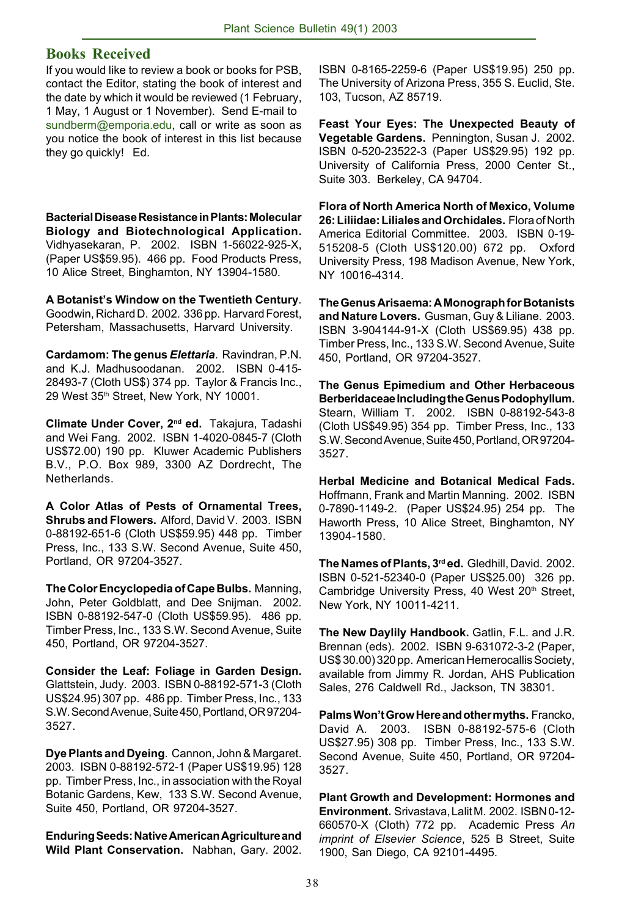## Books Received

If you would like to review a book or books for PSB, contact the Editor, stating the book of interest and the date by which it would be reviewed (1 February, 1 May, 1 August or 1 November). Send E-mail to sundberm@emporia.edu, call or write as soon as you notice the book of interest in this list because they go quickly! Ed.

**Bacterial Disease Resistance in Plants: Molecular Biology and Biotechnological Application.** Vidhyasekaran, P. 2002. ISBN 1-56022-925-X, (Paper US$59.95). 466 pp. Food Products Press, 10 Alice Street, Binghamton, NY 13904-1580.

**A Botanist's Window on the Twentieth Century**. Goodwin, Richard D. 2002. 336 pp. Harvard Forest, Petersham, Massachusetts, Harvard University.

**Cardamom: The genus *Elettaria***. Ravindran, P.N. and K.J. Madhusoodanan. 2002. ISBN 0-415-28493-7 (Cloth US$) 374 pp. Taylor & Francis Inc., 29 West 35th Street, New York, NY 10001.

**Climate Under Cover, 2nd ed.** Takajura, Tadashi and Wei Fang. 2002. ISBN 1-4020-0845-7 (Cloth US$72.00) 190 pp. Kluwer Academic Publishers B.V., P.O. Box 989, 3300 AZ Dordrecht, The Netherlands.

**A Color Atlas of Pests of Ornamental Trees, Shrubs and Flowers.** Alford, David V. 2003. ISBN 0-88192-651-6 (Cloth US$59.95) 448 pp. Timber Press, Inc., 133 S.W. Second Avenue, Suite 450, Portland, OR 97204-3527.

**The Color Encyclopedia of Cape Bulbs.** Manning, John, Peter Goldblatt, and Dee Snijman. 2002. ISBN 0-88192-547-0 (Cloth US$59.95). 486 pp. Timber Press, Inc., 133 S.W. Second Avenue, Suite 450, Portland, OR 97204-3527.

**Consider the Leaf: Foliage in Garden Design.** Glattstein, Judy. 2003. ISBN 0-88192-571-3 (Cloth US$24.95) 307 pp. 486 pp. Timber Press, Inc., 133 S.W. Second Avenue, Suite 450, Portland, OR 97204-3527.

**Dye Plants and Dyeing**. Cannon, John & Margaret. 2003. ISBN 0-88192-572-1 (Paper US$19.95) 128 pp. Timber Press, Inc., in association with the Royal Botanic Gardens, Kew, 133 S.W. Second Avenue, Suite 450, Portland, OR 97204-3527.

**Enduring Seeds: Native American Agriculture and Wild Plant Conservation.** Nabhan, Gary. 2002. ISBN 0-8165-2259-6 (Paper US$19.95) 250 pp. The University of Arizona Press, 355 S. Euclid, Ste. 103, Tucson, AZ 85719.

**Feast Your Eyes: The Unexpected Beauty of Vegetable Gardens.** Pennington, Susan J. 2002. ISBN 0-520-23522-3 (Paper US$29.95) 192 pp. University of California Press, 2000 Center St., Suite 303. Berkeley, CA 94704.

**Flora of North America North of Mexico, Volume 26: Liliidae: Liliales and Orchidales.** Flora of North America Editorial Committee. 2003. ISBN 0-19-515208-5 (Cloth US$120.00) 672 pp. Oxford University Press, 198 Madison Avenue, New York, NY 10016-4314.

**The Genus Arisaema: A Monograph for Botanists and Nature Lovers.** Gusman, Guy & Liliane. 2003. ISBN 3-904144-91-X (Cloth US$69.95) 438 pp. Timber Press, Inc., 133 S.W. Second Avenue, Suite 450, Portland, OR 97204-3527.

**The Genus Epimedium and Other Herbaceous Berberidaceae Including the Genus Podophyllum.** Stearn, William T. 2002. ISBN 0-88192-543-8 (Cloth US$49.95) 354 pp. Timber Press, Inc., 133 S.W. Second Avenue, Suite 450, Portland, OR 97204-3527.

**Herbal Medicine and Botanical Medical Fads.** Hoffmann, Frank and Martin Manning. 2002. ISBN 0-7890-1149-2. (Paper US$24.95) 254 pp. The Haworth Press, 10 Alice Street, Binghamton, NY 13904-1580.

**The Names of Plants, 3rd ed.** Gledhill, David. 2002. ISBN 0-521-52340-0 (Paper US$25.00) 326 pp. Cambridge University Press, 40 West 20th Street, New York, NY 10011-4211.

**The New Daylily Handbook.** Gatlin, F.L. and J.R. Brennan (eds). 2002. ISBN 9-631072-3-2 (Paper, US$ 30.00) 320 pp. American Hemerocallis Society, available from Jimmy R. Jordan, AHS Publication Sales, 276 Caldwell Rd., Jackson, TN 38301.

**Palms Won't Grow Here and other myths.** Francko, David A. 2003. ISBN 0-88192-575-6 (Cloth US$27.95) 308 pp. Timber Press, Inc., 133 S.W. Second Avenue, Suite 450, Portland, OR 97204-3527.

**Plant Growth and Development: Hormones and Environment.** Srivastava, Lalit M. 2002. ISBN 0-12-660570-X (Cloth) 772 pp. Academic Press *An imprint of Elsevier Science*, 525 B Street, Suite 1900, San Diego, CA 92101-4495.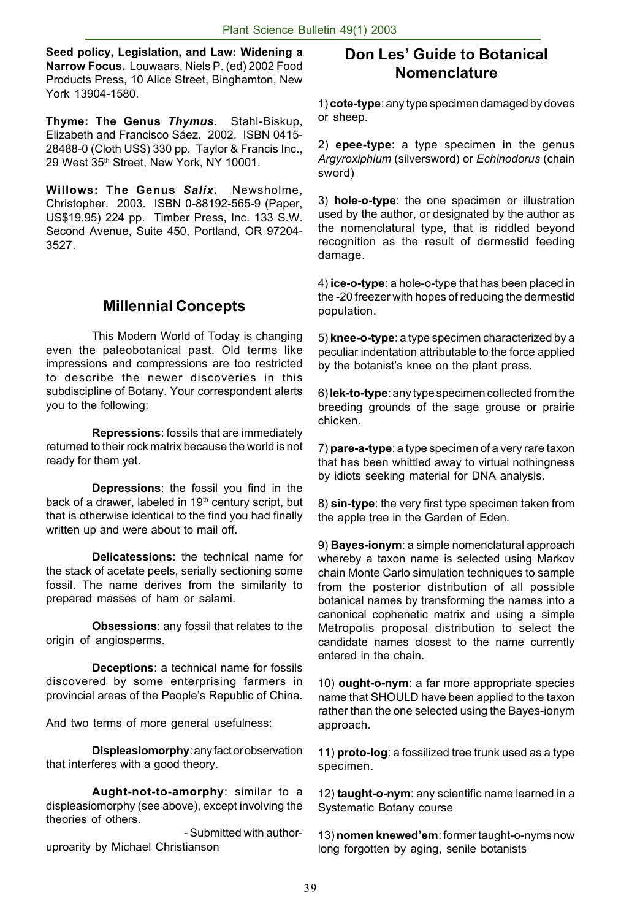**Seed policy, Legislation, and Law: Widening a Narrow Focus.** Louwaars, Niels P. (ed) 2002 Food Products Press, 10 Alice Street, Binghamton, New York 13904-1580.

**Thyme: The Genus *Thymus*.** Stahl-Biskup, Elizabeth and Francisco Sáez. 2002. ISBN 0415-28488-0 (Cloth US$) 330 pp. Taylor & Francis Inc., 29 West 35th Street, New York, NY 10001.

**Willows: The Genus *Salix*.** Newsholme, Christopher. 2003. ISBN 0-88192-565-9 (Paper, US$19.95) 224 pp. Timber Press, Inc. 133 S.W. Second Avenue, Suite 450, Portland, OR 97204-3527.

## Millennial Concepts

This Modern World of Today is changing even the paleobotanical past. Old terms like impressions and compressions are too restricted to describe the newer discoveries in this subdiscipline of Botany. Your correspondent alerts you to the following:

**Repressions**: fossils that are immediately returned to their rock matrix because the world is not ready for them yet.

**Depressions**: the fossil you find in the back of a drawer, labeled in 19th century script, but that is otherwise identical to the find you had finally written up and were about to mail off.

**Delicatessions**: the technical name for the stack of acetate peels, serially sectioning some fossil. The name derives from the similarity to prepared masses of ham or salami.

**Obsessions**: any fossil that relates to the origin of angiosperms.

**Deceptions**: a technical name for fossils discovered by some enterprising farmers in provincial areas of the People's Republic of China.

And two terms of more general usefulness:

**Displeasiomorphy**: any fact or observation that interferes with a good theory.

**Aught-not-to-amorphy**: similar to a displeasiomorphy (see above), except involving the theories of others.

- Submitted with author-uproarity by Michael Christianson

## Don Les' Guide to Botanical Nomenclature

1) **cote-type**: any type specimen damaged by doves or sheep.

2) **epee-type**: a type specimen in the genus *Argyroxiphium* (silversword) or *Echinodorus* (chain sword)

3) **hole-o-type**: the one specimen or illustration used by the author, or designated by the author as the nomenclatural type, that is riddled beyond recognition as the result of dermestid feeding damage.

4) **ice-o-type**: a hole-o-type that has been placed in the -20 freezer with hopes of reducing the dermestid population.

5) **knee-o-type**: a type specimen characterized by a peculiar indentation attributable to the force applied by the botanist's knee on the plant press.

6) **lek-to-type**: any type specimen collected from the breeding grounds of the sage grouse or prairie chicken.

7) **pare-a-type**: a type specimen of a very rare taxon that has been whittled away to virtual nothingness by idiots seeking material for DNA analysis.

8) **sin-type**: the very first type specimen taken from the apple tree in the Garden of Eden.

9) **Bayes-ionym**: a simple nomenclatural approach whereby a taxon name is selected using Markov chain Monte Carlo simulation techniques to sample from the posterior distribution of all possible botanical names by transforming the names into a canonical cophenetic matrix and using a simple Metropolis proposal distribution to select the candidate names closest to the name currently entered in the chain.

10) **ought-o-nym**: a far more appropriate species name that SHOULD have been applied to the taxon rather than the one selected using the Bayes-ionym approach.

11) **proto-log**: a fossilized tree trunk used as a type specimen.

12) **taught-o-nym**: any scientific name learned in a Systematic Botany course

13) **nomen knewed'em**: former taught-o-nyms now long forgotten by aging, senile botanists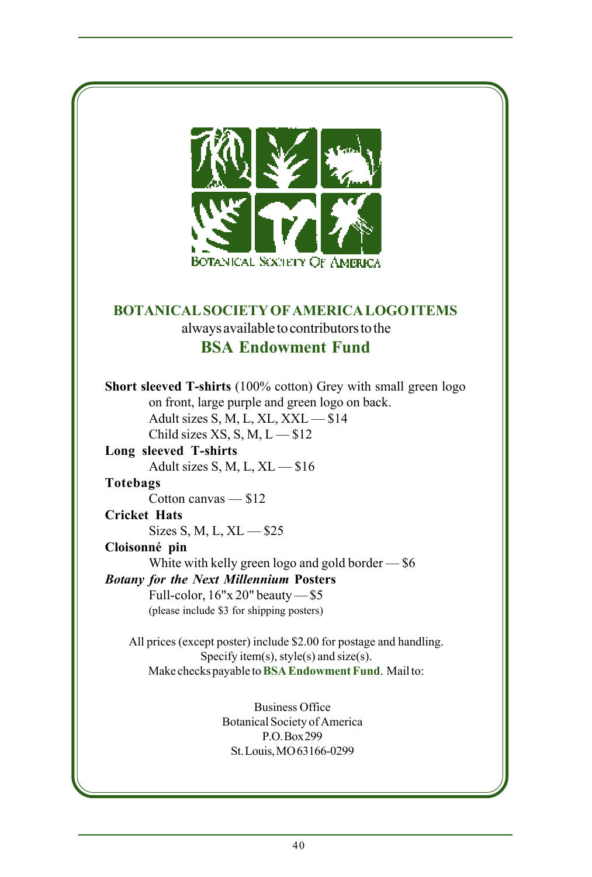BOTANICAL SOCIETY OF AMERICA

## BOTANICAL SOCIETY OF AMERICA LOGO ITEMS

always available to contributors to the

## BSA Endowment Fund

**Short sleeved T-shirts** (100% cotton) Grey with small green logo on front, large purple and green logo on back.
Adult sizes S, M, L, XL, XXL — $14
Child sizes XS, S, M, L — $12

**Long sleeved T-shirts**
Adult sizes S, M, L, XL — $16

**Totebags**
Cotton canvas — $12

**Cricket Hats**
Sizes S, M, L, XL — $25

**Cloisonné pin**
White with kelly green logo and gold border — $6

***Botany for the Next Millennium* Posters**
Full-color, 16"x 20" beauty — $5
(please include $3 for shipping posters)

All prices (except poster) include $2.00 for postage and handling.
Specify item(s), style(s) and size(s).
Make checks payable to **BSA Endowment Fund**. Mail to:

Business Office
Botanical Society of America
P.O. Box 299
St. Louis, MO 63166-0299